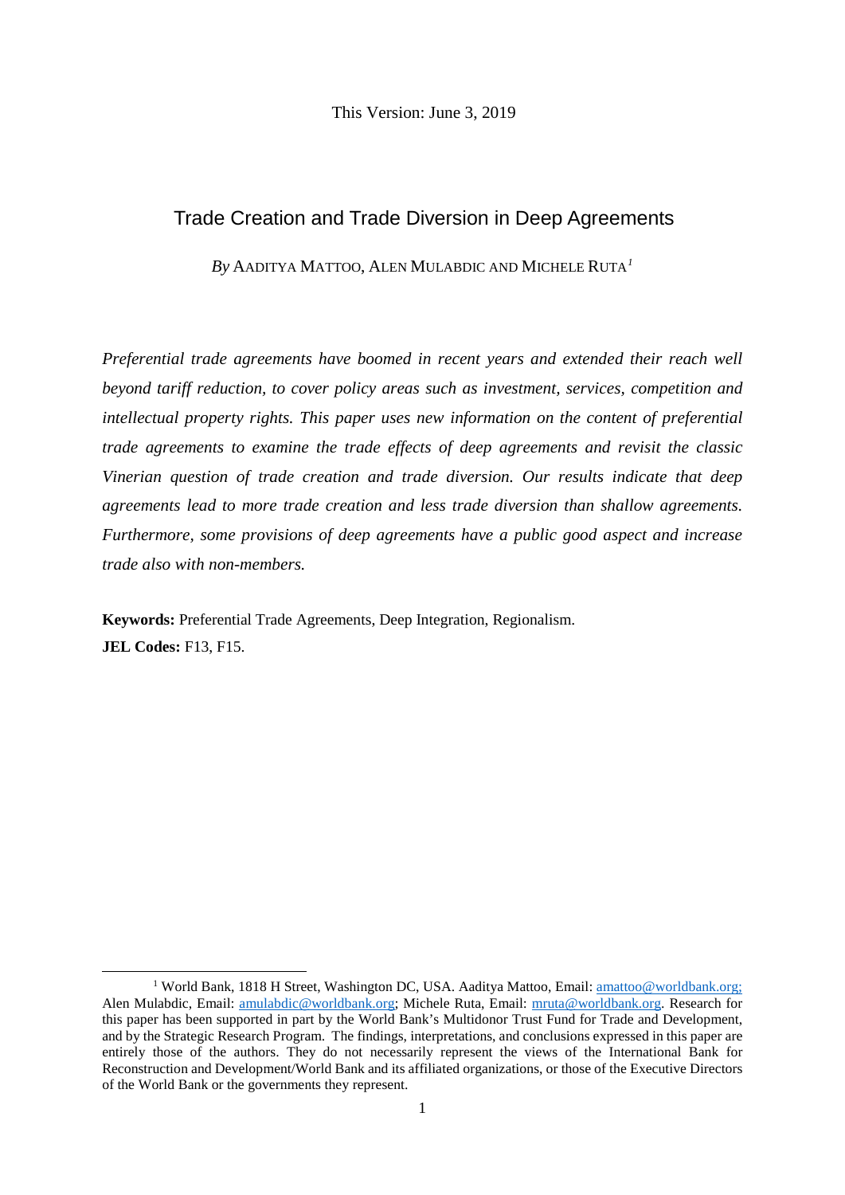This Version: June 3, 2019

# Trade Creation and Trade Diversion in Deep Agreements

*By* AADITYA MATTOO, ALEN MULABDIC AND MICHELE RUTA[1]

*Preferential trade agreements have boomed in recent years and extended their reach well beyond tariff reduction, to cover policy areas such as investment, services, competition and intellectual property rights. This paper uses new information on the content of preferential trade agreements to examine the trade effects of deep agreements and revisit the classic Vinerian question of trade creation and trade diversion. Our results indicate that deep agreements lead to more trade creation and less trade diversion than shallow agreements. Furthermore, some provisions of deep agreements have a public good aspect and increase trade also with non-members.*

**Keywords:** Preferential Trade Agreements, Deep Integration, Regionalism.
**JEL Codes:** F13, F15.

[1] World Bank, 1818 H Street, Washington DC, USA. Aaditya Mattoo, Email: amattoo@worldbank.org; Alen Mulabdic, Email: amulabdic@worldbank.org; Michele Ruta, Email: mruta@worldbank.org. Research for this paper has been supported in part by the World Bank's Multidonor Trust Fund for Trade and Development, and by the Strategic Research Program. The findings, interpretations, and conclusions expressed in this paper are entirely those of the authors. They do not necessarily represent the views of the International Bank for Reconstruction and Development/World Bank and its affiliated organizations, or those of the Executive Directors of the World Bank or the governments they represent.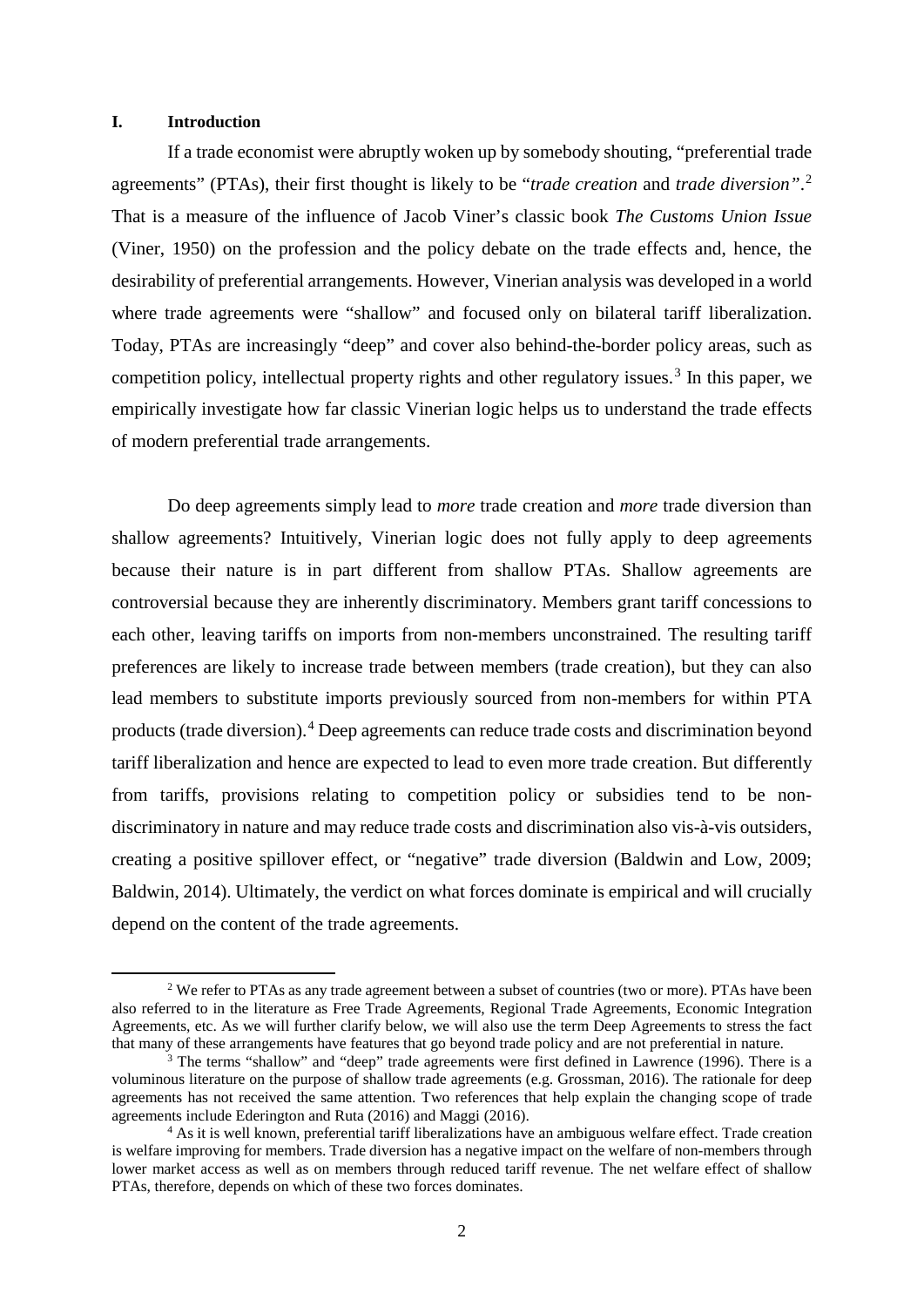## I. Introduction

If a trade economist were abruptly woken up by somebody shouting, "preferential trade agreements" (PTAs), their first thought is likely to be "*trade creation* and *trade diversion*".[2] That is a measure of the influence of Jacob Viner's classic book *The Customs Union Issue* (Viner, 1950) on the profession and the policy debate on the trade effects and, hence, the desirability of preferential arrangements. However, Vinerian analysis was developed in a world where trade agreements were "shallow" and focused only on bilateral tariff liberalization. Today, PTAs are increasingly "deep" and cover also behind-the-border policy areas, such as competition policy, intellectual property rights and other regulatory issues.[3] In this paper, we empirically investigate how far classic Vinerian logic helps us to understand the trade effects of modern preferential trade arrangements.

Do deep agreements simply lead to *more* trade creation and *more* trade diversion than shallow agreements? Intuitively, Vinerian logic does not fully apply to deep agreements because their nature is in part different from shallow PTAs. Shallow agreements are controversial because they are inherently discriminatory. Members grant tariff concessions to each other, leaving tariffs on imports from non-members unconstrained. The resulting tariff preferences are likely to increase trade between members (trade creation), but they can also lead members to substitute imports previously sourced from non-members for within PTA products (trade diversion).[4] Deep agreements can reduce trade costs and discrimination beyond tariff liberalization and hence are expected to lead to even more trade creation. But differently from tariffs, provisions relating to competition policy or subsidies tend to be non-discriminatory in nature and may reduce trade costs and discrimination also vis-à-vis outsiders, creating a positive spillover effect, or "negative" trade diversion (Baldwin and Low, 2009; Baldwin, 2014). Ultimately, the verdict on what forces dominate is empirical and will crucially depend on the content of the trade agreements.

[2] We refer to PTAs as any trade agreement between a subset of countries (two or more). PTAs have been also referred to in the literature as Free Trade Agreements, Regional Trade Agreements, Economic Integration Agreements, etc. As we will further clarify below, we will also use the term Deep Agreements to stress the fact that many of these arrangements have features that go beyond trade policy and are not preferential in nature.

[3] The terms "shallow" and "deep" trade agreements were first defined in Lawrence (1996). There is a voluminous literature on the purpose of shallow trade agreements (e.g. Grossman, 2016). The rationale for deep agreements has not received the same attention. Two references that help explain the changing scope of trade agreements include Ederington and Ruta (2016) and Maggi (2016).

[4] As it is well known, preferential tariff liberalizations have an ambiguous welfare effect. Trade creation is welfare improving for members. Trade diversion has a negative impact on the welfare of non-members through lower market access as well as on members through reduced tariff revenue. The net welfare effect of shallow PTAs, therefore, depends on which of these two forces dominates.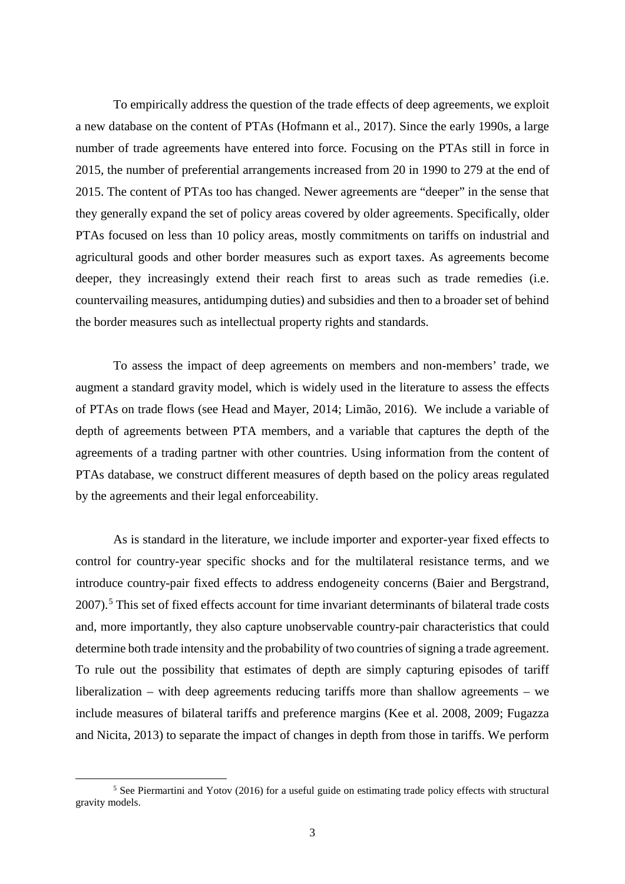To empirically address the question of the trade effects of deep agreements, we exploit a new database on the content of PTAs (Hofmann et al., 2017). Since the early 1990s, a large number of trade agreements have entered into force. Focusing on the PTAs still in force in 2015, the number of preferential arrangements increased from 20 in 1990 to 279 at the end of 2015. The content of PTAs too has changed. Newer agreements are "deeper" in the sense that they generally expand the set of policy areas covered by older agreements. Specifically, older PTAs focused on less than 10 policy areas, mostly commitments on tariffs on industrial and agricultural goods and other border measures such as export taxes. As agreements become deeper, they increasingly extend their reach first to areas such as trade remedies (i.e. countervailing measures, antidumping duties) and subsidies and then to a broader set of behind the border measures such as intellectual property rights and standards.

To assess the impact of deep agreements on members and non-members' trade, we augment a standard gravity model, which is widely used in the literature to assess the effects of PTAs on trade flows (see Head and Mayer, 2014; Limão, 2016). We include a variable of depth of agreements between PTA members, and a variable that captures the depth of the agreements of a trading partner with other countries. Using information from the content of PTAs database, we construct different measures of depth based on the policy areas regulated by the agreements and their legal enforceability.

As is standard in the literature, we include importer and exporter-year fixed effects to control for country-year specific shocks and for the multilateral resistance terms, and we introduce country-pair fixed effects to address endogeneity concerns (Baier and Bergstrand, 2007).[5] This set of fixed effects account for time invariant determinants of bilateral trade costs and, more importantly, they also capture unobservable country-pair characteristics that could determine both trade intensity and the probability of two countries of signing a trade agreement. To rule out the possibility that estimates of depth are simply capturing episodes of tariff liberalization – with deep agreements reducing tariffs more than shallow agreements – we include measures of bilateral tariffs and preference margins (Kee et al. 2008, 2009; Fugazza and Nicita, 2013) to separate the impact of changes in depth from those in tariffs. We perform

[5] See Piermartini and Yotov (2016) for a useful guide on estimating trade policy effects with structural gravity models.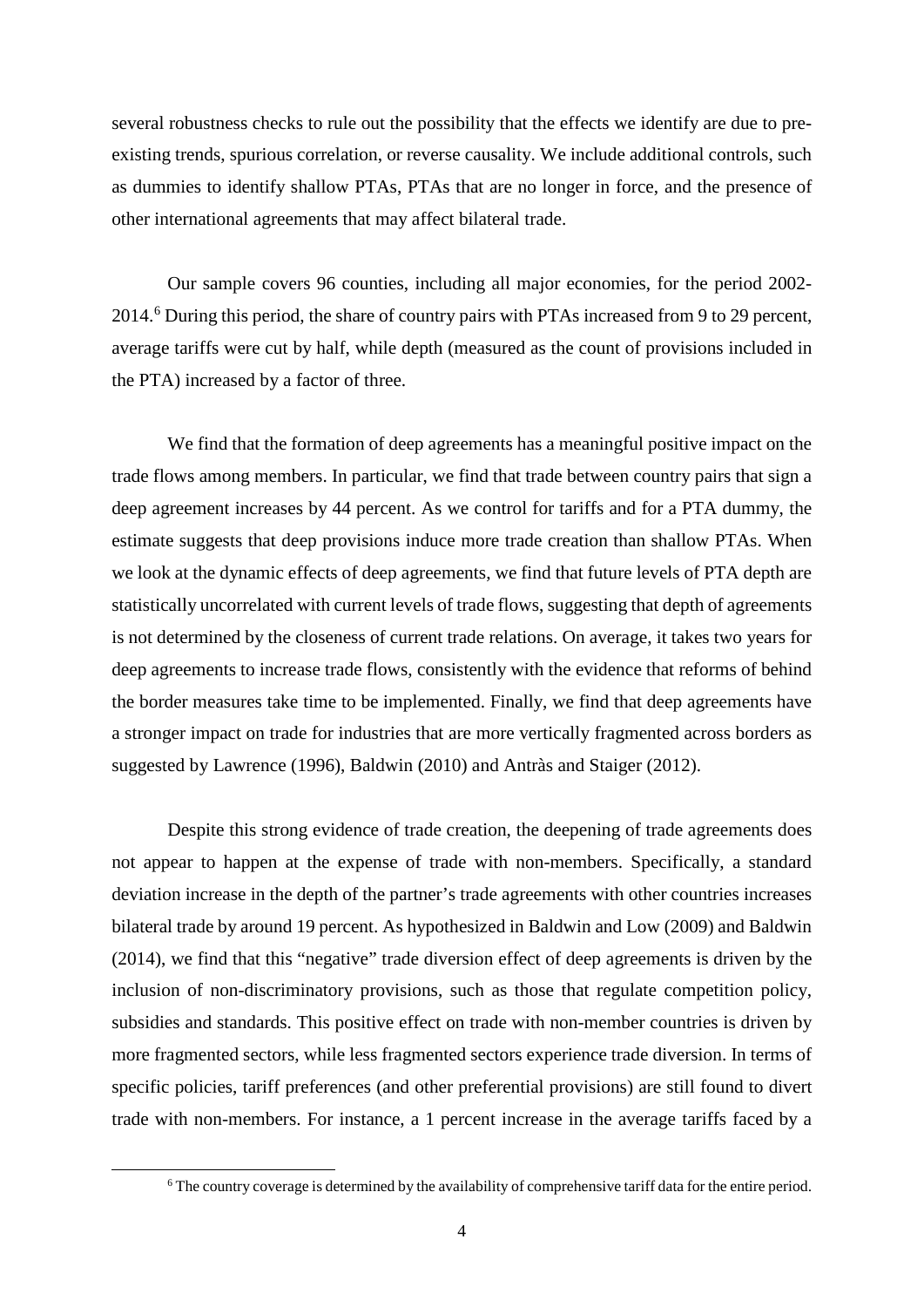several robustness checks to rule out the possibility that the effects we identify are due to pre-existing trends, spurious correlation, or reverse causality. We include additional controls, such as dummies to identify shallow PTAs, PTAs that are no longer in force, and the presence of other international agreements that may affect bilateral trade.

Our sample covers 96 counties, including all major economies, for the period 2002-2014.[6] During this period, the share of country pairs with PTAs increased from 9 to 29 percent, average tariffs were cut by half, while depth (measured as the count of provisions included in the PTA) increased by a factor of three.

We find that the formation of deep agreements has a meaningful positive impact on the trade flows among members. In particular, we find that trade between country pairs that sign a deep agreement increases by 44 percent. As we control for tariffs and for a PTA dummy, the estimate suggests that deep provisions induce more trade creation than shallow PTAs. When we look at the dynamic effects of deep agreements, we find that future levels of PTA depth are statistically uncorrelated with current levels of trade flows, suggesting that depth of agreements is not determined by the closeness of current trade relations. On average, it takes two years for deep agreements to increase trade flows, consistently with the evidence that reforms of behind the border measures take time to be implemented. Finally, we find that deep agreements have a stronger impact on trade for industries that are more vertically fragmented across borders as suggested by Lawrence (1996), Baldwin (2010) and Antràs and Staiger (2012).

Despite this strong evidence of trade creation, the deepening of trade agreements does not appear to happen at the expense of trade with non-members. Specifically, a standard deviation increase in the depth of the partner's trade agreements with other countries increases bilateral trade by around 19 percent. As hypothesized in Baldwin and Low (2009) and Baldwin (2014), we find that this "negative" trade diversion effect of deep agreements is driven by the inclusion of non-discriminatory provisions, such as those that regulate competition policy, subsidies and standards. This positive effect on trade with non-member countries is driven by more fragmented sectors, while less fragmented sectors experience trade diversion. In terms of specific policies, tariff preferences (and other preferential provisions) are still found to divert trade with non-members. For instance, a 1 percent increase in the average tariffs faced by a

[6] The country coverage is determined by the availability of comprehensive tariff data for the entire period.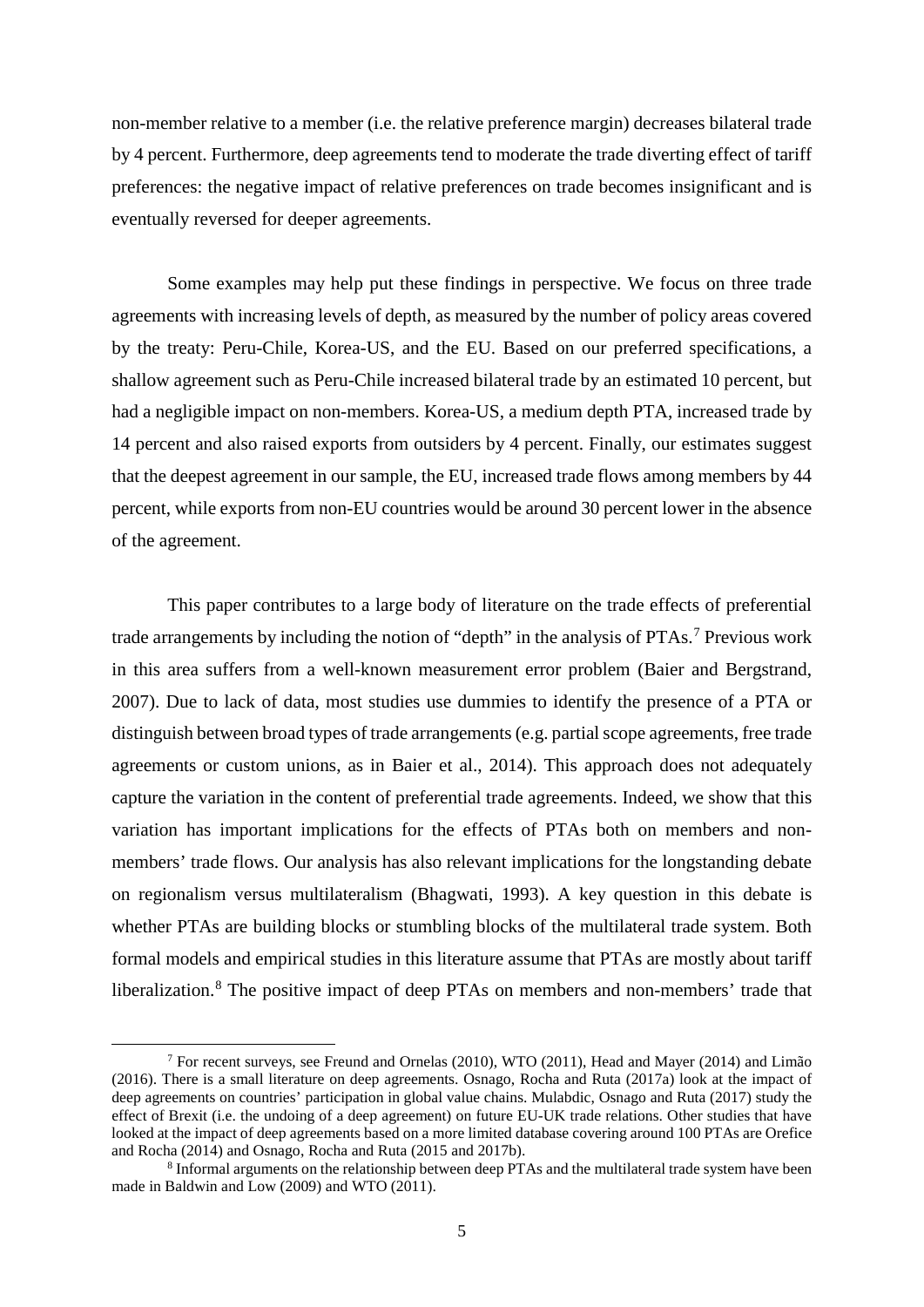non-member relative to a member (i.e. the relative preference margin) decreases bilateral trade by 4 percent. Furthermore, deep agreements tend to moderate the trade diverting effect of tariff preferences: the negative impact of relative preferences on trade becomes insignificant and is eventually reversed for deeper agreements.

Some examples may help put these findings in perspective. We focus on three trade agreements with increasing levels of depth, as measured by the number of policy areas covered by the treaty: Peru-Chile, Korea-US, and the EU. Based on our preferred specifications, a shallow agreement such as Peru-Chile increased bilateral trade by an estimated 10 percent, but had a negligible impact on non-members. Korea-US, a medium depth PTA, increased trade by 14 percent and also raised exports from outsiders by 4 percent. Finally, our estimates suggest that the deepest agreement in our sample, the EU, increased trade flows among members by 44 percent, while exports from non-EU countries would be around 30 percent lower in the absence of the agreement.

This paper contributes to a large body of literature on the trade effects of preferential trade arrangements by including the notion of "depth" in the analysis of PTAs.[7] Previous work in this area suffers from a well-known measurement error problem (Baier and Bergstrand, 2007). Due to lack of data, most studies use dummies to identify the presence of a PTA or distinguish between broad types of trade arrangements (e.g. partial scope agreements, free trade agreements or custom unions, as in Baier et al., 2014). This approach does not adequately capture the variation in the content of preferential trade agreements. Indeed, we show that this variation has important implications for the effects of PTAs both on members and non-members' trade flows. Our analysis has also relevant implications for the longstanding debate on regionalism versus multilateralism (Bhagwati, 1993). A key question in this debate is whether PTAs are building blocks or stumbling blocks of the multilateral trade system. Both formal models and empirical studies in this literature assume that PTAs are mostly about tariff liberalization.[8] The positive impact of deep PTAs on members and non-members' trade that

[7] For recent surveys, see Freund and Ornelas (2010), WTO (2011), Head and Mayer (2014) and Limão (2016). There is a small literature on deep agreements. Osnago, Rocha and Ruta (2017a) look at the impact of deep agreements on countries' participation in global value chains. Mulabdic, Osnago and Ruta (2017) study the effect of Brexit (i.e. the undoing of a deep agreement) on future EU-UK trade relations. Other studies that have looked at the impact of deep agreements based on a more limited database covering around 100 PTAs are Orefice and Rocha (2014) and Osnago, Rocha and Ruta (2015 and 2017b).

[8] Informal arguments on the relationship between deep PTAs and the multilateral trade system have been made in Baldwin and Low (2009) and WTO (2011).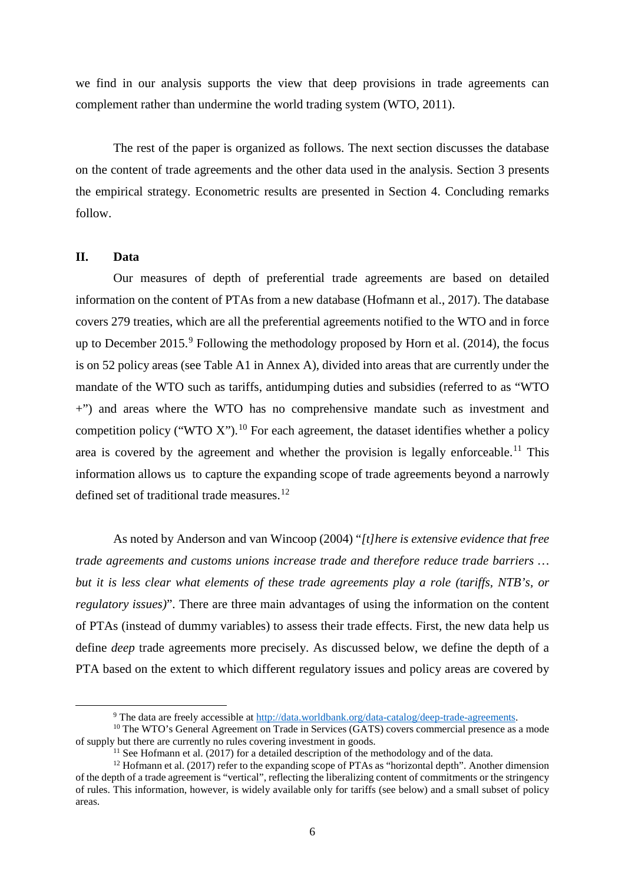we find in our analysis supports the view that deep provisions in trade agreements can complement rather than undermine the world trading system (WTO, 2011).

The rest of the paper is organized as follows. The next section discusses the database on the content of trade agreements and the other data used in the analysis. Section 3 presents the empirical strategy. Econometric results are presented in Section 4. Concluding remarks follow.

## II. Data

Our measures of depth of preferential trade agreements are based on detailed information on the content of PTAs from a new database (Hofmann et al., 2017). The database covers 279 treaties, which are all the preferential agreements notified to the WTO and in force up to December 2015.[9] Following the methodology proposed by Horn et al. (2014), the focus is on 52 policy areas (see Table A1 in Annex A), divided into areas that are currently under the mandate of the WTO such as tariffs, antidumping duties and subsidies (referred to as "WTO +") and areas where the WTO has no comprehensive mandate such as investment and competition policy ("WTO X").[10] For each agreement, the dataset identifies whether a policy area is covered by the agreement and whether the provision is legally enforceable.[11] This information allows us to capture the expanding scope of trade agreements beyond a narrowly defined set of traditional trade measures.[12]

As noted by Anderson and van Wincoop (2004) "*[t]here is extensive evidence that free trade agreements and customs unions increase trade and therefore reduce trade barriers … but it is less clear what elements of these trade agreements play a role (tariffs, NTB's, or regulatory issues)*". There are three main advantages of using the information on the content of PTAs (instead of dummy variables) to assess their trade effects. First, the new data help us define *deep* trade agreements more precisely. As discussed below, we define the depth of a PTA based on the extent to which different regulatory issues and policy areas are covered by

---

[9] The data are freely accessible at http://data.worldbank.org/data-catalog/deep-trade-agreements.

[10] The WTO's General Agreement on Trade in Services (GATS) covers commercial presence as a mode of supply but there are currently no rules covering investment in goods.

[11] See Hofmann et al. (2017) for a detailed description of the methodology and of the data.

[12] Hofmann et al. (2017) refer to the expanding scope of PTAs as "horizontal depth". Another dimension of the depth of a trade agreement is "vertical", reflecting the liberalizing content of commitments or the stringency of rules. This information, however, is widely available only for tariffs (see below) and a small subset of policy areas.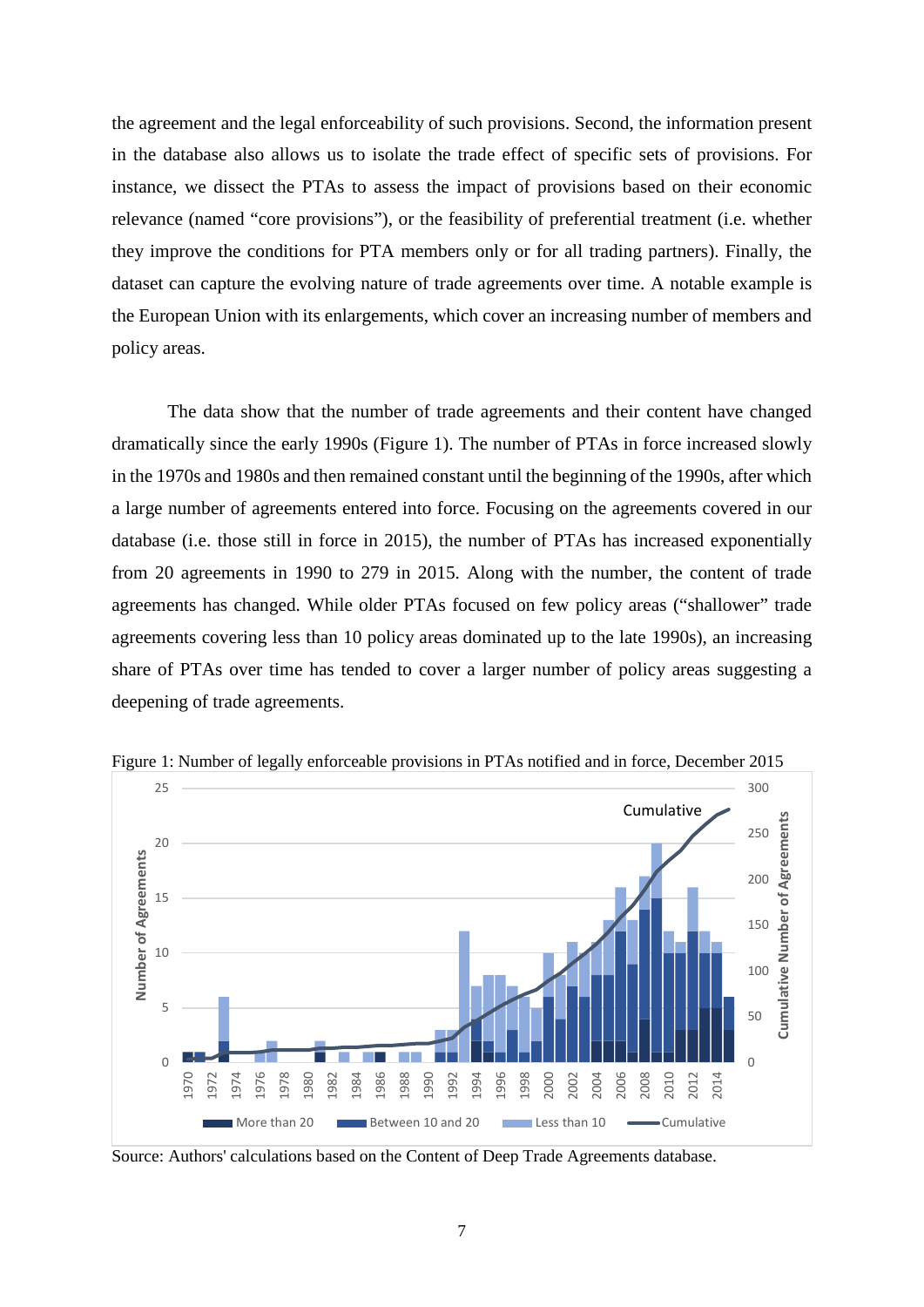the agreement and the legal enforceability of such provisions. Second, the information present in the database also allows us to isolate the trade effect of specific sets of provisions. For instance, we dissect the PTAs to assess the impact of provisions based on their economic relevance (named "core provisions"), or the feasibility of preferential treatment (i.e. whether they improve the conditions for PTA members only or for all trading partners). Finally, the dataset can capture the evolving nature of trade agreements over time. A notable example is the European Union with its enlargements, which cover an increasing number of members and policy areas.

The data show that the number of trade agreements and their content have changed dramatically since the early 1990s (Figure 1). The number of PTAs in force increased slowly in the 1970s and 1980s and then remained constant until the beginning of the 1990s, after which a large number of agreements entered into force. Focusing on the agreements covered in our database (i.e. those still in force in 2015), the number of PTAs has increased exponentially from 20 agreements in 1990 to 279 in 2015. Along with the number, the content of trade agreements has changed. While older PTAs focused on few policy areas ("shallower" trade agreements covering less than 10 policy areas dominated up to the late 1990s), an increasing share of PTAs over time has tended to cover a larger number of policy areas suggesting a deepening of trade agreements.

Figure 1: Number of legally enforceable provisions in PTAs notified and in force, December 2015

Source: Authors' calculations based on the Content of Deep Trade Agreements database.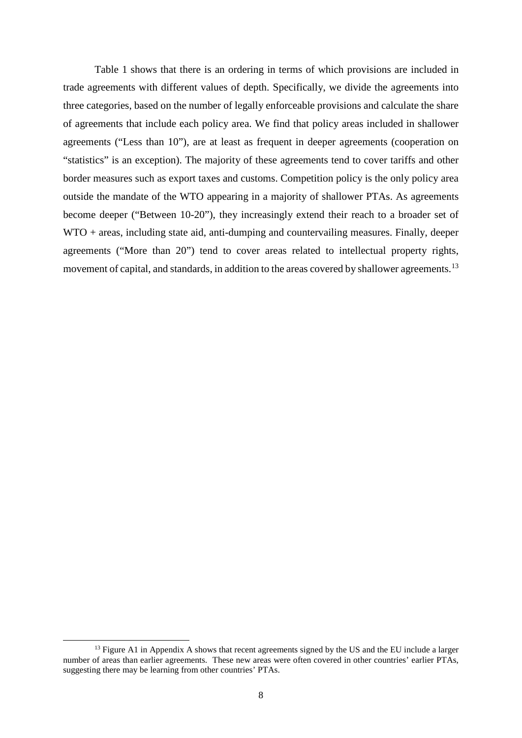Table 1 shows that there is an ordering in terms of which provisions are included in trade agreements with different values of depth. Specifically, we divide the agreements into three categories, based on the number of legally enforceable provisions and calculate the share of agreements that include each policy area. We find that policy areas included in shallower agreements ("Less than 10"), are at least as frequent in deeper agreements (cooperation on "statistics" is an exception). The majority of these agreements tend to cover tariffs and other border measures such as export taxes and customs. Competition policy is the only policy area outside the mandate of the WTO appearing in a majority of shallower PTAs. As agreements become deeper ("Between 10-20"), they increasingly extend their reach to a broader set of WTO + areas, including state aid, anti-dumping and countervailing measures. Finally, deeper agreements ("More than 20") tend to cover areas related to intellectual property rights, movement of capital, and standards, in addition to the areas covered by shallower agreements.[13]

[13] Figure A1 in Appendix A shows that recent agreements signed by the US and the EU include a larger number of areas than earlier agreements. These new areas were often covered in other countries' earlier PTAs, suggesting there may be learning from other countries' PTAs.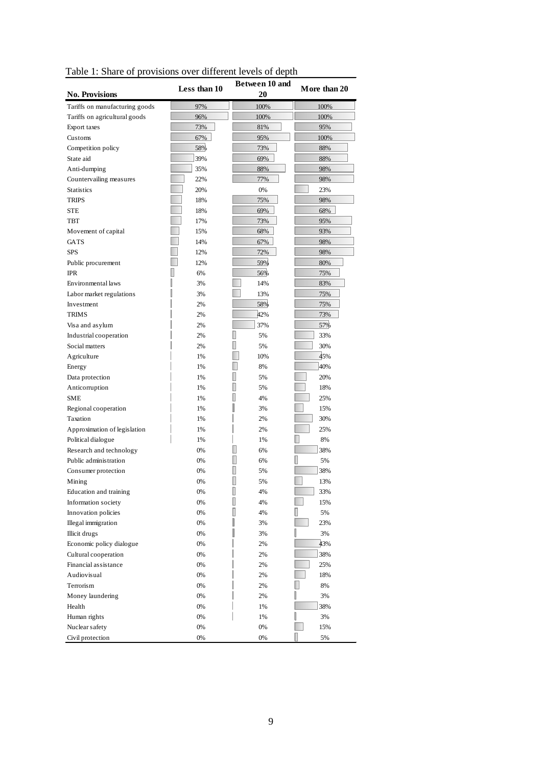Table 1: Share of provisions over different levels of depth

| No. Provisions | Less than 10 | Between 10 and 20 | More than 20 |
|---|---|---|---|
| Tariffs on manufacturing goods | 97% | 100% | 100% |
| Tariffs on agricultural goods | 96% | 100% | 100% |
| Export taxes | 73% | 81% | 95% |
| Customs | 67% | 95% | 100% |
| Competition policy | 58% | 73% | 88% |
| State aid | 39% | 69% | 88% |
| Anti-dumping | 35% | 88% | 98% |
| Countervailing measures | 22% | 77% | 98% |
| Statistics | 20% | 0% | 23% |
| TRIPS | 18% | 75% | 98% |
| STE | 18% | 69% | 68% |
| TBT | 17% | 73% | 95% |
| Movement of capital | 15% | 68% | 93% |
| GATS | 14% | 67% | 98% |
| SPS | 12% | 72% | 98% |
| Public procurement | 12% | 59% | 80% |
| IPR | 6% | 56% | 75% |
| Environmental laws | 3% | 14% | 83% |
| Labor market regulations | 3% | 13% | 75% |
| Investment | 2% | 58% | 75% |
| TRIMS | 2% | 42% | 73% |
| Visa and asylum | 2% | 37% | 57% |
| Industrial cooperation | 2% | 5% | 33% |
| Social matters | 2% | 5% | 30% |
| Agriculture | 1% | 10% | 45% |
| Energy | 1% | 8% | 40% |
| Data protection | 1% | 5% | 20% |
| Anticorruption | 1% | 5% | 18% |
| SME | 1% | 4% | 25% |
| Regional cooperation | 1% | 3% | 15% |
| Taxation | 1% | 2% | 30% |
| Approximation of legislation | 1% | 2% | 25% |
| Political dialogue | 1% | 1% | 8% |
| Research and technology | 0% | 6% | 38% |
| Public administration | 0% | 6% | 5% |
| Consumer protection | 0% | 5% | 38% |
| Mining | 0% | 5% | 13% |
| Education and training | 0% | 4% | 33% |
| Information society | 0% | 4% | 15% |
| Innovation policies | 0% | 4% | 5% |
| Illegal immigration | 0% | 3% | 23% |
| Illicit drugs | 0% | 3% | 3% |
| Economic policy dialogue | 0% | 2% | 43% |
| Cultural cooperation | 0% | 2% | 38% |
| Financial assistance | 0% | 2% | 25% |
| Audiovisual | 0% | 2% | 18% |
| Terrorism | 0% | 2% | 8% |
| Money laundering | 0% | 2% | 3% |
| Health | 0% | 1% | 38% |
| Human rights | 0% | 1% | 3% |
| Nuclear safety | 0% | 0% | 15% |
| Civil protection | 0% | 0% | 5% |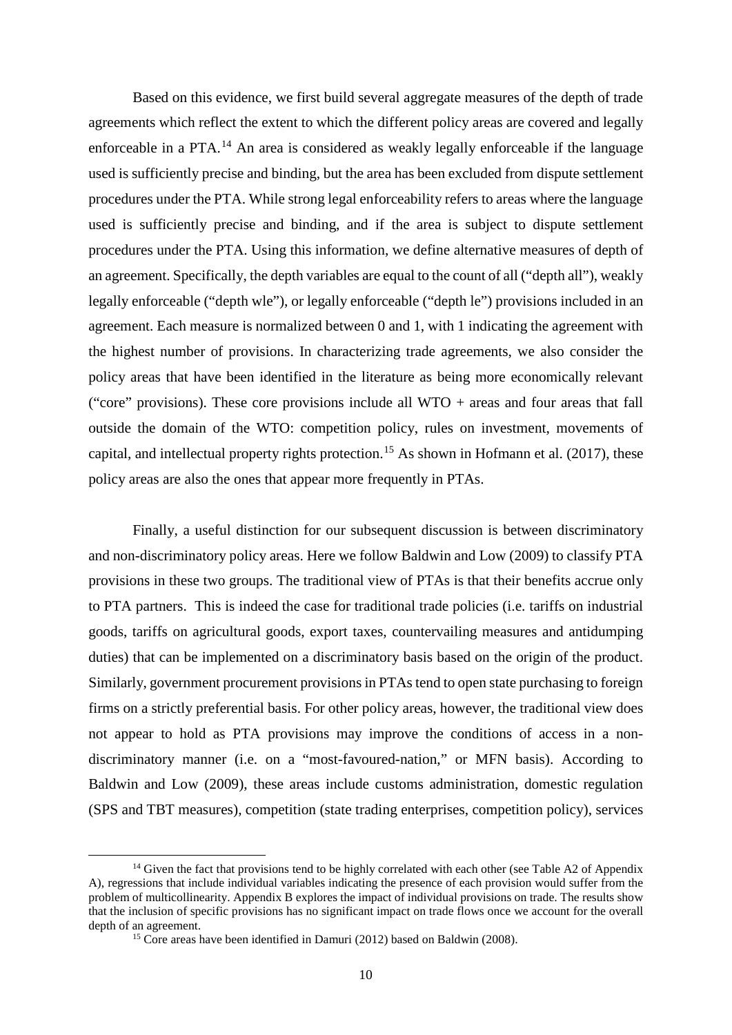Based on this evidence, we first build several aggregate measures of the depth of trade agreements which reflect the extent to which the different policy areas are covered and legally enforceable in a PTA.[14] An area is considered as weakly legally enforceable if the language used is sufficiently precise and binding, but the area has been excluded from dispute settlement procedures under the PTA. While strong legal enforceability refers to areas where the language used is sufficiently precise and binding, and if the area is subject to dispute settlement procedures under the PTA. Using this information, we define alternative measures of depth of an agreement. Specifically, the depth variables are equal to the count of all ("depth all"), weakly legally enforceable ("depth wle"), or legally enforceable ("depth le") provisions included in an agreement. Each measure is normalized between 0 and 1, with 1 indicating the agreement with the highest number of provisions. In characterizing trade agreements, we also consider the policy areas that have been identified in the literature as being more economically relevant ("core" provisions). These core provisions include all WTO + areas and four areas that fall outside the domain of the WTO: competition policy, rules on investment, movements of capital, and intellectual property rights protection.[15] As shown in Hofmann et al. (2017), these policy areas are also the ones that appear more frequently in PTAs.

Finally, a useful distinction for our subsequent discussion is between discriminatory and non-discriminatory policy areas. Here we follow Baldwin and Low (2009) to classify PTA provisions in these two groups. The traditional view of PTAs is that their benefits accrue only to PTA partners. This is indeed the case for traditional trade policies (i.e. tariffs on industrial goods, tariffs on agricultural goods, export taxes, countervailing measures and antidumping duties) that can be implemented on a discriminatory basis based on the origin of the product. Similarly, government procurement provisions in PTAs tend to open state purchasing to foreign firms on a strictly preferential basis. For other policy areas, however, the traditional view does not appear to hold as PTA provisions may improve the conditions of access in a non-discriminatory manner (i.e. on a "most-favoured-nation," or MFN basis). According to Baldwin and Low (2009), these areas include customs administration, domestic regulation (SPS and TBT measures), competition (state trading enterprises, competition policy), services

[14] Given the fact that provisions tend to be highly correlated with each other (see Table A2 of Appendix A), regressions that include individual variables indicating the presence of each provision would suffer from the problem of multicollinearity. Appendix B explores the impact of individual provisions on trade. The results show that the inclusion of specific provisions has no significant impact on trade flows once we account for the overall depth of an agreement.

[15] Core areas have been identified in Damuri (2012) based on Baldwin (2008).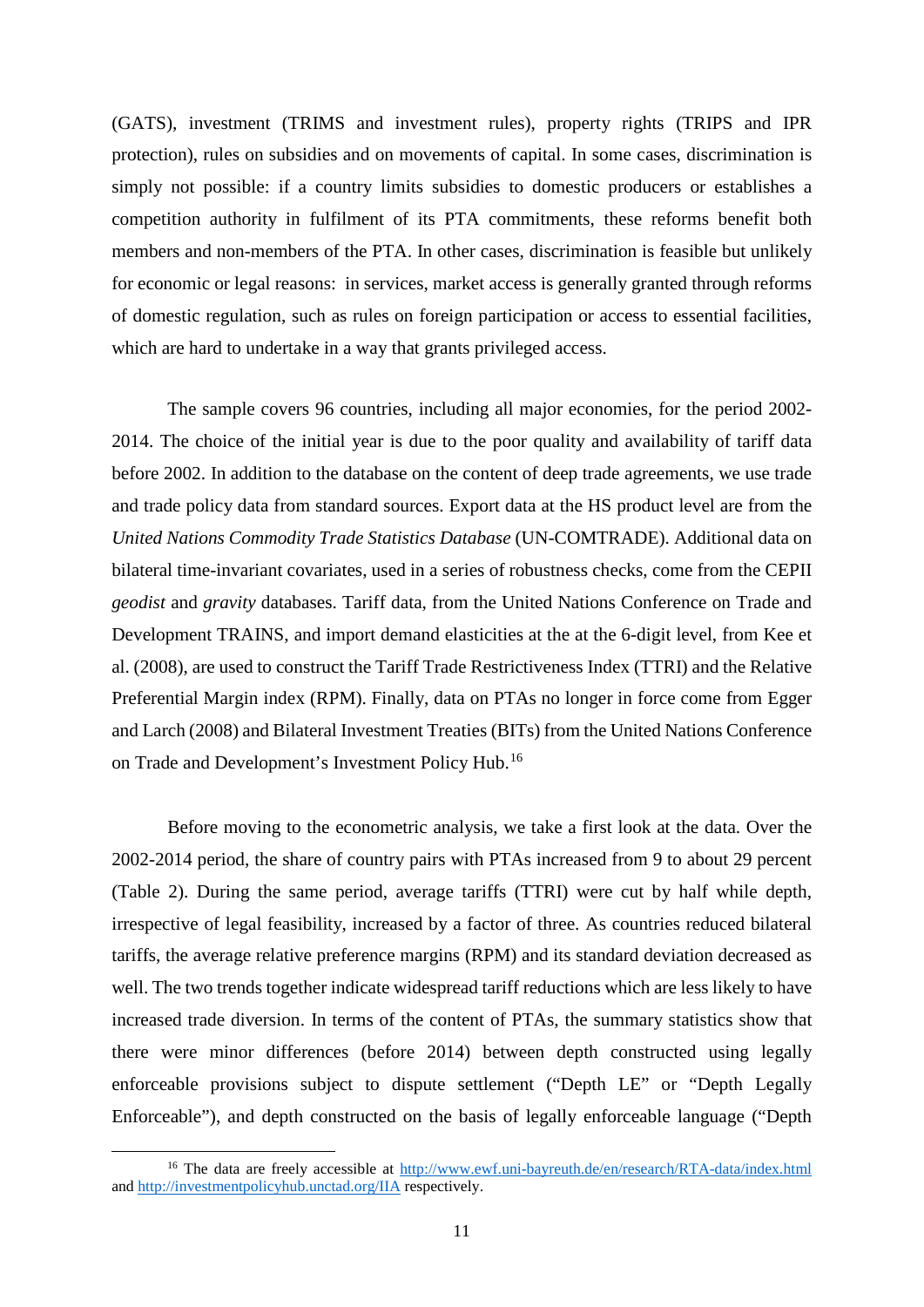(GATS), investment (TRIMS and investment rules), property rights (TRIPS and IPR protection), rules on subsidies and on movements of capital. In some cases, discrimination is simply not possible: if a country limits subsidies to domestic producers or establishes a competition authority in fulfilment of its PTA commitments, these reforms benefit both members and non-members of the PTA. In other cases, discrimination is feasible but unlikely for economic or legal reasons: in services, market access is generally granted through reforms of domestic regulation, such as rules on foreign participation or access to essential facilities, which are hard to undertake in a way that grants privileged access.

The sample covers 96 countries, including all major economies, for the period 2002-2014. The choice of the initial year is due to the poor quality and availability of tariff data before 2002. In addition to the database on the content of deep trade agreements, we use trade and trade policy data from standard sources. Export data at the HS product level are from the *United Nations Commodity Trade Statistics Database* (UN-COMTRADE). Additional data on bilateral time-invariant covariates, used in a series of robustness checks, come from the CEPII *geodist* and *gravity* databases. Tariff data, from the United Nations Conference on Trade and Development TRAINS, and import demand elasticities at the at the 6-digit level, from Kee et al. (2008), are used to construct the Tariff Trade Restrictiveness Index (TTRI) and the Relative Preferential Margin index (RPM). Finally, data on PTAs no longer in force come from Egger and Larch (2008) and Bilateral Investment Treaties (BITs) from the United Nations Conference on Trade and Development's Investment Policy Hub.[16]

Before moving to the econometric analysis, we take a first look at the data. Over the 2002-2014 period, the share of country pairs with PTAs increased from 9 to about 29 percent (Table 2). During the same period, average tariffs (TTRI) were cut by half while depth, irrespective of legal feasibility, increased by a factor of three. As countries reduced bilateral tariffs, the average relative preference margins (RPM) and its standard deviation decreased as well. The two trends together indicate widespread tariff reductions which are less likely to have increased trade diversion. In terms of the content of PTAs, the summary statistics show that there were minor differences (before 2014) between depth constructed using legally enforceable provisions subject to dispute settlement ("Depth LE" or "Depth Legally Enforceable"), and depth constructed on the basis of legally enforceable language ("Depth

[16] The data are freely accessible at http://www.ewf.uni-bayreuth.de/en/research/RTA-data/index.html and http://investmentpolicyhub.unctad.org/IIA respectively.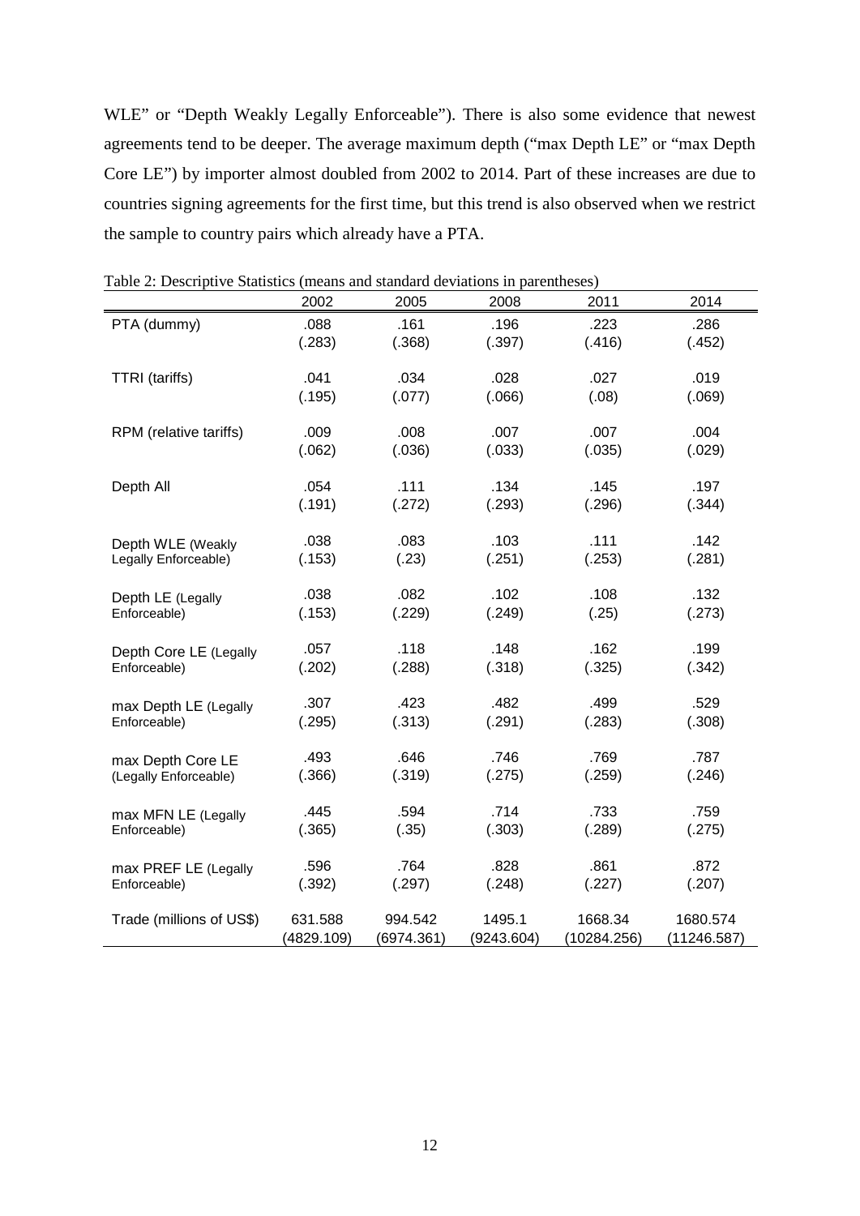WLE" or "Depth Weakly Legally Enforceable"). There is also some evidence that newest agreements tend to be deeper. The average maximum depth ("max Depth LE" or "max Depth Core LE") by importer almost doubled from 2002 to 2014. Part of these increases are due to countries signing agreements for the first time, but this trend is also observed when we restrict the sample to country pairs which already have a PTA.

Table 2: Descriptive Statistics (means and standard deviations in parentheses)

| | 2002 | 2005 | 2008 | 2011 | 2014 |
|---|---|---|---|---|---|
| PTA (dummy) | .088 | .161 | .196 | .223 | .286 |
| | (.283) | (.368) | (.397) | (.416) | (.452) |
| TTRI (tariffs) | .041 | .034 | .028 | .027 | .019 |
| | (.195) | (.077) | (.066) | (.08) | (.069) |
| RPM (relative tariffs) | .009 | .008 | .007 | .007 | .004 |
| | (.062) | (.036) | (.033) | (.035) | (.029) |
| Depth All | .054 | .111 | .134 | .145 | .197 |
| | (.191) | (.272) | (.293) | (.296) | (.344) |
| Depth WLE (Weakly Legally Enforceable) | .038 | .083 | .103 | .111 | .142 |
| | (.153) | (.23) | (.251) | (.253) | (.281) |
| Depth LE (Legally Enforceable) | .038 | .082 | .102 | .108 | .132 |
| | (.153) | (.229) | (.249) | (.25) | (.273) |
| Depth Core LE (Legally Enforceable) | .057 | .118 | .148 | .162 | .199 |
| | (.202) | (.288) | (.318) | (.325) | (.342) |
| max Depth LE (Legally Enforceable) | .307 | .423 | .482 | .499 | .529 |
| | (.295) | (.313) | (.291) | (.283) | (.308) |
| max Depth Core LE (Legally Enforceable) | .493 | .646 | .746 | .769 | .787 |
| | (.366) | (.319) | (.275) | (.259) | (.246) |
| max MFN LE (Legally Enforceable) | .445 | .594 | .714 | .733 | .759 |
| | (.365) | (.35) | (.303) | (.289) | (.275) |
| max PREF LE (Legally Enforceable) | .596 | .764 | .828 | .861 | .872 |
| | (.392) | (.297) | (.248) | (.227) | (.207) |
| Trade (millions of US$) | 631.588 | 994.542 | 1495.1 | 1668.34 | 1680.574 |
| | (4829.109) | (6974.361) | (9243.604) | (10284.256) | (11246.587) |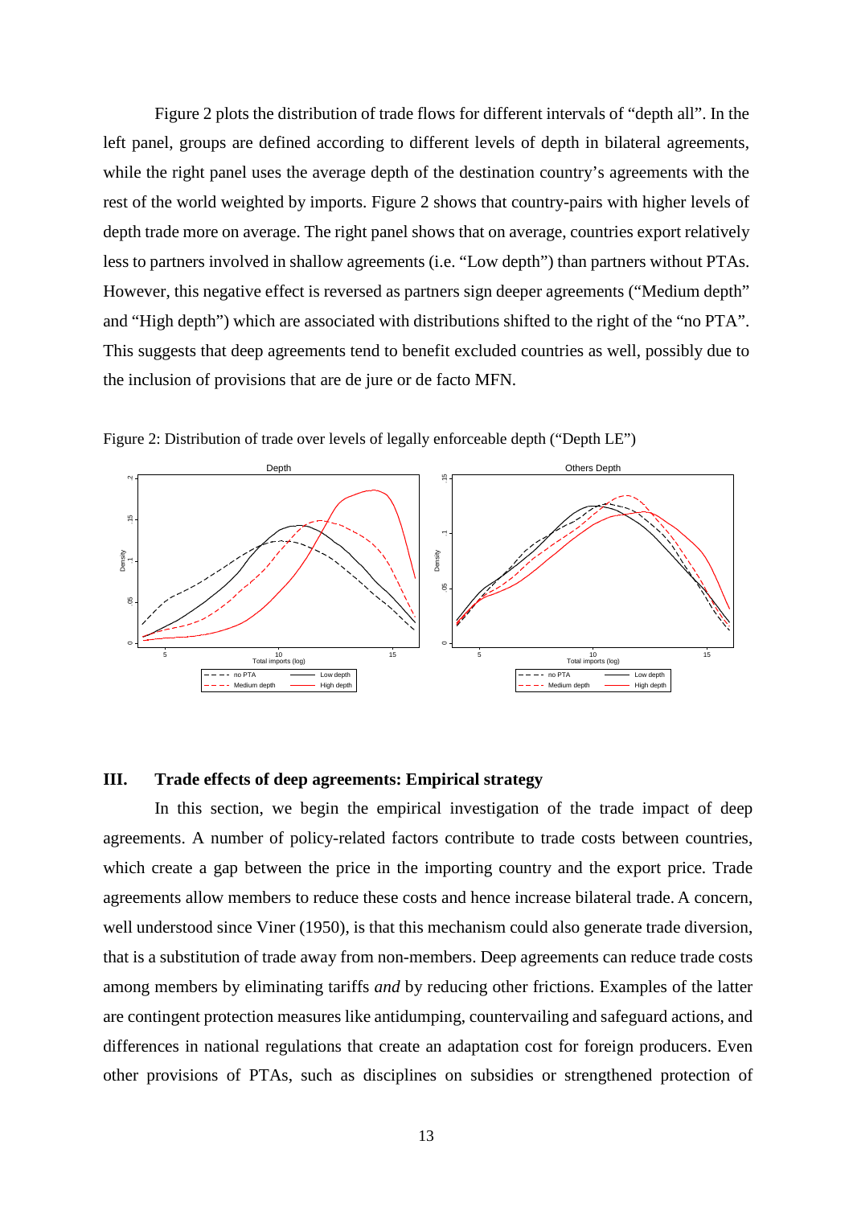Figure 2 plots the distribution of trade flows for different intervals of "depth all". In the left panel, groups are defined according to different levels of depth in bilateral agreements, while the right panel uses the average depth of the destination country's agreements with the rest of the world weighted by imports. Figure 2 shows that country-pairs with higher levels of depth trade more on average. The right panel shows that on average, countries export relatively less to partners involved in shallow agreements (i.e. "Low depth") than partners without PTAs. However, this negative effect is reversed as partners sign deeper agreements ("Medium depth" and "High depth") which are associated with distributions shifted to the right of the "no PTA". This suggests that deep agreements tend to benefit excluded countries as well, possibly due to the inclusion of provisions that are de jure or de facto MFN.

Figure 2: Distribution of trade over levels of legally enforceable depth ("Depth LE")

## III. Trade effects of deep agreements: Empirical strategy

In this section, we begin the empirical investigation of the trade impact of deep agreements. A number of policy-related factors contribute to trade costs between countries, which create a gap between the price in the importing country and the export price. Trade agreements allow members to reduce these costs and hence increase bilateral trade. A concern, well understood since Viner (1950), is that this mechanism could also generate trade diversion, that is a substitution of trade away from non-members. Deep agreements can reduce trade costs among members by eliminating tariffs *and* by reducing other frictions. Examples of the latter are contingent protection measures like antidumping, countervailing and safeguard actions, and differences in national regulations that create an adaptation cost for foreign producers. Even other provisions of PTAs, such as disciplines on subsidies or strengthened protection of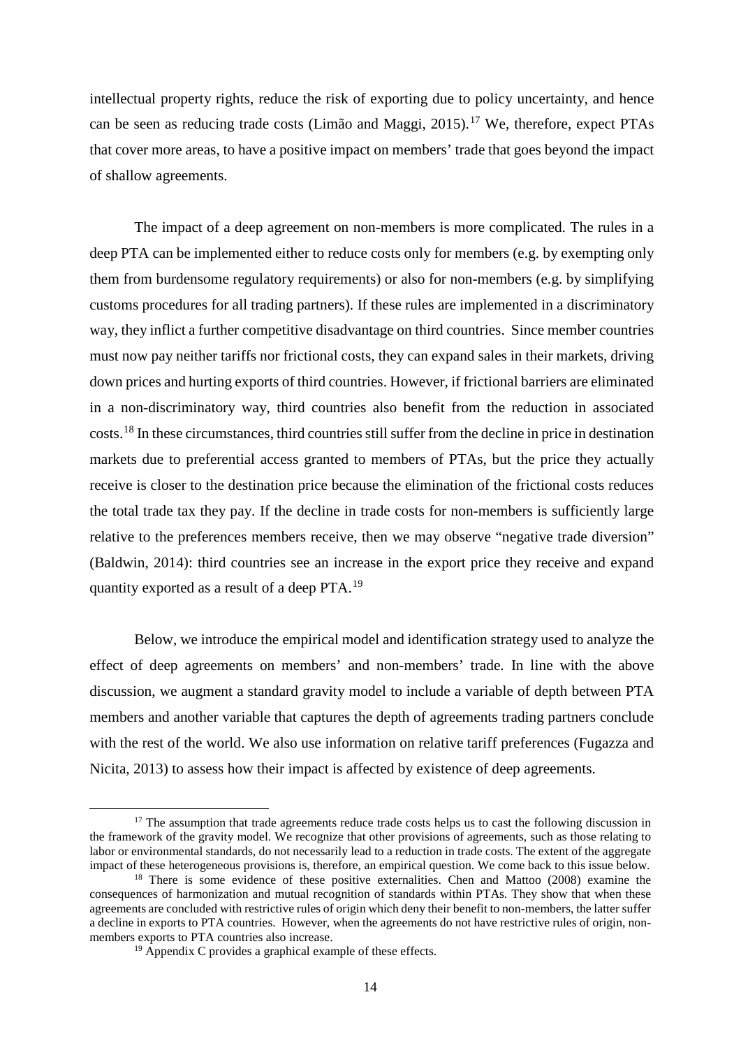intellectual property rights, reduce the risk of exporting due to policy uncertainty, and hence can be seen as reducing trade costs (Limão and Maggi, 2015).[17] We, therefore, expect PTAs that cover more areas, to have a positive impact on members' trade that goes beyond the impact of shallow agreements.

The impact of a deep agreement on non-members is more complicated. The rules in a deep PTA can be implemented either to reduce costs only for members (e.g. by exempting only them from burdensome regulatory requirements) or also for non-members (e.g. by simplifying customs procedures for all trading partners). If these rules are implemented in a discriminatory way, they inflict a further competitive disadvantage on third countries. Since member countries must now pay neither tariffs nor frictional costs, they can expand sales in their markets, driving down prices and hurting exports of third countries. However, if frictional barriers are eliminated in a non-discriminatory way, third countries also benefit from the reduction in associated costs.[18] In these circumstances, third countries still suffer from the decline in price in destination markets due to preferential access granted to members of PTAs, but the price they actually receive is closer to the destination price because the elimination of the frictional costs reduces the total trade tax they pay. If the decline in trade costs for non-members is sufficiently large relative to the preferences members receive, then we may observe "negative trade diversion" (Baldwin, 2014): third countries see an increase in the export price they receive and expand quantity exported as a result of a deep PTA.[19]

Below, we introduce the empirical model and identification strategy used to analyze the effect of deep agreements on members' and non-members' trade. In line with the above discussion, we augment a standard gravity model to include a variable of depth between PTA members and another variable that captures the depth of agreements trading partners conclude with the rest of the world. We also use information on relative tariff preferences (Fugazza and Nicita, 2013) to assess how their impact is affected by existence of deep agreements.

[17] The assumption that trade agreements reduce trade costs helps us to cast the following discussion in the framework of the gravity model. We recognize that other provisions of agreements, such as those relating to labor or environmental standards, do not necessarily lead to a reduction in trade costs. The extent of the aggregate impact of these heterogeneous provisions is, therefore, an empirical question. We come back to this issue below.

[18] There is some evidence of these positive externalities. Chen and Mattoo (2008) examine the consequences of harmonization and mutual recognition of standards within PTAs. They show that when these agreements are concluded with restrictive rules of origin which deny their benefit to non-members, the latter suffer a decline in exports to PTA countries. However, when the agreements do not have restrictive rules of origin, non-members exports to PTA countries also increase.

[19] Appendix C provides a graphical example of these effects.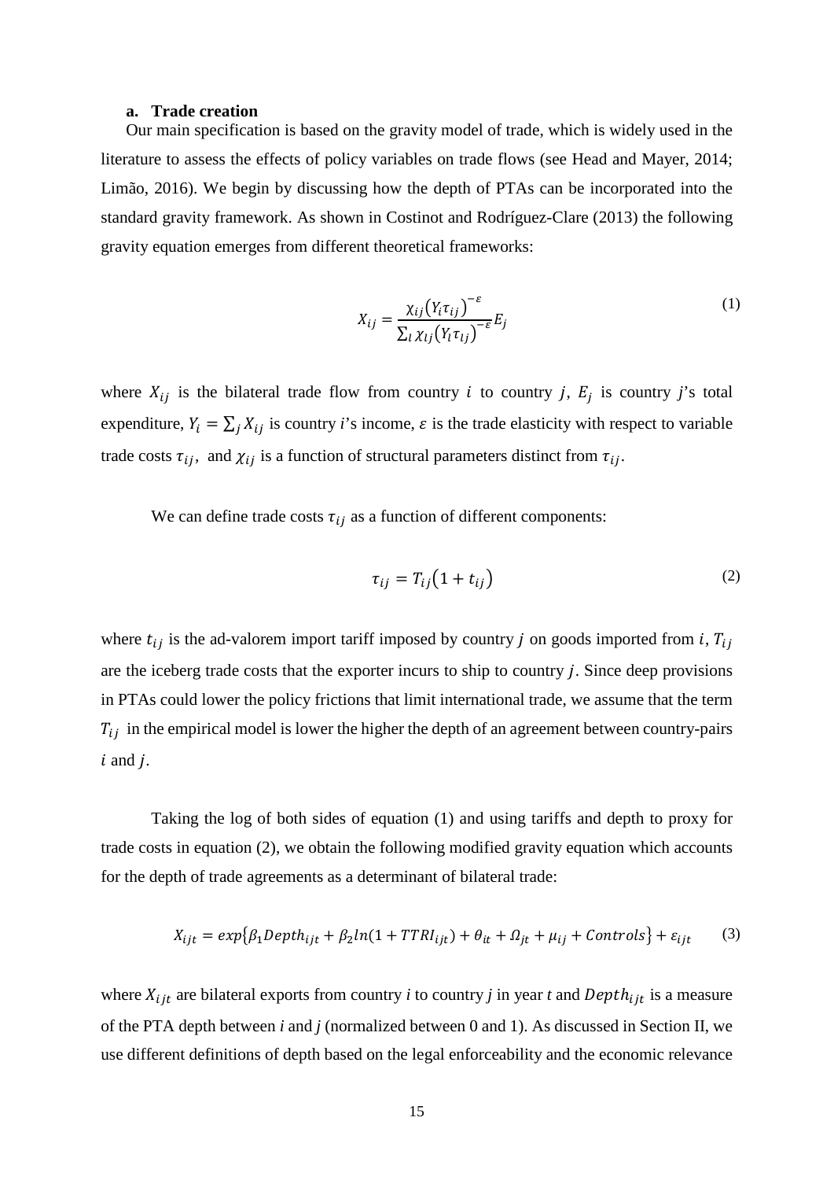### a. Trade creation

Our main specification is based on the gravity model of trade, which is widely used in the literature to assess the effects of policy variables on trade flows (see Head and Mayer, 2014; Limão, 2016). We begin by discussing how the depth of PTAs can be incorporated into the standard gravity framework. As shown in Costinot and Rodríguez-Clare (2013) the following gravity equation emerges from different theoretical frameworks:

$$X_{ij} = \frac{\chi_{ij}\left(Y_i \tau_{ij}\right)^{-\varepsilon}}{\sum_l \chi_{lj}\left(Y_l \tau_{lj}\right)^{-\varepsilon}} E_j \tag{1}$$

where $X_{ij}$ is the bilateral trade flow from country $i$ to country $j$, $E_j$ is country $j$'s total expenditure, $Y_i = \sum_j X_{ij}$ is country $i$'s income, $\varepsilon$ is the trade elasticity with respect to variable trade costs $\tau_{ij}$, and $\chi_{ij}$ is a function of structural parameters distinct from $\tau_{ij}$.

We can define trade costs $\tau_{ij}$ as a function of different components:

$$\tau_{ij} = T_{ij}\left(1 + t_{ij}\right) \tag{2}$$

where $t_{ij}$ is the ad-valorem import tariff imposed by country $j$ on goods imported from $i$, $T_{ij}$ are the iceberg trade costs that the exporter incurs to ship to country $j$. Since deep provisions in PTAs could lower the policy frictions that limit international trade, we assume that the term $T_{ij}$ in the empirical model is lower the higher the depth of an agreement between country-pairs $i$ and $j$.

Taking the log of both sides of equation (1) and using tariffs and depth to proxy for trade costs in equation (2), we obtain the following modified gravity equation which accounts for the depth of trade agreements as a determinant of bilateral trade:

$$X_{ijt} = exp\left\{\beta_1 Depth_{ijt} + \beta_2 ln(1 + TTRI_{ijt}) + \theta_{it} + \Omega_{jt} + \mu_{ij} + Controls\right\} + \varepsilon_{ijt} \tag{3}$$

where $X_{ijt}$ are bilateral exports from country $i$ to country $j$ in year $t$ and $Depth_{ijt}$ is a measure of the PTA depth between $i$ and $j$ (normalized between 0 and 1). As discussed in Section II, we use different definitions of depth based on the legal enforceability and the economic relevance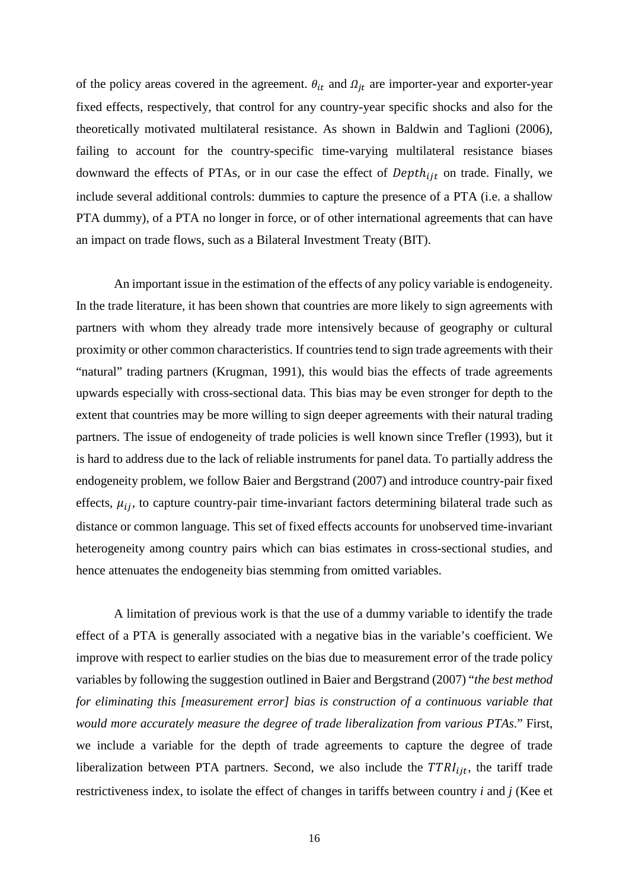of the policy areas covered in the agreement. $\theta_{it}$ and $\Omega_{jt}$ are importer-year and exporter-year fixed effects, respectively, that control for any country-year specific shocks and also for the theoretically motivated multilateral resistance. As shown in Baldwin and Taglioni (2006), failing to account for the country-specific time-varying multilateral resistance biases downward the effects of PTAs, or in our case the effect of $Depth_{ijt}$ on trade. Finally, we include several additional controls: dummies to capture the presence of a PTA (i.e. a shallow PTA dummy), of a PTA no longer in force, or of other international agreements that can have an impact on trade flows, such as a Bilateral Investment Treaty (BIT).

An important issue in the estimation of the effects of any policy variable is endogeneity. In the trade literature, it has been shown that countries are more likely to sign agreements with partners with whom they already trade more intensively because of geography or cultural proximity or other common characteristics. If countries tend to sign trade agreements with their "natural" trading partners (Krugman, 1991), this would bias the effects of trade agreements upwards especially with cross-sectional data. This bias may be even stronger for depth to the extent that countries may be more willing to sign deeper agreements with their natural trading partners. The issue of endogeneity of trade policies is well known since Trefler (1993), but it is hard to address due to the lack of reliable instruments for panel data. To partially address the endogeneity problem, we follow Baier and Bergstrand (2007) and introduce country-pair fixed effects, $\mu_{ij}$, to capture country-pair time-invariant factors determining bilateral trade such as distance or common language. This set of fixed effects accounts for unobserved time-invariant heterogeneity among country pairs which can bias estimates in cross-sectional studies, and hence attenuates the endogeneity bias stemming from omitted variables.

A limitation of previous work is that the use of a dummy variable to identify the trade effect of a PTA is generally associated with a negative bias in the variable's coefficient. We improve with respect to earlier studies on the bias due to measurement error of the trade policy variables by following the suggestion outlined in Baier and Bergstrand (2007) "*the best method for eliminating this [measurement error] bias is construction of a continuous variable that would more accurately measure the degree of trade liberalization from various PTAs*." First, we include a variable for the depth of trade agreements to capture the degree of trade liberalization between PTA partners. Second, we also include the $TTRI_{ijt}$, the tariff trade restrictiveness index, to isolate the effect of changes in tariffs between country *i* and *j* (Kee et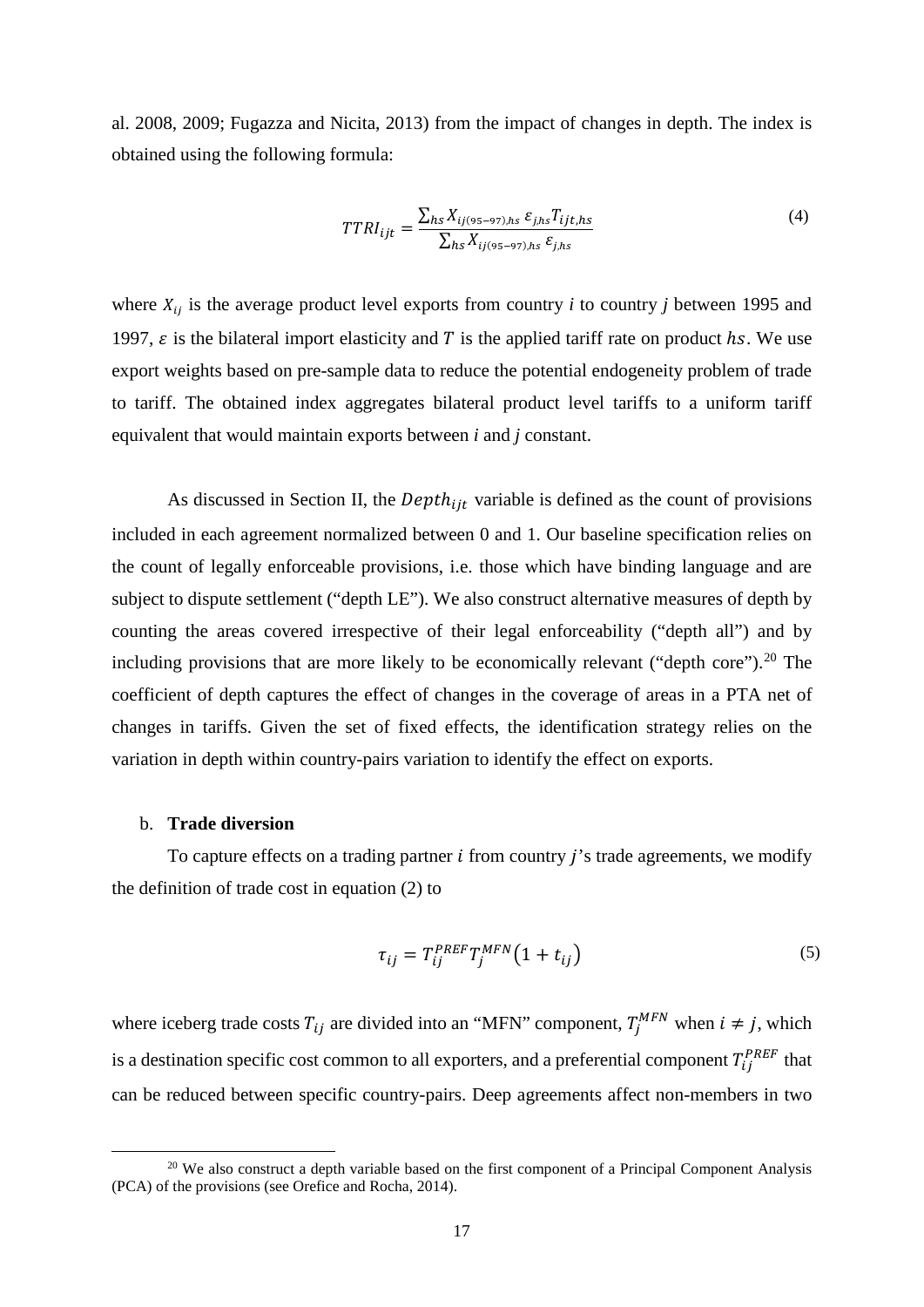al. 2008, 2009; Fugazza and Nicita, 2013) from the impact of changes in depth. The index is obtained using the following formula:

$$TTRI_{ijt} = \frac{\sum_{hs} X_{ij(95-97),hs}\, \varepsilon_{j,hs} T_{ijt,hs}}{\sum_{hs} X_{ij(95-97),hs}\, \varepsilon_{j,hs}} \tag{4}$$

where $X_{ij}$ is the average product level exports from country *i* to country *j* between 1995 and 1997, $\varepsilon$ is the bilateral import elasticity and $T$ is the applied tariff rate on product $hs$. We use export weights based on pre-sample data to reduce the potential endogeneity problem of trade to tariff. The obtained index aggregates bilateral product level tariffs to a uniform tariff equivalent that would maintain exports between *i* and *j* constant.

As discussed in Section II, the $Depth_{ijt}$ variable is defined as the count of provisions included in each agreement normalized between 0 and 1. Our baseline specification relies on the count of legally enforceable provisions, i.e. those which have binding language and are subject to dispute settlement ("depth LE"). We also construct alternative measures of depth by counting the areas covered irrespective of their legal enforceability ("depth all") and by including provisions that are more likely to be economically relevant ("depth core").[20] The coefficient of depth captures the effect of changes in the coverage of areas in a PTA net of changes in tariffs. Given the set of fixed effects, the identification strategy relies on the variation in depth within country-pairs variation to identify the effect on exports.

b. **Trade diversion**

To capture effects on a trading partner $i$ from country $j$'s trade agreements, we modify the definition of trade cost in equation (2) to

$$\tau_{ij} = T_{ij}^{PREF} T_j^{MFN} \left(1 + t_{ij}\right) \tag{5}$$

where iceberg trade costs $T_{ij}$ are divided into an "MFN" component, $T_j^{MFN}$ when $i \neq j$, which is a destination specific cost common to all exporters, and a preferential component $T_{ij}^{PREF}$ that can be reduced between specific country-pairs. Deep agreements affect non-members in two

[20] We also construct a depth variable based on the first component of a Principal Component Analysis (PCA) of the provisions (see Orefice and Rocha, 2014).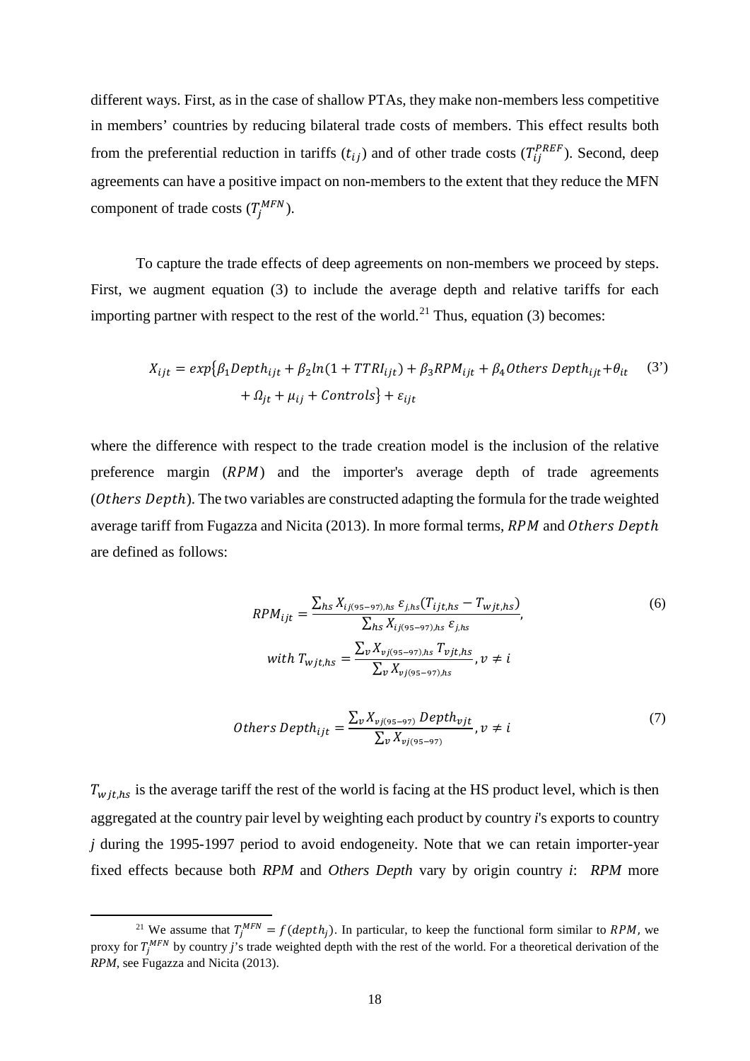different ways. First, as in the case of shallow PTAs, they make non-members less competitive in members' countries by reducing bilateral trade costs of members. This effect results both from the preferential reduction in tariffs ($t_{ij}$) and of other trade costs ($T_{ij}^{PREF}$). Second, deep agreements can have a positive impact on non-members to the extent that they reduce the MFN component of trade costs ($T_j^{MFN}$).

To capture the trade effects of deep agreements on non-members we proceed by steps. First, we augment equation (3) to include the average depth and relative tariffs for each importing partner with respect to the rest of the world.[21] Thus, equation (3) becomes:

$$X_{ijt} = exp\{\beta_1 Depth_{ijt} + \beta_2 ln(1 + TTRI_{ijt}) + \beta_3 RPM_{ijt} + \beta_4 Others\ Depth_{ijt} + \theta_{it} + \Omega_{jt} + \mu_{ij} + Controls\} + \varepsilon_{ijt} \quad (3')$$

where the difference with respect to the trade creation model is the inclusion of the relative preference margin ($RPM$) and the importer's average depth of trade agreements ($Others\ Depth$). The two variables are constructed adapting the formula for the trade weighted average tariff from Fugazza and Nicita (2013). In more formal terms, $RPM$ and $Others\ Depth$ are defined as follows:

$$RPM_{ijt} = \frac{\sum_{hs} X_{ij(95-97),hs}\ \varepsilon_{j,hs}(T_{ijt,hs} - T_{wjt,hs})}{\sum_{hs} X_{ij(95-97),hs}\ \varepsilon_{j,hs}}, \quad (6)$$

$$with\ T_{wjt,hs} = \frac{\sum_v X_{vj(95-97),hs}\ T_{vjt,hs}}{\sum_v X_{vj(95-97),hs}}, v \neq i$$

$$Others\ Depth_{ijt} = \frac{\sum_v X_{vj(95-97)}\ Depth_{vjt}}{\sum_v X_{vj(95-97)}}, v \neq i \quad (7)$$

$T_{wjt,hs}$ is the average tariff the rest of the world is facing at the HS product level, which is then aggregated at the country pair level by weighting each product by country *i*'s exports to country *j* during the 1995-1997 period to avoid endogeneity. Note that we can retain importer-year fixed effects because both *RPM* and *Others Depth* vary by origin country *i*: *RPM* more

[21] We assume that $T_j^{MFN} = f(depth_j)$. In particular, to keep the functional form similar to $RPM$, we proxy for $T_j^{MFN}$ by country *j*'s trade weighted depth with the rest of the world. For a theoretical derivation of the *RPM*, see Fugazza and Nicita (2013).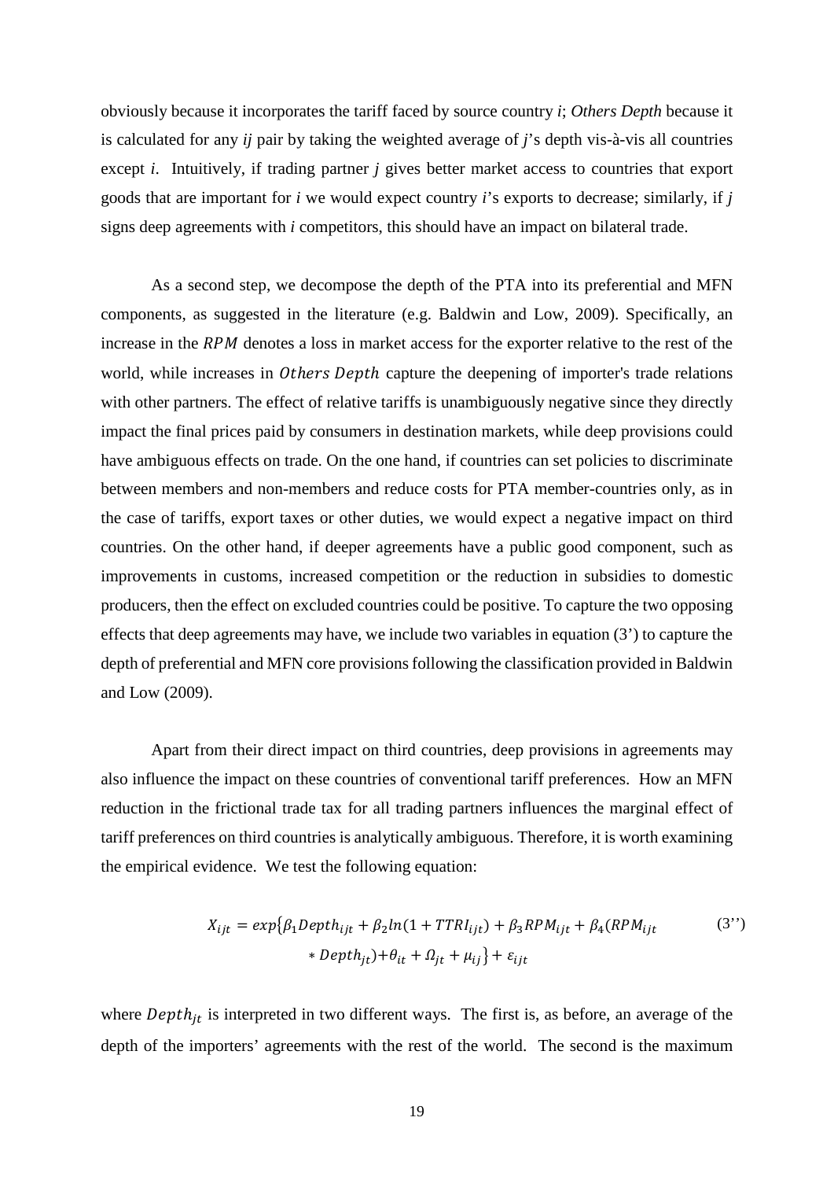obviously because it incorporates the tariff faced by source country *i*; *Others Depth* because it is calculated for any *ij* pair by taking the weighted average of *j*'s depth vis-à-vis all countries except *i*. Intuitively, if trading partner *j* gives better market access to countries that export goods that are important for *i* we would expect country *i*'s exports to decrease; similarly, if *j* signs deep agreements with *i* competitors, this should have an impact on bilateral trade.

As a second step, we decompose the depth of the PTA into its preferential and MFN components, as suggested in the literature (e.g. Baldwin and Low, 2009). Specifically, an increase in the $RPM$ denotes a loss in market access for the exporter relative to the rest of the world, while increases in $Others\ Depth$ capture the deepening of importer's trade relations with other partners. The effect of relative tariffs is unambiguously negative since they directly impact the final prices paid by consumers in destination markets, while deep provisions could have ambiguous effects on trade. On the one hand, if countries can set policies to discriminate between members and non-members and reduce costs for PTA member-countries only, as in the case of tariffs, export taxes or other duties, we would expect a negative impact on third countries. On the other hand, if deeper agreements have a public good component, such as improvements in customs, increased competition or the reduction in subsidies to domestic producers, then the effect on excluded countries could be positive. To capture the two opposing effects that deep agreements may have, we include two variables in equation (3') to capture the depth of preferential and MFN core provisions following the classification provided in Baldwin and Low (2009).

Apart from their direct impact on third countries, deep provisions in agreements may also influence the impact on these countries of conventional tariff preferences. How an MFN reduction in the frictional trade tax for all trading partners influences the marginal effect of tariff preferences on third countries is analytically ambiguous. Therefore, it is worth examining the empirical evidence. We test the following equation:

$$X_{ijt} = exp\{\beta_1 Depth_{ijt} + \beta_2 ln(1 + TTRI_{ijt}) + \beta_3 RPM_{ijt} + \beta_4 (RPM_{ijt} * Depth_{jt}) + \theta_{it} + \Omega_{jt} + \mu_{ij}\} + \varepsilon_{ijt} \quad (3'')$$

where $Depth_{jt}$ is interpreted in two different ways. The first is, as before, an average of the depth of the importers' agreements with the rest of the world. The second is the maximum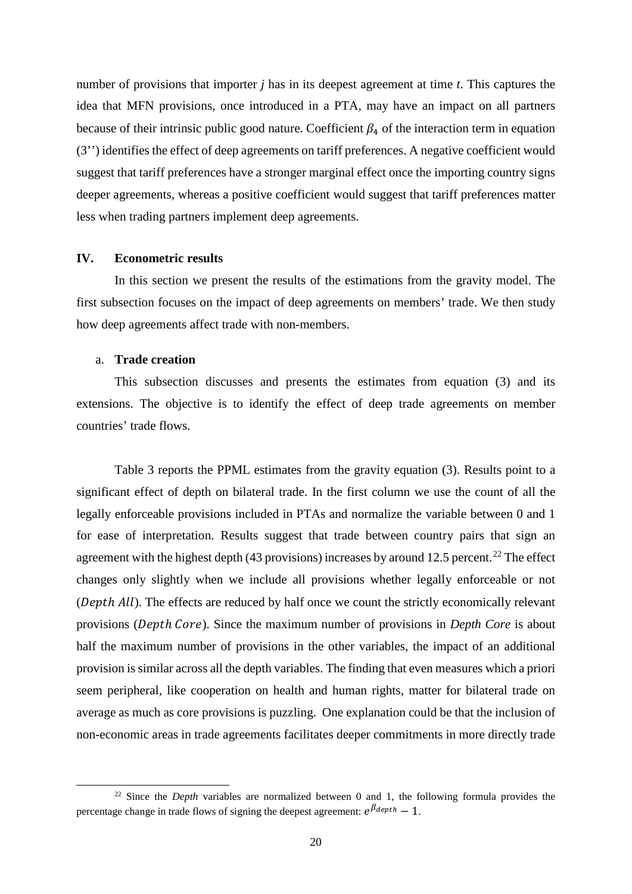number of provisions that importer *j* has in its deepest agreement at time *t*. This captures the idea that MFN provisions, once introduced in a PTA, may have an impact on all partners because of their intrinsic public good nature. Coefficient $\beta_4$ of the interaction term in equation (3'') identifies the effect of deep agreements on tariff preferences. A negative coefficient would suggest that tariff preferences have a stronger marginal effect once the importing country signs deeper agreements, whereas a positive coefficient would suggest that tariff preferences matter less when trading partners implement deep agreements.

## IV. Econometric results

In this section we present the results of the estimations from the gravity model. The first subsection focuses on the impact of deep agreements on members' trade. We then study how deep agreements affect trade with non-members.

### a. Trade creation

This subsection discusses and presents the estimates from equation (3) and its extensions. The objective is to identify the effect of deep trade agreements on member countries' trade flows.

Table 3 reports the PPML estimates from the gravity equation (3). Results point to a significant effect of depth on bilateral trade. In the first column we use the count of all the legally enforceable provisions included in PTAs and normalize the variable between 0 and 1 for ease of interpretation. Results suggest that trade between country pairs that sign an agreement with the highest depth (43 provisions) increases by around 12.5 percent.[22] The effect changes only slightly when we include all provisions whether legally enforceable or not ($Depth\ All$). The effects are reduced by half once we count the strictly economically relevant provisions ($Depth\ Core$). Since the maximum number of provisions in *Depth Core* is about half the maximum number of provisions in the other variables, the impact of an additional provision is similar across all the depth variables. The finding that even measures which a priori seem peripheral, like cooperation on health and human rights, matter for bilateral trade on average as much as core provisions is puzzling. One explanation could be that the inclusion of non-economic areas in trade agreements facilitates deeper commitments in more directly trade

[22] Since the *Depth* variables are normalized between 0 and 1, the following formula provides the percentage change in trade flows of signing the deepest agreement: $e^{\beta_{depth}} - 1$.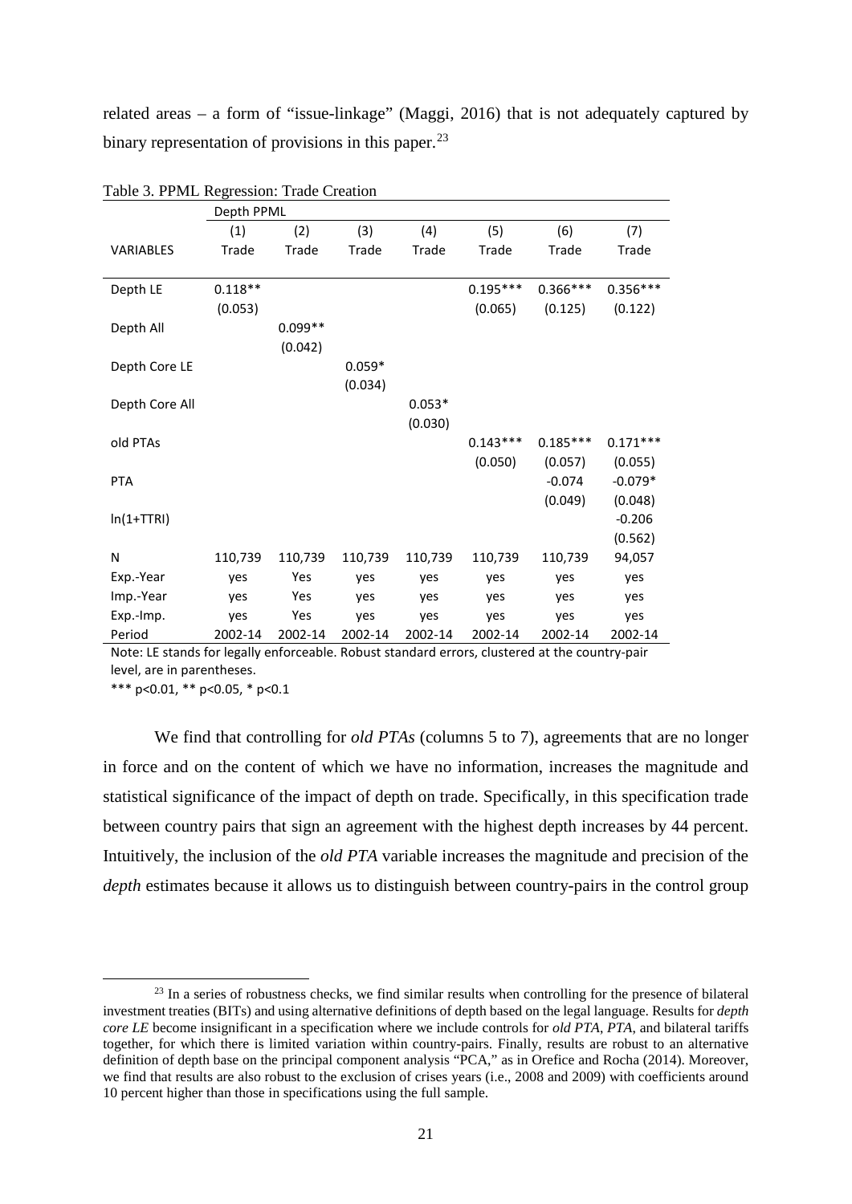related areas – a form of "issue-linkage" (Maggi, 2016) that is not adequately captured by binary representation of provisions in this paper.[23]

Table 3. PPML Regression: Trade Creation

| | Depth PPML | | | | | | |
|---|---|---|---|---|---|---|---|
| | (1) | (2) | (3) | (4) | (5) | (6) | (7) |
| VARIABLES | Trade | Trade | Trade | Trade | Trade | Trade | Trade |
| Depth LE | 0.118** | | | | 0.195*** | 0.366*** | 0.356*** |
| | (0.053) | | | | (0.065) | (0.125) | (0.122) |
| Depth All | | 0.099** | | | | | |
| | | (0.042) | | | | | |
| Depth Core LE | | | 0.059* | | | | |
| | | | (0.034) | | | | |
| Depth Core All | | | | 0.053* | | | |
| | | | | (0.030) | | | |
| old PTAs | | | | | 0.143*** | 0.185*** | 0.171*** |
| | | | | | (0.050) | (0.057) | (0.055) |
| PTA | | | | | | -0.074 | -0.079* |
| | | | | | | (0.049) | (0.048) |
| ln(1+TTRI) | | | | | | | -0.206 |
| | | | | | | | (0.562) |
| N | 110,739 | 110,739 | 110,739 | 110,739 | 110,739 | 110,739 | 94,057 |
| Exp.-Year | yes | Yes | yes | yes | yes | yes | yes |
| Imp.-Year | yes | Yes | yes | yes | yes | yes | yes |
| Exp.-Imp. | yes | Yes | yes | yes | yes | yes | yes |
| Period | 2002-14 | 2002-14 | 2002-14 | 2002-14 | 2002-14 | 2002-14 | 2002-14 |

Note: LE stands for legally enforceable. Robust standard errors, clustered at the country-pair level, are in parentheses.

*** p<0.01, ** p<0.05, * p<0.1

We find that controlling for *old PTAs* (columns 5 to 7), agreements that are no longer in force and on the content of which we have no information, increases the magnitude and statistical significance of the impact of depth on trade. Specifically, in this specification trade between country pairs that sign an agreement with the highest depth increases by 44 percent. Intuitively, the inclusion of the *old PTA* variable increases the magnitude and precision of the *depth* estimates because it allows us to distinguish between country-pairs in the control group

[23] In a series of robustness checks, we find similar results when controlling for the presence of bilateral investment treaties (BITs) and using alternative definitions of depth based on the legal language. Results for *depth core LE* become insignificant in a specification where we include controls for *old PTA*, *PTA*, and bilateral tariffs together, for which there is limited variation within country-pairs. Finally, results are robust to an alternative definition of depth base on the principal component analysis "PCA," as in Orefice and Rocha (2014). Moreover, we find that results are also robust to the exclusion of crises years (i.e., 2008 and 2009) with coefficients around 10 percent higher than those in specifications using the full sample.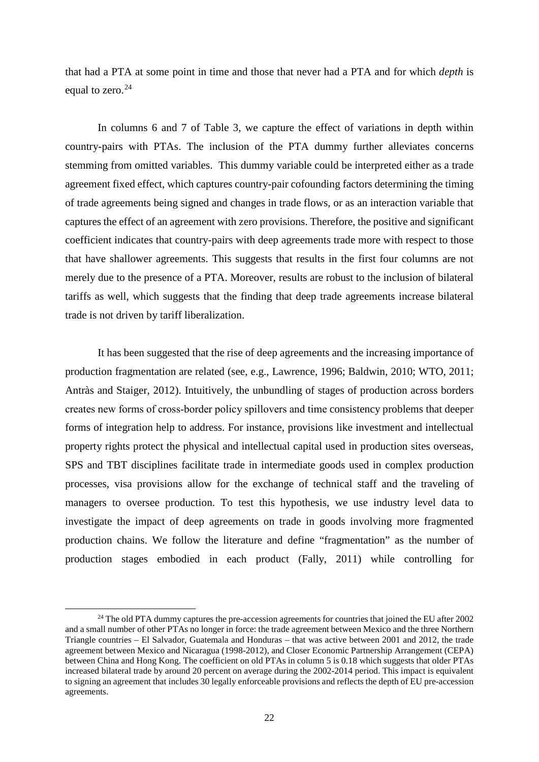that had a PTA at some point in time and those that never had a PTA and for which *depth* is equal to zero.[24]

In columns 6 and 7 of Table 3, we capture the effect of variations in depth within country-pairs with PTAs. The inclusion of the PTA dummy further alleviates concerns stemming from omitted variables. This dummy variable could be interpreted either as a trade agreement fixed effect, which captures country-pair cofounding factors determining the timing of trade agreements being signed and changes in trade flows, or as an interaction variable that captures the effect of an agreement with zero provisions. Therefore, the positive and significant coefficient indicates that country-pairs with deep agreements trade more with respect to those that have shallower agreements. This suggests that results in the first four columns are not merely due to the presence of a PTA. Moreover, results are robust to the inclusion of bilateral tariffs as well, which suggests that the finding that deep trade agreements increase bilateral trade is not driven by tariff liberalization.

It has been suggested that the rise of deep agreements and the increasing importance of production fragmentation are related (see, e.g., Lawrence, 1996; Baldwin, 2010; WTO, 2011; Antràs and Staiger, 2012). Intuitively, the unbundling of stages of production across borders creates new forms of cross-border policy spillovers and time consistency problems that deeper forms of integration help to address. For instance, provisions like investment and intellectual property rights protect the physical and intellectual capital used in production sites overseas, SPS and TBT disciplines facilitate trade in intermediate goods used in complex production processes, visa provisions allow for the exchange of technical staff and the traveling of managers to oversee production. To test this hypothesis, we use industry level data to investigate the impact of deep agreements on trade in goods involving more fragmented production chains. We follow the literature and define "fragmentation" as the number of production stages embodied in each product (Fally, 2011) while controlling for

[24] The old PTA dummy captures the pre-accession agreements for countries that joined the EU after 2002 and a small number of other PTAs no longer in force: the trade agreement between Mexico and the three Northern Triangle countries – El Salvador, Guatemala and Honduras – that was active between 2001 and 2012, the trade agreement between Mexico and Nicaragua (1998-2012), and Closer Economic Partnership Arrangement (CEPA) between China and Hong Kong. The coefficient on old PTAs in column 5 is 0.18 which suggests that older PTAs increased bilateral trade by around 20 percent on average during the 2002-2014 period. This impact is equivalent to signing an agreement that includes 30 legally enforceable provisions and reflects the depth of EU pre-accession agreements.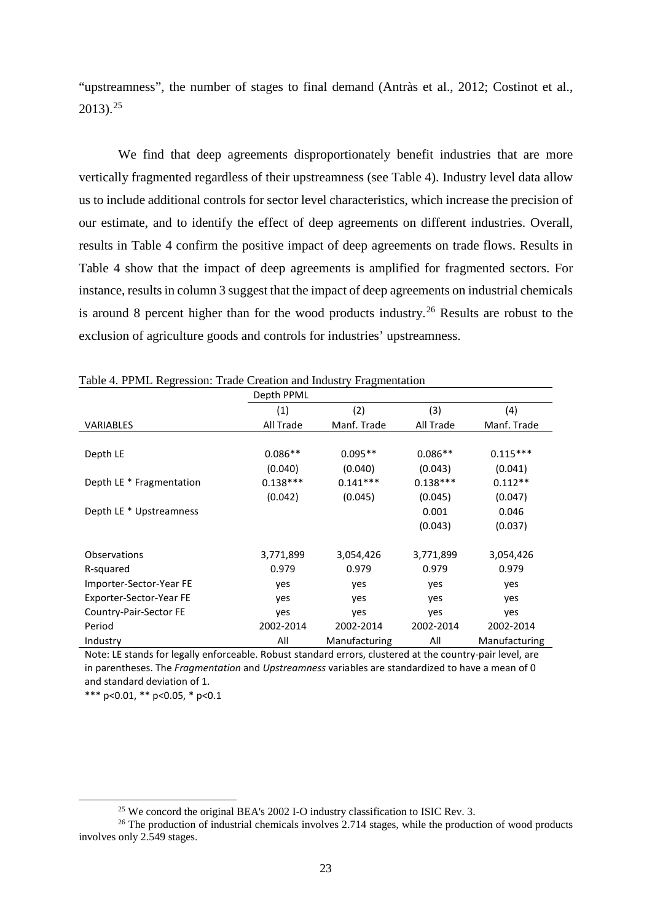"upstreamness", the number of stages to final demand (Antràs et al., 2012; Costinot et al., 2013).[25]

We find that deep agreements disproportionately benefit industries that are more vertically fragmented regardless of their upstreamness (see Table 4). Industry level data allow us to include additional controls for sector level characteristics, which increase the precision of our estimate, and to identify the effect of deep agreements on different industries. Overall, results in Table 4 confirm the positive impact of deep agreements on trade flows. Results in Table 4 show that the impact of deep agreements is amplified for fragmented sectors. For instance, results in column 3 suggest that the impact of deep agreements on industrial chemicals is around 8 percent higher than for the wood products industry.[26] Results are robust to the exclusion of agriculture goods and controls for industries' upstreamness.

Table 4. PPML Regression: Trade Creation and Industry Fragmentation

| | Depth PPML | | | |
|---|---|---|---|---|
| | (1) | (2) | (3) | (4) |
| VARIABLES | All Trade | Manf. Trade | All Trade | Manf. Trade |
| Depth LE | 0.086** | 0.095** | 0.086** | 0.115*** |
| | (0.040) | (0.040) | (0.043) | (0.041) |
| Depth LE * Fragmentation | 0.138*** | 0.141*** | 0.138*** | 0.112** |
| | (0.042) | (0.045) | (0.045) | (0.047) |
| Depth LE * Upstreamness | | | 0.001 | 0.046 |
| | | | (0.043) | (0.037) |
| Observations | 3,771,899 | 3,054,426 | 3,771,899 | 3,054,426 |
| R-squared | 0.979 | 0.979 | 0.979 | 0.979 |
| Importer-Sector-Year FE | yes | yes | yes | yes |
| Exporter-Sector-Year FE | yes | yes | yes | yes |
| Country-Pair-Sector FE | yes | yes | yes | yes |
| Period | 2002-2014 | 2002-2014 | 2002-2014 | 2002-2014 |
| Industry | All | Manufacturing | All | Manufacturing |

Note: LE stands for legally enforceable. Robust standard errors, clustered at the country-pair level, are in parentheses. The *Fragmentation* and *Upstreamness* variables are standardized to have a mean of 0 and standard deviation of 1.

*** p<0.01, ** p<0.05, * p<0.1

[25] We concord the original BEA's 2002 I-O industry classification to ISIC Rev. 3.

[26] The production of industrial chemicals involves 2.714 stages, while the production of wood products involves only 2.549 stages.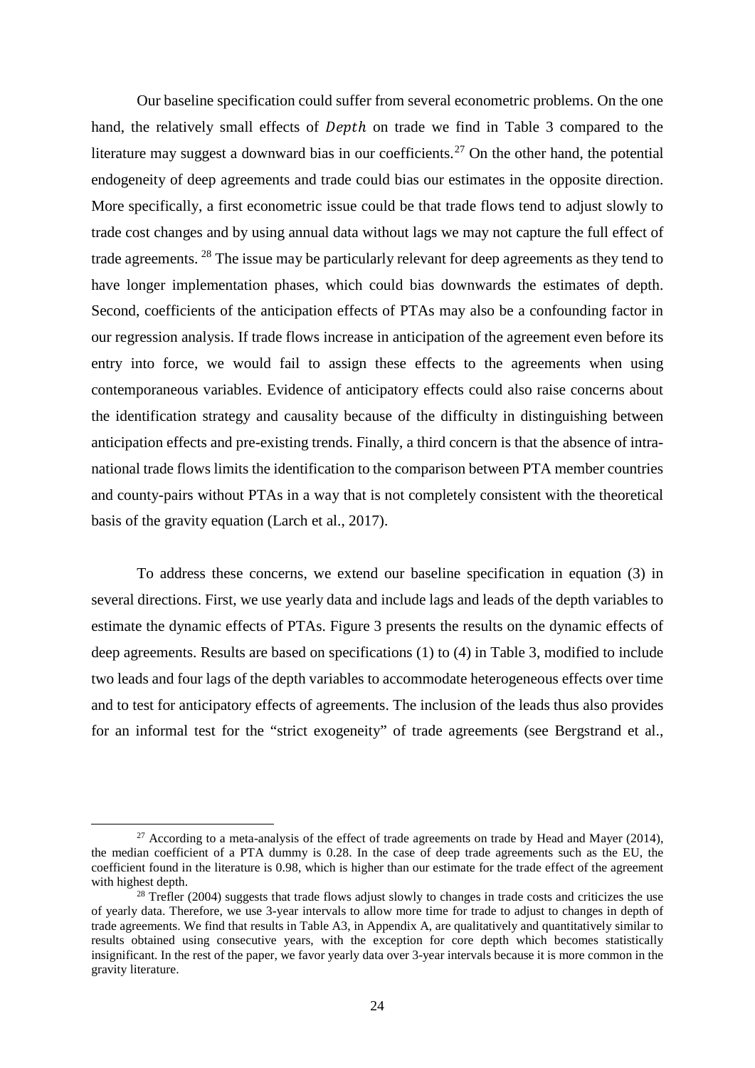Our baseline specification could suffer from several econometric problems. On the one hand, the relatively small effects of $Depth$ on trade we find in Table 3 compared to the literature may suggest a downward bias in our coefficients.[27] On the other hand, the potential endogeneity of deep agreements and trade could bias our estimates in the opposite direction. More specifically, a first econometric issue could be that trade flows tend to adjust slowly to trade cost changes and by using annual data without lags we may not capture the full effect of trade agreements. [28] The issue may be particularly relevant for deep agreements as they tend to have longer implementation phases, which could bias downwards the estimates of depth. Second, coefficients of the anticipation effects of PTAs may also be a confounding factor in our regression analysis. If trade flows increase in anticipation of the agreement even before its entry into force, we would fail to assign these effects to the agreements when using contemporaneous variables. Evidence of anticipatory effects could also raise concerns about the identification strategy and causality because of the difficulty in distinguishing between anticipation effects and pre-existing trends. Finally, a third concern is that the absence of intra-national trade flows limits the identification to the comparison between PTA member countries and county-pairs without PTAs in a way that is not completely consistent with the theoretical basis of the gravity equation (Larch et al., 2017).

To address these concerns, we extend our baseline specification in equation (3) in several directions. First, we use yearly data and include lags and leads of the depth variables to estimate the dynamic effects of PTAs. Figure 3 presents the results on the dynamic effects of deep agreements. Results are based on specifications (1) to (4) in Table 3, modified to include two leads and four lags of the depth variables to accommodate heterogeneous effects over time and to test for anticipatory effects of agreements. The inclusion of the leads thus also provides for an informal test for the "strict exogeneity" of trade agreements (see Bergstrand et al.,

[27] According to a meta-analysis of the effect of trade agreements on trade by Head and Mayer (2014), the median coefficient of a PTA dummy is 0.28. In the case of deep trade agreements such as the EU, the coefficient found in the literature is 0.98, which is higher than our estimate for the trade effect of the agreement with highest depth.

[28] Trefler (2004) suggests that trade flows adjust slowly to changes in trade costs and criticizes the use of yearly data. Therefore, we use 3-year intervals to allow more time for trade to adjust to changes in depth of trade agreements. We find that results in Table A3, in Appendix A, are qualitatively and quantitatively similar to results obtained using consecutive years, with the exception for core depth which becomes statistically insignificant. In the rest of the paper, we favor yearly data over 3-year intervals because it is more common in the gravity literature.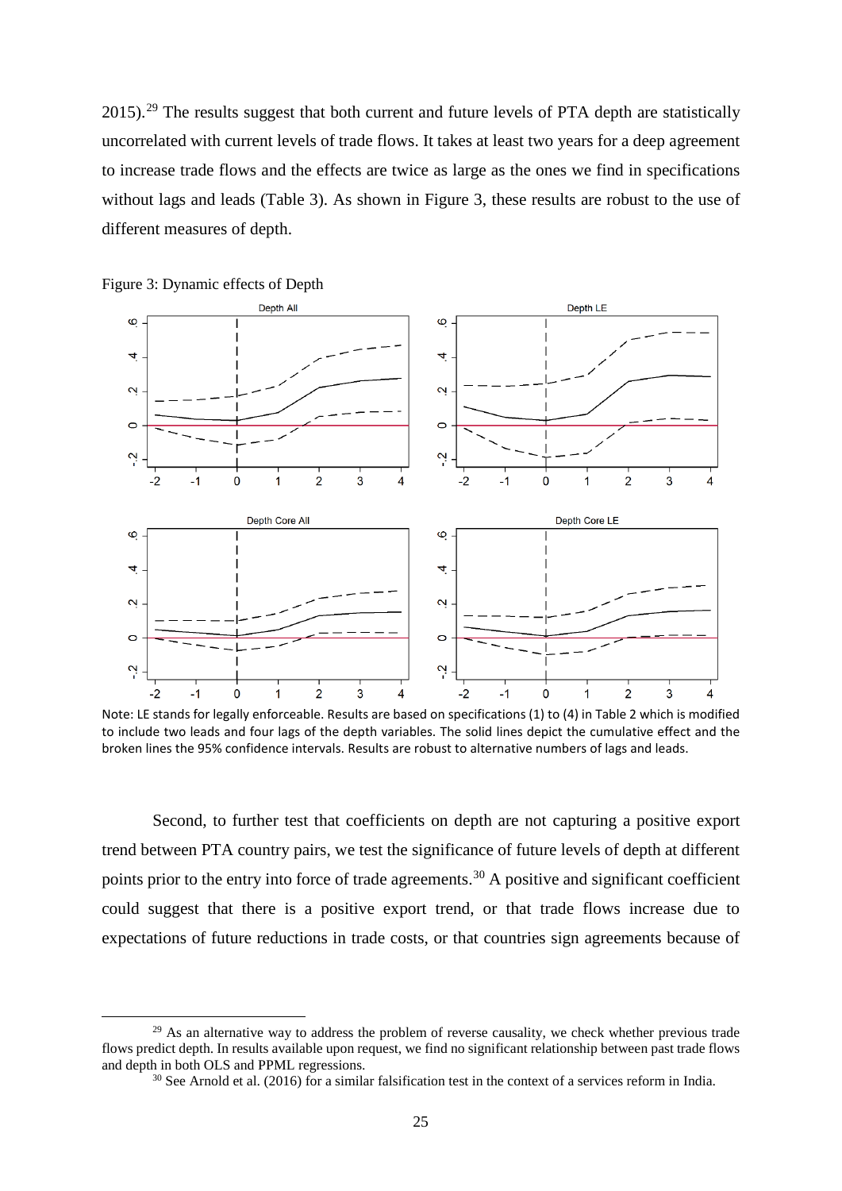2015).[29] The results suggest that both current and future levels of PTA depth are statistically uncorrelated with current levels of trade flows. It takes at least two years for a deep agreement to increase trade flows and the effects are twice as large as the ones we find in specifications without lags and leads (Table 3). As shown in Figure 3, these results are robust to the use of different measures of depth.

Figure 3: Dynamic effects of Depth

Note: LE stands for legally enforceable. Results are based on specifications (1) to (4) in Table 2 which is modified to include two leads and four lags of the depth variables. The solid lines depict the cumulative effect and the broken lines the 95% confidence intervals. Results are robust to alternative numbers of lags and leads.

Second, to further test that coefficients on depth are not capturing a positive export trend between PTA country pairs, we test the significance of future levels of depth at different points prior to the entry into force of trade agreements.[30] A positive and significant coefficient could suggest that there is a positive export trend, or that trade flows increase due to expectations of future reductions in trade costs, or that countries sign agreements because of

[29] As an alternative way to address the problem of reverse causality, we check whether previous trade flows predict depth. In results available upon request, we find no significant relationship between past trade flows and depth in both OLS and PPML regressions.

[30] See Arnold et al. (2016) for a similar falsification test in the context of a services reform in India.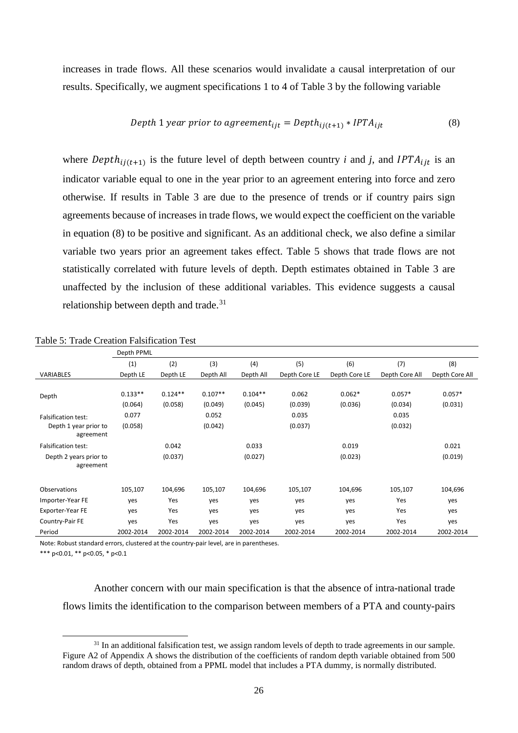increases in trade flows. All these scenarios would invalidate a causal interpretation of our results. Specifically, we augment specifications 1 to 4 of Table 3 by the following variable

$$Depth\ 1\ year\ prior\ to\ agreement_{ijt} = Depth_{ij(t+1)} * IPTA_{ijt} \tag{8}$$

where $Depth_{ij(t+1)}$ is the future level of depth between country *i* and *j*, and $IPTA_{ijt}$ is an indicator variable equal to one in the year prior to an agreement entering into force and zero otherwise. If results in Table 3 are due to the presence of trends or if country pairs sign agreements because of increases in trade flows, we would expect the coefficient on the variable in equation (8) to be positive and significant. As an additional check, we also define a similar variable two years prior an agreement takes effect. Table 5 shows that trade flows are not statistically correlated with future levels of depth. Depth estimates obtained in Table 3 are unaffected by the inclusion of these additional variables. This evidence suggests a causal relationship between depth and trade.[31]

Table 5: Trade Creation Falsification Test

| | Depth PPML | | | | | | | |
|---|---|---|---|---|---|---|---|---|
| | (1) | (2) | (3) | (4) | (5) | (6) | (7) | (8) |
| VARIABLES | Depth LE | Depth LE | Depth All | Depth All | Depth Core LE | Depth Core LE | Depth Core All | Depth Core All |
| Depth | 0.133** | 0.124** | 0.107** | 0.104** | 0.062 | 0.062* | 0.057* | 0.057* |
| | (0.064) | (0.058) | (0.049) | (0.045) | (0.039) | (0.036) | (0.034) | (0.031) |
| Falsification test: Depth 1 year prior to agreement | 0.077 | | 0.052 | | 0.035 | | 0.035 | |
| | (0.058) | | (0.042) | | (0.037) | | (0.032) | |
| Falsification test: Depth 2 years prior to agreement | | 0.042 | | 0.033 | | 0.019 | | 0.021 |
| | | (0.037) | | (0.027) | | (0.023) | | (0.019) |
| Observations | 105,107 | 104,696 | 105,107 | 104,696 | 105,107 | 104,696 | 105,107 | 104,696 |
| Importer-Year FE | yes | Yes | yes | yes | yes | yes | Yes | yes |
| Exporter-Year FE | yes | Yes | yes | yes | yes | yes | Yes | yes |
| Country-Pair FE | yes | Yes | yes | yes | yes | yes | Yes | yes |
| Period | 2002-2014 | 2002-2014 | 2002-2014 | 2002-2014 | 2002-2014 | 2002-2014 | 2002-2014 | 2002-2014 |

Note: Robust standard errors, clustered at the country-pair level, are in parentheses.

*** p<0.01, ** p<0.05, * p<0.1

Another concern with our main specification is that the absence of intra-national trade flows limits the identification to the comparison between members of a PTA and county-pairs

[31] In an additional falsification test, we assign random levels of depth to trade agreements in our sample. Figure A2 of Appendix A shows the distribution of the coefficients of random depth variable obtained from 500 random draws of depth, obtained from a PPML model that includes a PTA dummy, is normally distributed.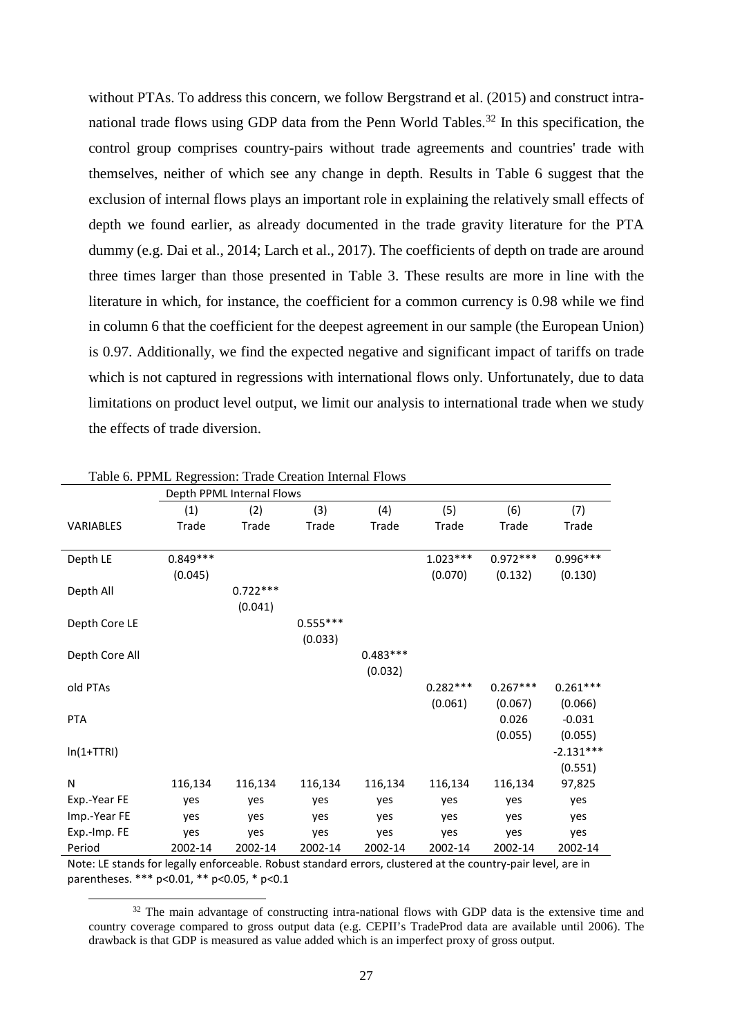without PTAs. To address this concern, we follow Bergstrand et al. (2015) and construct intra-national trade flows using GDP data from the Penn World Tables.[32] In this specification, the control group comprises country-pairs without trade agreements and countries' trade with themselves, neither of which see any change in depth. Results in Table 6 suggest that the exclusion of internal flows plays an important role in explaining the relatively small effects of depth we found earlier, as already documented in the trade gravity literature for the PTA dummy (e.g. Dai et al., 2014; Larch et al., 2017). The coefficients of depth on trade are around three times larger than those presented in Table 3. These results are more in line with the literature in which, for instance, the coefficient for a common currency is 0.98 while we find in column 6 that the coefficient for the deepest agreement in our sample (the European Union) is 0.97. Additionally, we find the expected negative and significant impact of tariffs on trade which is not captured in regressions with international flows only. Unfortunately, due to data limitations on product level output, we limit our analysis to international trade when we study the effects of trade diversion.

Table 6. PPML Regression: Trade Creation Internal Flows

| | Depth PPML Internal Flows | | | | | | |
|---|---|---|---|---|---|---|---|
| | (1) | (2) | (3) | (4) | (5) | (6) | (7) |
| VARIABLES | Trade | Trade | Trade | Trade | Trade | Trade | Trade |
| Depth LE | 0.849*** | | | | 1.023*** | 0.972*** | 0.996*** |
| | (0.045) | | | | (0.070) | (0.132) | (0.130) |
| Depth All | | 0.722*** | | | | | |
| | | (0.041) | | | | | |
| Depth Core LE | | | 0.555*** | | | | |
| | | | (0.033) | | | | |
| Depth Core All | | | | 0.483*** | | | |
| | | | | (0.032) | | | |
| old PTAs | | | | | 0.282*** | 0.267*** | 0.261*** |
| | | | | | (0.061) | (0.067) | (0.066) |
| PTA | | | | | | 0.026 | -0.031 |
| | | | | | | (0.055) | (0.055) |
| ln(1+TTRI) | | | | | | | -2.131*** |
| | | | | | | | (0.551) |
| N | 116,134 | 116,134 | 116,134 | 116,134 | 116,134 | 116,134 | 97,825 |
| Exp.-Year FE | yes | yes | yes | yes | yes | yes | yes |
| Imp.-Year FE | yes | yes | yes | yes | yes | yes | yes |
| Exp.-Imp. FE | yes | yes | yes | yes | yes | yes | yes |
| Period | 2002-14 | 2002-14 | 2002-14 | 2002-14 | 2002-14 | 2002-14 | 2002-14 |

Note: LE stands for legally enforceable. Robust standard errors, clustered at the country-pair level, are in parentheses. *** p<0.01, ** p<0.05, * p<0.1

[32] The main advantage of constructing intra-national flows with GDP data is the extensive time and country coverage compared to gross output data (e.g. CEPII's TradeProd data are available until 2006). The drawback is that GDP is measured as value added which is an imperfect proxy of gross output.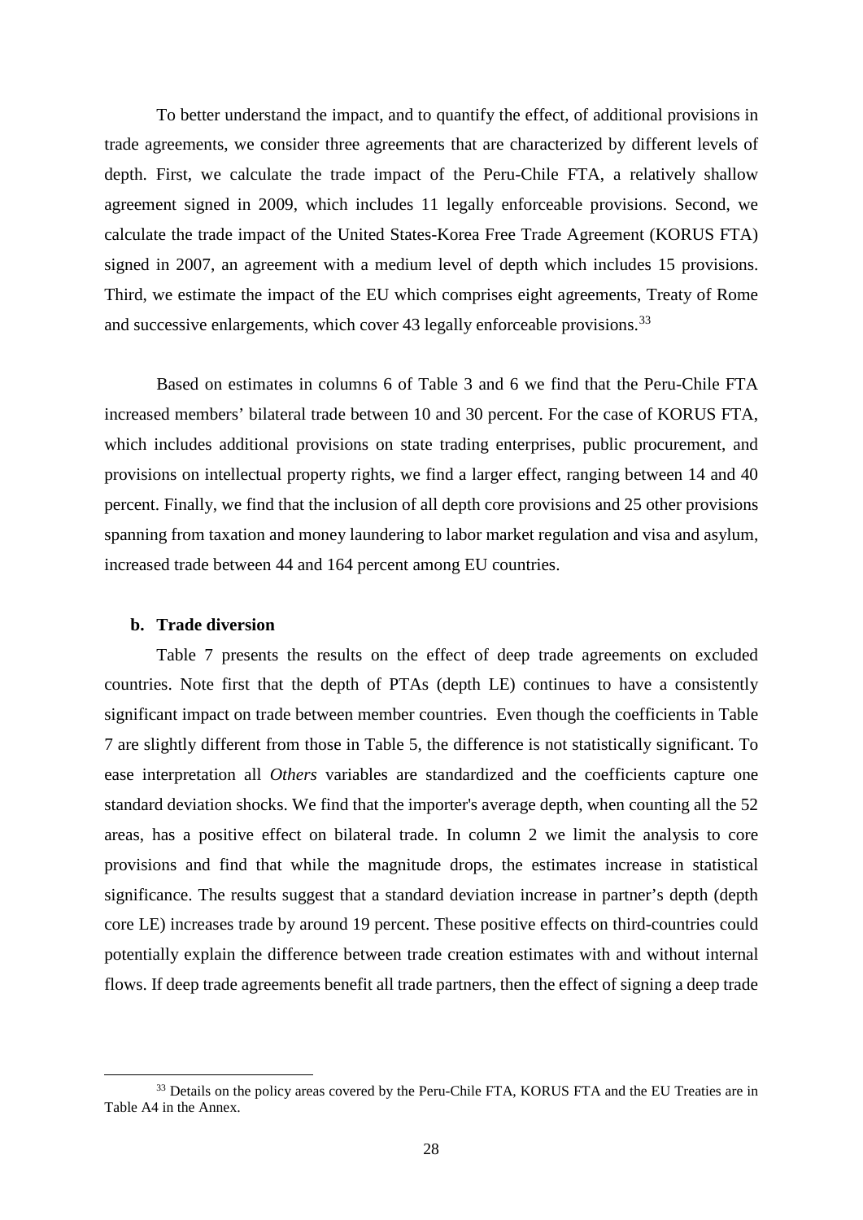To better understand the impact, and to quantify the effect, of additional provisions in trade agreements, we consider three agreements that are characterized by different levels of depth. First, we calculate the trade impact of the Peru-Chile FTA, a relatively shallow agreement signed in 2009, which includes 11 legally enforceable provisions. Second, we calculate the trade impact of the United States-Korea Free Trade Agreement (KORUS FTA) signed in 2007, an agreement with a medium level of depth which includes 15 provisions. Third, we estimate the impact of the EU which comprises eight agreements, Treaty of Rome and successive enlargements, which cover 43 legally enforceable provisions.[33]

Based on estimates in columns 6 of Table 3 and 6 we find that the Peru-Chile FTA increased members' bilateral trade between 10 and 30 percent. For the case of KORUS FTA, which includes additional provisions on state trading enterprises, public procurement, and provisions on intellectual property rights, we find a larger effect, ranging between 14 and 40 percent. Finally, we find that the inclusion of all depth core provisions and 25 other provisions spanning from taxation and money laundering to labor market regulation and visa and asylum, increased trade between 44 and 164 percent among EU countries.

**b. Trade diversion**

Table 7 presents the results on the effect of deep trade agreements on excluded countries. Note first that the depth of PTAs (depth LE) continues to have a consistently significant impact on trade between member countries. Even though the coefficients in Table 7 are slightly different from those in Table 5, the difference is not statistically significant. To ease interpretation all *Others* variables are standardized and the coefficients capture one standard deviation shocks. We find that the importer's average depth, when counting all the 52 areas, has a positive effect on bilateral trade. In column 2 we limit the analysis to core provisions and find that while the magnitude drops, the estimates increase in statistical significance. The results suggest that a standard deviation increase in partner's depth (depth core LE) increases trade by around 19 percent. These positive effects on third-countries could potentially explain the difference between trade creation estimates with and without internal flows. If deep trade agreements benefit all trade partners, then the effect of signing a deep trade

[33] Details on the policy areas covered by the Peru-Chile FTA, KORUS FTA and the EU Treaties are in Table A4 in the Annex.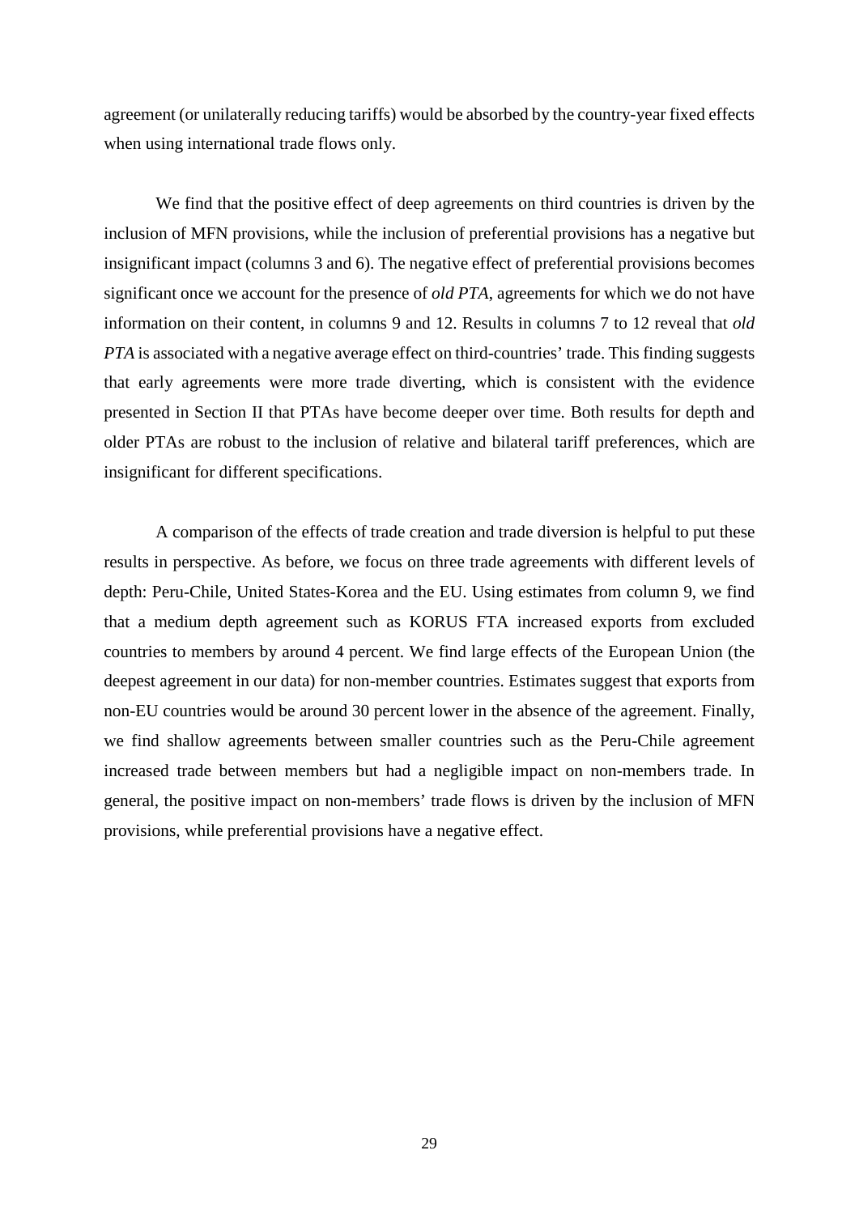agreement (or unilaterally reducing tariffs) would be absorbed by the country-year fixed effects when using international trade flows only.

We find that the positive effect of deep agreements on third countries is driven by the inclusion of MFN provisions, while the inclusion of preferential provisions has a negative but insignificant impact (columns 3 and 6). The negative effect of preferential provisions becomes significant once we account for the presence of *old PTA*, agreements for which we do not have information on their content, in columns 9 and 12. Results in columns 7 to 12 reveal that *old PTA* is associated with a negative average effect on third-countries' trade. This finding suggests that early agreements were more trade diverting, which is consistent with the evidence presented in Section II that PTAs have become deeper over time. Both results for depth and older PTAs are robust to the inclusion of relative and bilateral tariff preferences, which are insignificant for different specifications.

A comparison of the effects of trade creation and trade diversion is helpful to put these results in perspective. As before, we focus on three trade agreements with different levels of depth: Peru-Chile, United States-Korea and the EU. Using estimates from column 9, we find that a medium depth agreement such as KORUS FTA increased exports from excluded countries to members by around 4 percent. We find large effects of the European Union (the deepest agreement in our data) for non-member countries. Estimates suggest that exports from non-EU countries would be around 30 percent lower in the absence of the agreement. Finally, we find shallow agreements between smaller countries such as the Peru-Chile agreement increased trade between members but had a negligible impact on non-members trade. In general, the positive impact on non-members' trade flows is driven by the inclusion of MFN provisions, while preferential provisions have a negative effect.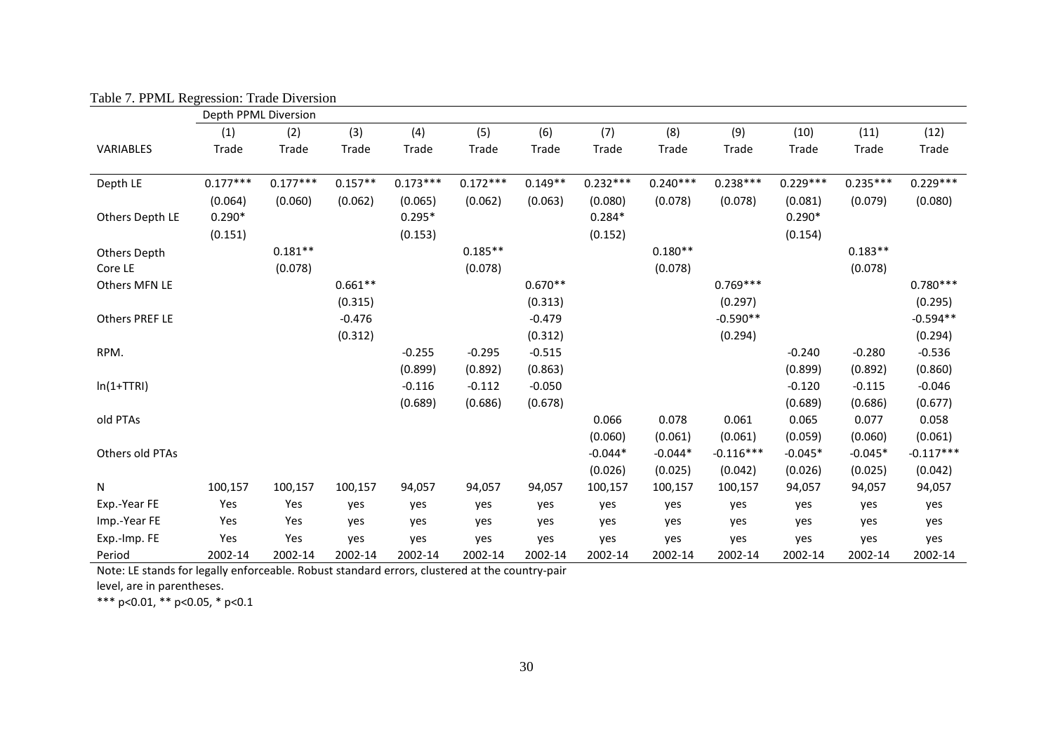Table 7. PPML Regression: Trade Diversion

| | Depth PPML Diversion | | | | | | | | | | | |
|---|---|---|---|---|---|---|---|---|---|---|---|---|
| | (1) | (2) | (3) | (4) | (5) | (6) | (7) | (8) | (9) | (10) | (11) | (12) |
| VARIABLES | Trade | Trade | Trade | Trade | Trade | Trade | Trade | Trade | Trade | Trade | Trade | Trade |
| Depth LE | 0.177*** | 0.177*** | 0.157** | 0.173*** | 0.172*** | 0.149** | 0.232*** | 0.240*** | 0.238*** | 0.229*** | 0.235*** | 0.229*** |
| | (0.064) | (0.060) | (0.062) | (0.065) | (0.062) | (0.063) | (0.080) | (0.078) | (0.078) | (0.081) | (0.079) | (0.080) |
| Others Depth LE | 0.290* | | | 0.295* | | | 0.284* | | | 0.290* | | |
| | (0.151) | | | (0.153) | | | (0.152) | | | (0.154) | | |
| Others Depth Core LE | | 0.181** | | | 0.185** | | | 0.180** | | | 0.183** | |
| | | (0.078) | | | (0.078) | | | (0.078) | | | (0.078) | |
| Others MFN LE | | | 0.661** | | | 0.670** | | | 0.769*** | | | 0.780*** |
| | | | (0.315) | | | (0.313) | | | (0.297) | | | (0.295) |
| Others PREF LE | | | -0.476 | | | -0.479 | | | -0.590** | | | -0.594** |
| | | | (0.312) | | | (0.312) | | | (0.294) | | | (0.294) |
| RPM. | | | | -0.255 | -0.295 | -0.515 | | | | -0.240 | -0.280 | -0.536 |
| | | | | (0.899) | (0.892) | (0.863) | | | | (0.899) | (0.892) | (0.860) |
| ln(1+TTRI) | | | | -0.116 | -0.112 | -0.050 | | | | -0.120 | -0.115 | -0.046 |
| | | | | (0.689) | (0.686) | (0.678) | | | | (0.689) | (0.686) | (0.677) |
| old PTAs | | | | | | | 0.066 | 0.078 | 0.061 | 0.065 | 0.077 | 0.058 |
| | | | | | | | (0.060) | (0.061) | (0.061) | (0.059) | (0.060) | (0.061) |
| Others old PTAs | | | | | | | -0.044* | -0.044* | -0.116*** | -0.045* | -0.045* | -0.117*** |
| | | | | | | | (0.026) | (0.025) | (0.042) | (0.026) | (0.025) | (0.042) |
| N | 100,157 | 100,157 | 100,157 | 94,057 | 94,057 | 94,057 | 100,157 | 100,157 | 100,157 | 94,057 | 94,057 | 94,057 |
| Exp.-Year FE | Yes | Yes | yes | yes | yes | yes | yes | yes | yes | yes | yes | yes |
| Imp.-Year FE | Yes | Yes | yes | yes | yes | yes | yes | yes | yes | yes | yes | yes |
| Exp.-Imp. FE | Yes | Yes | yes | yes | yes | yes | yes | yes | yes | yes | yes | yes |
| Period | 2002-14 | 2002-14 | 2002-14 | 2002-14 | 2002-14 | 2002-14 | 2002-14 | 2002-14 | 2002-14 | 2002-14 | 2002-14 | 2002-14 |

Note: LE stands for legally enforceable. Robust standard errors, clustered at the country-pair level, are in parentheses.

*** p<0.01, ** p<0.05, * p<0.1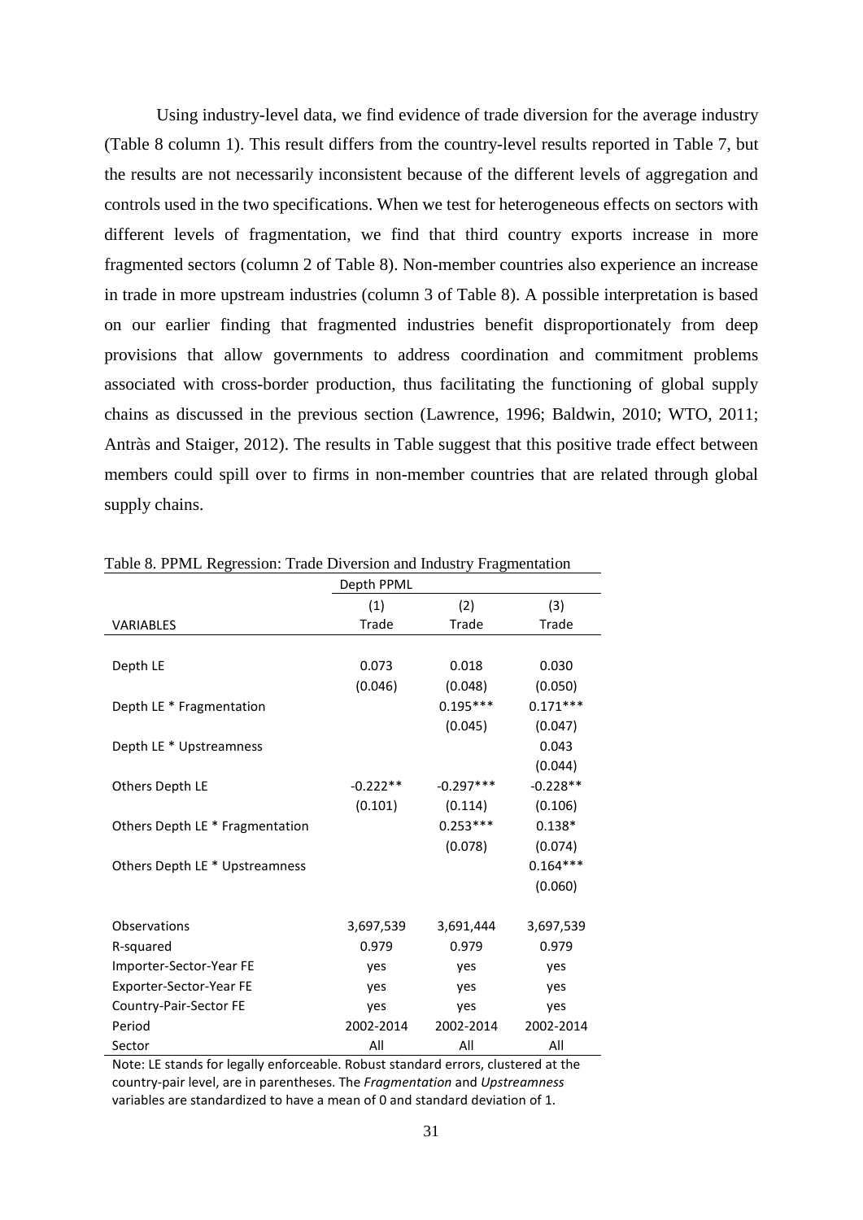Using industry-level data, we find evidence of trade diversion for the average industry (Table 8 column 1). This result differs from the country-level results reported in Table 7, but the results are not necessarily inconsistent because of the different levels of aggregation and controls used in the two specifications. When we test for heterogeneous effects on sectors with different levels of fragmentation, we find that third country exports increase in more fragmented sectors (column 2 of Table 8). Non-member countries also experience an increase in trade in more upstream industries (column 3 of Table 8). A possible interpretation is based on our earlier finding that fragmented industries benefit disproportionately from deep provisions that allow governments to address coordination and commitment problems associated with cross-border production, thus facilitating the functioning of global supply chains as discussed in the previous section (Lawrence, 1996; Baldwin, 2010; WTO, 2011; Antràs and Staiger, 2012). The results in Table suggest that this positive trade effect between members could spill over to firms in non-member countries that are related through global supply chains.

Table 8. PPML Regression: Trade Diversion and Industry Fragmentation

| | Depth PPML | | |
|---|---|---|---|
| | (1) | (2) | (3) |
| VARIABLES | Trade | Trade | Trade |
| Depth LE | 0.073 | 0.018 | 0.030 |
| | (0.046) | (0.048) | (0.050) |
| Depth LE * Fragmentation | | 0.195*** | 0.171*** |
| | | (0.045) | (0.047) |
| Depth LE * Upstreamness | | | 0.043 |
| | | | (0.044) |
| Others Depth LE | -0.222** | -0.297*** | -0.228** |
| | (0.101) | (0.114) | (0.106) |
| Others Depth LE * Fragmentation | | 0.253*** | 0.138* |
| | | (0.078) | (0.074) |
| Others Depth LE * Upstreamness | | | 0.164*** |
| | | | (0.060) |
| Observations | 3,697,539 | 3,691,444 | 3,697,539 |
| R-squared | 0.979 | 0.979 | 0.979 |
| Importer-Sector-Year FE | yes | yes | yes |
| Exporter-Sector-Year FE | yes | yes | yes |
| Country-Pair-Sector FE | yes | yes | yes |
| Period | 2002-2014 | 2002-2014 | 2002-2014 |
| Sector | All | All | All |

Note: LE stands for legally enforceable. Robust standard errors, clustered at the country-pair level, are in parentheses. The *Fragmentation* and *Upstreamness* variables are standardized to have a mean of 0 and standard deviation of 1.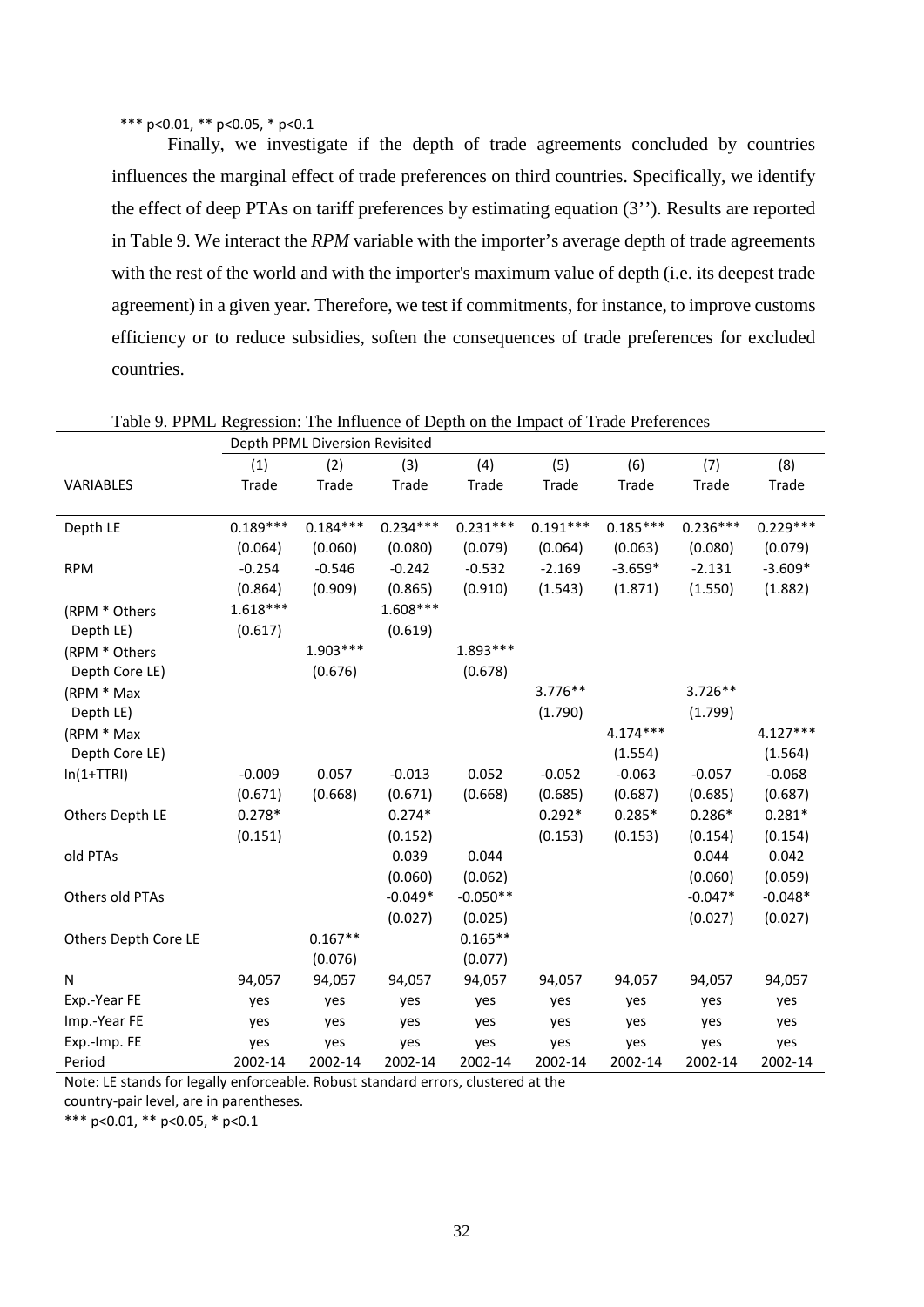*** p<0.01, ** p<0.05, * p<0.1

Finally, we investigate if the depth of trade agreements concluded by countries influences the marginal effect of trade preferences on third countries. Specifically, we identify the effect of deep PTAs on tariff preferences by estimating equation (3''). Results are reported in Table 9. We interact the *RPM* variable with the importer's average depth of trade agreements with the rest of the world and with the importer's maximum value of depth (i.e. its deepest trade agreement) in a given year. Therefore, we test if commitments, for instance, to improve customs efficiency or to reduce subsidies, soften the consequences of trade preferences for excluded countries.

Table 9. PPML Regression: The Influence of Depth on the Impact of Trade Preferences

| | Depth PPML Diversion Revisited | | | | | | | |
|---|---|---|---|---|---|---|---|---|
| | (1) | (2) | (3) | (4) | (5) | (6) | (7) | (8) |
| VARIABLES | Trade | Trade | Trade | Trade | Trade | Trade | Trade | Trade |
| Depth LE | 0.189*** | 0.184*** | 0.234*** | 0.231*** | 0.191*** | 0.185*** | 0.236*** | 0.229*** |
| | (0.064) | (0.060) | (0.080) | (0.079) | (0.064) | (0.063) | (0.080) | (0.079) |
| RPM | -0.254 | -0.546 | -0.242 | -0.532 | -2.169 | -3.659* | -2.131 | -3.609* |
| | (0.864) | (0.909) | (0.865) | (0.910) | (1.543) | (1.871) | (1.550) | (1.882) |
| (RPM * Others Depth LE) | 1.618*** | | 1.608*** | | | | | |
| | (0.617) | | (0.619) | | | | | |
| (RPM * Others Depth Core LE) | | 1.903*** | | 1.893*** | | | | |
| | | (0.676) | | (0.678) | | | | |
| (RPM * Max Depth LE) | | | | | 3.776** | | 3.726** | |
| | | | | | (1.790) | | (1.799) | |
| (RPM * Max Depth Core LE) | | | | | | 4.174*** | | 4.127*** |
| | | | | | | (1.554) | | (1.564) |
| ln(1+TTRI) | -0.009 | 0.057 | -0.013 | 0.052 | -0.052 | -0.063 | -0.057 | -0.068 |
| | (0.671) | (0.668) | (0.671) | (0.668) | (0.685) | (0.687) | (0.685) | (0.687) |
| Others Depth LE | 0.278* | | 0.274* | | 0.292* | 0.285* | 0.286* | 0.281* |
| | (0.151) | | (0.152) | | (0.153) | (0.153) | (0.154) | (0.154) |
| old PTAs | | | 0.039 | 0.044 | | | 0.044 | 0.042 |
| | | | (0.060) | (0.062) | | | (0.060) | (0.059) |
| Others old PTAs | | | -0.049* | -0.050** | | | -0.047* | -0.048* |
| | | | (0.027) | (0.025) | | | (0.027) | (0.027) |
| Others Depth Core LE | | 0.167** | | 0.165** | | | | |
| | | (0.076) | | (0.077) | | | | |
| N | 94,057 | 94,057 | 94,057 | 94,057 | 94,057 | 94,057 | 94,057 | 94,057 |
| Exp.-Year FE | yes | yes | yes | yes | yes | yes | yes | yes |
| Imp.-Year FE | yes | yes | yes | yes | yes | yes | yes | yes |
| Exp.-Imp. FE | yes | yes | yes | yes | yes | yes | yes | yes |
| Period | 2002-14 | 2002-14 | 2002-14 | 2002-14 | 2002-14 | 2002-14 | 2002-14 | 2002-14 |

Note: LE stands for legally enforceable. Robust standard errors, clustered at the country-pair level, are in parentheses.

*** p<0.01, ** p<0.05, * p<0.1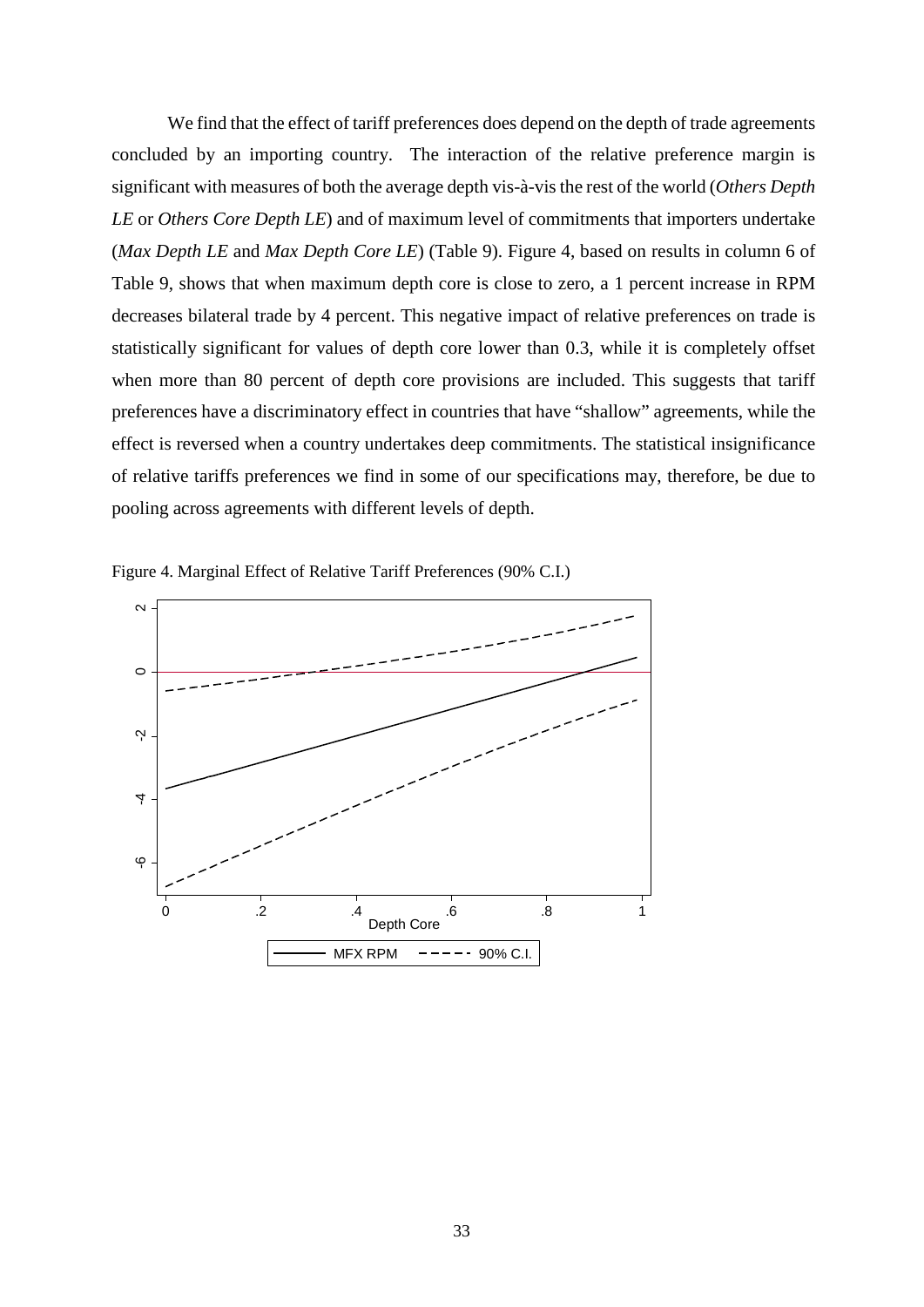We find that the effect of tariff preferences does depend on the depth of trade agreements concluded by an importing country. The interaction of the relative preference margin is significant with measures of both the average depth vis-à-vis the rest of the world (*Others Depth LE* or *Others Core Depth LE*) and of maximum level of commitments that importers undertake (*Max Depth LE* and *Max Depth Core LE*) (Table 9). Figure 4, based on results in column 6 of Table 9, shows that when maximum depth core is close to zero, a 1 percent increase in RPM decreases bilateral trade by 4 percent. This negative impact of relative preferences on trade is statistically significant for values of depth core lower than 0.3, while it is completely offset when more than 80 percent of depth core provisions are included. This suggests that tariff preferences have a discriminatory effect in countries that have "shallow" agreements, while the effect is reversed when a country undertakes deep commitments. The statistical insignificance of relative tariffs preferences we find in some of our specifications may, therefore, be due to pooling across agreements with different levels of depth.

Figure 4. Marginal Effect of Relative Tariff Preferences (90% C.I.)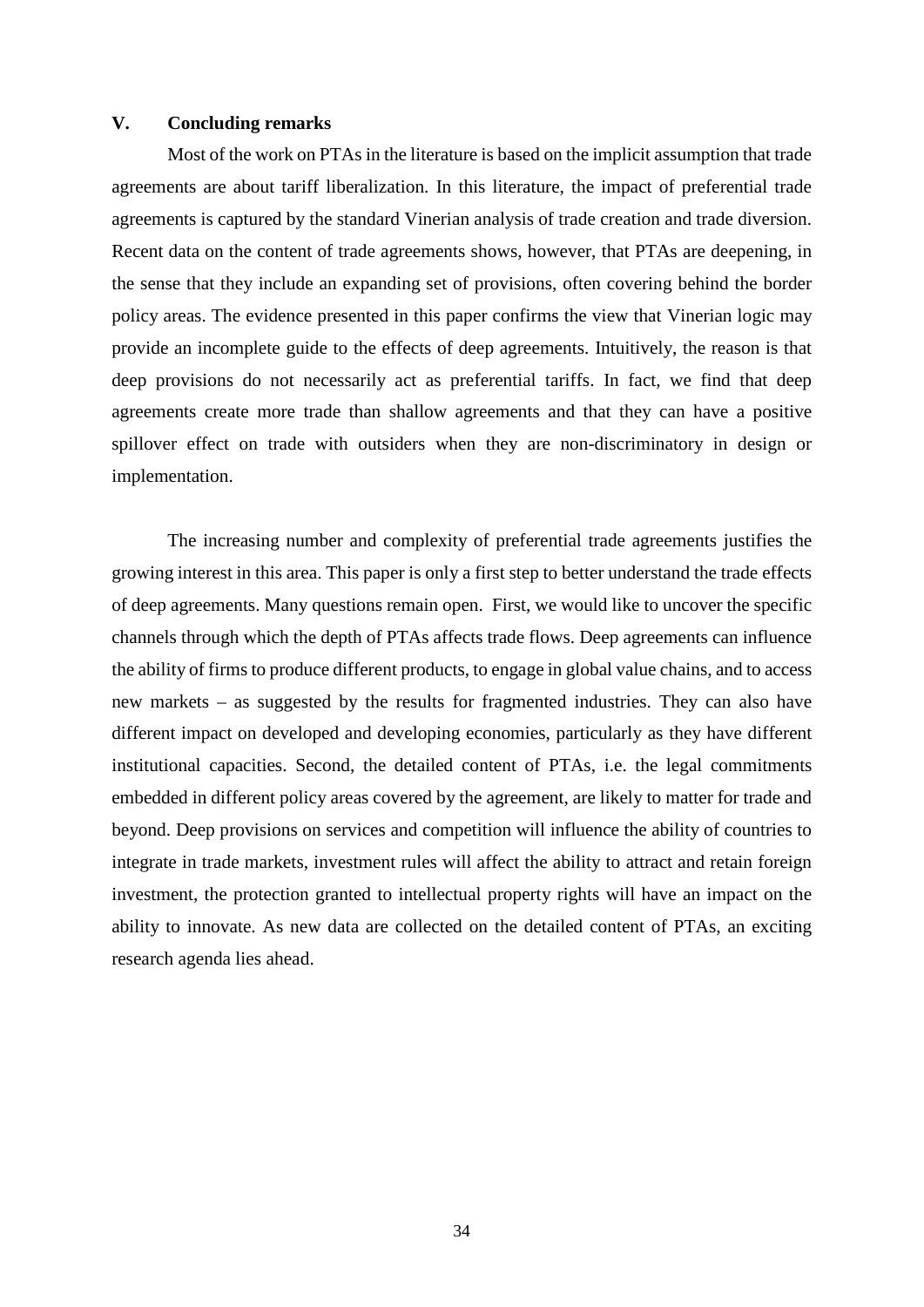## V. Concluding remarks

Most of the work on PTAs in the literature is based on the implicit assumption that trade agreements are about tariff liberalization. In this literature, the impact of preferential trade agreements is captured by the standard Vinerian analysis of trade creation and trade diversion. Recent data on the content of trade agreements shows, however, that PTAs are deepening, in the sense that they include an expanding set of provisions, often covering behind the border policy areas. The evidence presented in this paper confirms the view that Vinerian logic may provide an incomplete guide to the effects of deep agreements. Intuitively, the reason is that deep provisions do not necessarily act as preferential tariffs. In fact, we find that deep agreements create more trade than shallow agreements and that they can have a positive spillover effect on trade with outsiders when they are non-discriminatory in design or implementation.

The increasing number and complexity of preferential trade agreements justifies the growing interest in this area. This paper is only a first step to better understand the trade effects of deep agreements. Many questions remain open. First, we would like to uncover the specific channels through which the depth of PTAs affects trade flows. Deep agreements can influence the ability of firms to produce different products, to engage in global value chains, and to access new markets – as suggested by the results for fragmented industries. They can also have different impact on developed and developing economies, particularly as they have different institutional capacities. Second, the detailed content of PTAs, i.e. the legal commitments embedded in different policy areas covered by the agreement, are likely to matter for trade and beyond. Deep provisions on services and competition will influence the ability of countries to integrate in trade markets, investment rules will affect the ability to attract and retain foreign investment, the protection granted to intellectual property rights will have an impact on the ability to innovate. As new data are collected on the detailed content of PTAs, an exciting research agenda lies ahead.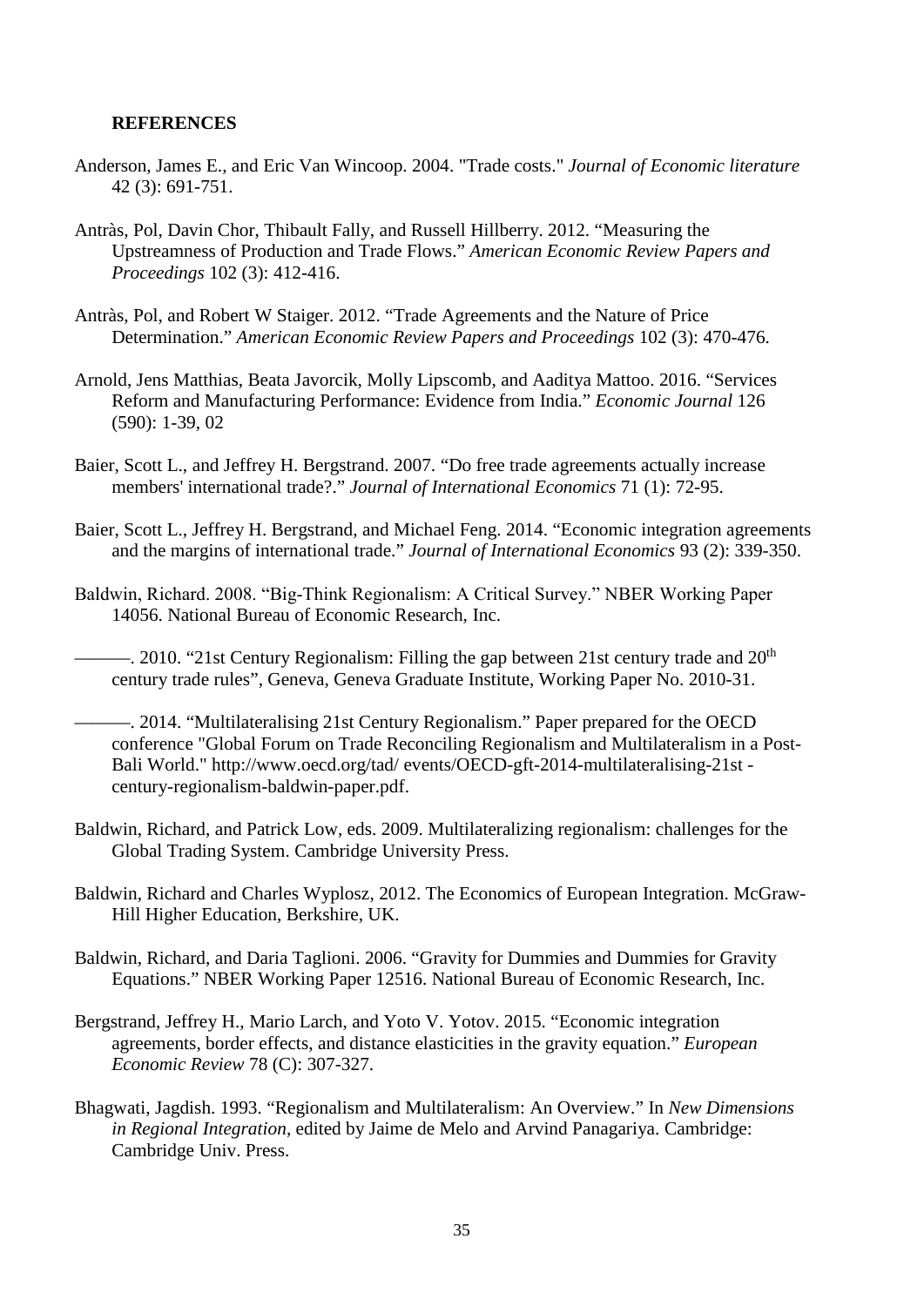**REFERENCES**

Anderson, James E., and Eric Van Wincoop. 2004. "Trade costs." *Journal of Economic literature* 42 (3): 691-751.

Antràs, Pol, Davin Chor, Thibault Fally, and Russell Hillberry. 2012. "Measuring the Upstreamness of Production and Trade Flows." *American Economic Review Papers and Proceedings* 102 (3): 412-416.

Antràs, Pol, and Robert W Staiger. 2012. "Trade Agreements and the Nature of Price Determination." *American Economic Review Papers and Proceedings* 102 (3): 470-476.

Arnold, Jens Matthias, Beata Javorcik, Molly Lipscomb, and Aaditya Mattoo. 2016. "Services Reform and Manufacturing Performance: Evidence from India." *Economic Journal* 126 (590): 1-39, 02

Baier, Scott L., and Jeffrey H. Bergstrand. 2007. "Do free trade agreements actually increase members' international trade?." *Journal of International Economics* 71 (1): 72-95.

Baier, Scott L., Jeffrey H. Bergstrand, and Michael Feng. 2014. "Economic integration agreements and the margins of international trade." *Journal of International Economics* 93 (2): 339-350.

Baldwin, Richard. 2008. "Big-Think Regionalism: A Critical Survey." NBER Working Paper 14056. National Bureau of Economic Research, Inc.

———. 2010. "21st Century Regionalism: Filling the gap between 21st century trade and 20th century trade rules", Geneva, Geneva Graduate Institute, Working Paper No. 2010-31.

———. 2014. "Multilateralising 21st Century Regionalism." Paper prepared for the OECD conference "Global Forum on Trade Reconciling Regionalism and Multilateralism in a Post-Bali World." http://www.oecd.org/tad/ events/OECD-gft-2014-multilateralising-21st -century-regionalism-baldwin-paper.pdf.

Baldwin, Richard, and Patrick Low, eds. 2009. Multilateralizing regionalism: challenges for the Global Trading System. Cambridge University Press.

Baldwin, Richard and Charles Wyplosz, 2012. The Economics of European Integration. McGraw-Hill Higher Education, Berkshire, UK.

Baldwin, Richard, and Daria Taglioni. 2006. "Gravity for Dummies and Dummies for Gravity Equations." NBER Working Paper 12516. National Bureau of Economic Research, Inc.

Bergstrand, Jeffrey H., Mario Larch, and Yoto V. Yotov. 2015. "Economic integration agreements, border effects, and distance elasticities in the gravity equation." *European Economic Review* 78 (C): 307-327.

Bhagwati, Jagdish. 1993. "Regionalism and Multilateralism: An Overview." In *New Dimensions in Regional Integration*, edited by Jaime de Melo and Arvind Panagariya. Cambridge: Cambridge Univ. Press.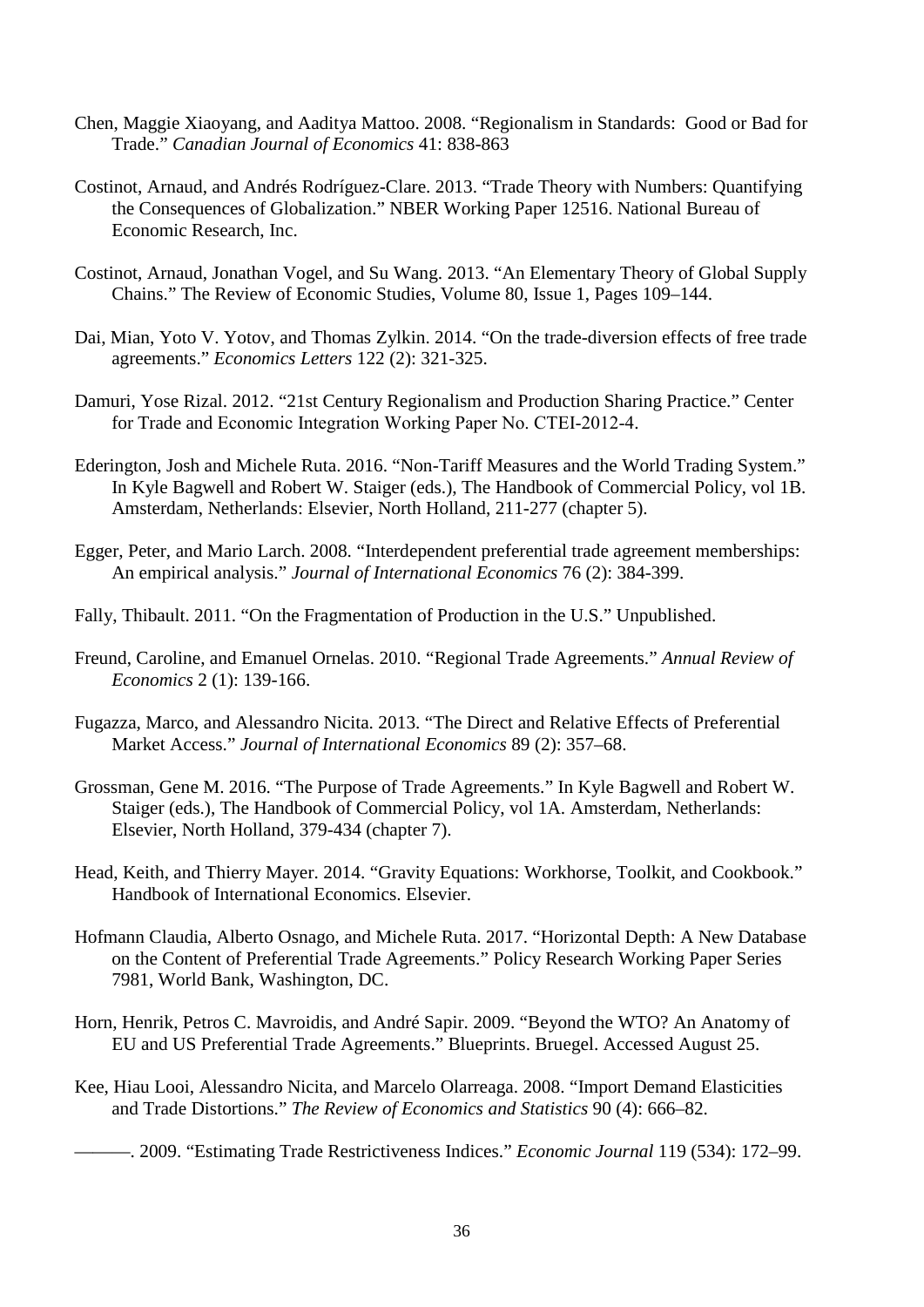Chen, Maggie Xiaoyang, and Aaditya Mattoo. 2008. "Regionalism in Standards: Good or Bad for Trade." *Canadian Journal of Economics* 41: 838-863

Costinot, Arnaud, and Andrés Rodríguez-Clare. 2013. "Trade Theory with Numbers: Quantifying the Consequences of Globalization." NBER Working Paper 12516. National Bureau of Economic Research, Inc.

Costinot, Arnaud, Jonathan Vogel, and Su Wang. 2013. "An Elementary Theory of Global Supply Chains." The Review of Economic Studies, Volume 80, Issue 1, Pages 109–144.

Dai, Mian, Yoto V. Yotov, and Thomas Zylkin. 2014. "On the trade-diversion effects of free trade agreements." *Economics Letters* 122 (2): 321-325.

Damuri, Yose Rizal. 2012. "21st Century Regionalism and Production Sharing Practice." Center for Trade and Economic Integration Working Paper No. CTEI-2012-4.

Ederington, Josh and Michele Ruta. 2016. "Non-Tariff Measures and the World Trading System." In Kyle Bagwell and Robert W. Staiger (eds.), The Handbook of Commercial Policy, vol 1B. Amsterdam, Netherlands: Elsevier, North Holland, 211-277 (chapter 5).

Egger, Peter, and Mario Larch. 2008. "Interdependent preferential trade agreement memberships: An empirical analysis." *Journal of International Economics* 76 (2): 384-399.

Fally, Thibault. 2011. "On the Fragmentation of Production in the U.S." Unpublished.

Freund, Caroline, and Emanuel Ornelas. 2010. "Regional Trade Agreements." *Annual Review of Economics* 2 (1): 139-166.

Fugazza, Marco, and Alessandro Nicita. 2013. "The Direct and Relative Effects of Preferential Market Access." *Journal of International Economics* 89 (2): 357–68.

Grossman, Gene M. 2016. "The Purpose of Trade Agreements." In Kyle Bagwell and Robert W. Staiger (eds.), The Handbook of Commercial Policy, vol 1A. Amsterdam, Netherlands: Elsevier, North Holland, 379-434 (chapter 7).

Head, Keith, and Thierry Mayer. 2014. "Gravity Equations: Workhorse, Toolkit, and Cookbook." Handbook of International Economics. Elsevier.

Hofmann Claudia, Alberto Osnago, and Michele Ruta. 2017. "Horizontal Depth: A New Database on the Content of Preferential Trade Agreements." Policy Research Working Paper Series 7981, World Bank, Washington, DC.

Horn, Henrik, Petros C. Mavroidis, and André Sapir. 2009. "Beyond the WTO? An Anatomy of EU and US Preferential Trade Agreements." Blueprints. Bruegel. Accessed August 25.

Kee, Hiau Looi, Alessandro Nicita, and Marcelo Olarreaga. 2008. "Import Demand Elasticities and Trade Distortions." *The Review of Economics and Statistics* 90 (4): 666–82.

———. 2009. "Estimating Trade Restrictiveness Indices." *Economic Journal* 119 (534): 172–99.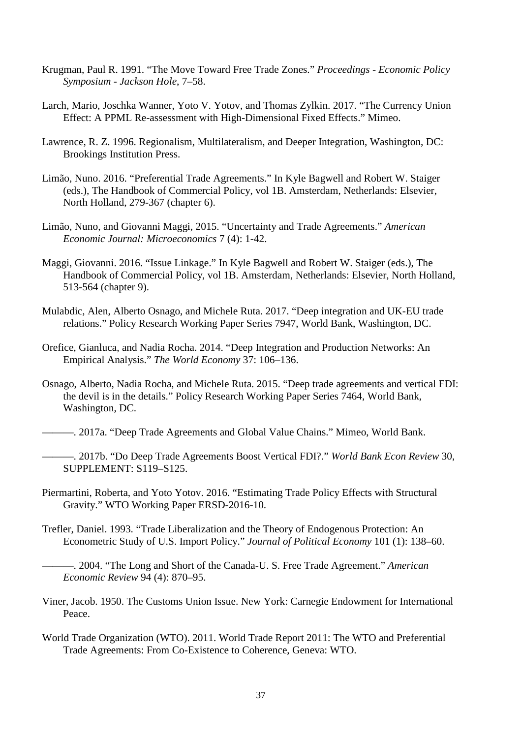Krugman, Paul R. 1991. “The Move Toward Free Trade Zones.” *Proceedings - Economic Policy Symposium - Jackson Hole*, 7–58.

Larch, Mario, Joschka Wanner, Yoto V. Yotov, and Thomas Zylkin. 2017. “The Currency Union Effect: A PPML Re-assessment with High-Dimensional Fixed Effects.” Mimeo.

Lawrence, R. Z. 1996. Regionalism, Multilateralism, and Deeper Integration, Washington, DC: Brookings Institution Press.

Limão, Nuno. 2016. “Preferential Trade Agreements.” In Kyle Bagwell and Robert W. Staiger (eds.), The Handbook of Commercial Policy, vol 1B. Amsterdam, Netherlands: Elsevier, North Holland, 279-367 (chapter 6).

Limão, Nuno, and Giovanni Maggi, 2015. “Uncertainty and Trade Agreements.” *American Economic Journal: Microeconomics* 7 (4): 1-42.

Maggi, Giovanni. 2016. “Issue Linkage.” In Kyle Bagwell and Robert W. Staiger (eds.), The Handbook of Commercial Policy, vol 1B. Amsterdam, Netherlands: Elsevier, North Holland, 513-564 (chapter 9).

Mulabdic, Alen, Alberto Osnago, and Michele Ruta. 2017. “Deep integration and UK-EU trade relations.” Policy Research Working Paper Series 7947, World Bank, Washington, DC.

Orefice, Gianluca, and Nadia Rocha. 2014. “Deep Integration and Production Networks: An Empirical Analysis.” *The World Economy* 37: 106–136.

Osnago, Alberto, Nadia Rocha, and Michele Ruta. 2015. “Deep trade agreements and vertical FDI: the devil is in the details.” Policy Research Working Paper Series 7464, World Bank, Washington, DC.

———. 2017a. “Deep Trade Agreements and Global Value Chains.” Mimeo, World Bank.

———. 2017b. “Do Deep Trade Agreements Boost Vertical FDI?.” *World Bank Econ Review* 30, SUPPLEMENT: S119–S125.

Piermartini, Roberta, and Yoto Yotov. 2016. “Estimating Trade Policy Effects with Structural Gravity.” WTO Working Paper ERSD-2016-10.

Trefler, Daniel. 1993. “Trade Liberalization and the Theory of Endogenous Protection: An Econometric Study of U.S. Import Policy.” *Journal of Political Economy* 101 (1): 138–60.

———. 2004. “The Long and Short of the Canada-U. S. Free Trade Agreement.” *American Economic Review* 94 (4): 870–95.

Viner, Jacob. 1950. The Customs Union Issue. New York: Carnegie Endowment for International Peace.

World Trade Organization (WTO). 2011. World Trade Report 2011: The WTO and Preferential Trade Agreements: From Co-Existence to Coherence, Geneva: WTO.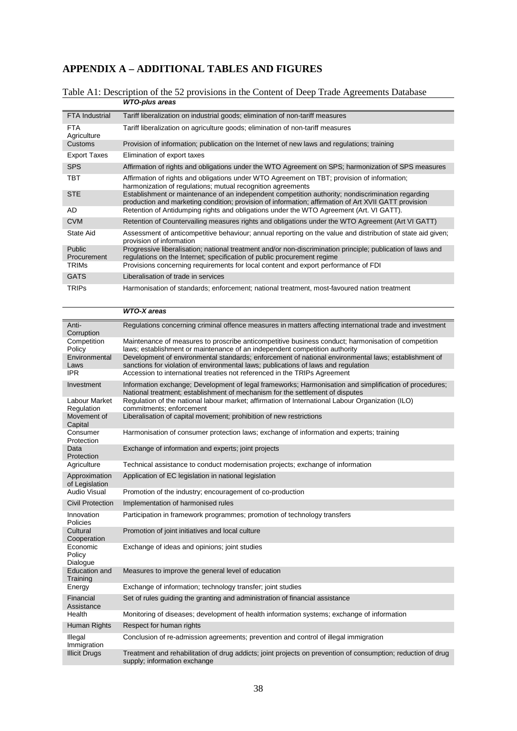# APPENDIX A – ADDITIONAL TABLES AND FIGURES

Table A1: Description of the 52 provisions in the Content of Deep Trade Agreements Database

| | ***WTO-plus areas*** |
|---|---|
| FTA Industrial | Tariff liberalization on industrial goods; elimination of non-tariff measures |
| FTA Agriculture | Tariff liberalization on agriculture goods; elimination of non-tariff measures |
| Customs | Provision of information; publication on the Internet of new laws and regulations; training |
| Export Taxes | Elimination of export taxes |
| SPS | Affirmation of rights and obligations under the WTO Agreement on SPS; harmonization of SPS measures |
| TBT | Affirmation of rights and obligations under WTO Agreement on TBT; provision of information; harmonization of regulations; mutual recognition agreements |
| STE | Establishment or maintenance of an independent competition authority; nondiscrimination regarding production and marketing condition; provision of information; affirmation of Art XVII GATT provision |
| AD | Retention of Antidumping rights and obligations under the WTO Agreement (Art. VI GATT). |
| CVM | Retention of Countervailing measures rights and obligations under the WTO Agreement (Art VI GATT) |
| State Aid | Assessment of anticompetitive behaviour; annual reporting on the value and distribution of state aid given; provision of information |
| Public Procurement | Progressive liberalisation; national treatment and/or non-discrimination principle; publication of laws and regulations on the Internet; specification of public procurement regime |
| TRIMs | Provisions concerning requirements for local content and export performance of FDI |
| GATS | Liberalisation of trade in services |
| TRIPs | Harmonisation of standards; enforcement; national treatment, most-favoured nation treatment |

| | ***WTO-X areas*** |
|---|---|
| Anti-Corruption | Regulations concerning criminal offence measures in matters affecting international trade and investment |
| Competition Policy | Maintenance of measures to proscribe anticompetitive business conduct; harmonisation of competition laws; establishment or maintenance of an independent competition authority |
| Environmental Laws | Development of environmental standards; enforcement of national environmental laws; establishment of sanctions for violation of environmental laws; publications of laws and regulation |
| IPR | Accession to international treaties not referenced in the TRIPs Agreement |
| Investment | Information exchange; Development of legal frameworks; Harmonisation and simplification of procedures; National treatment; establishment of mechanism for the settlement of disputes |
| Labour Market Regulation | Regulation of the national labour market; affirmation of International Labour Organization (ILO) commitments; enforcement |
| Movement of Capital | Liberalisation of capital movement; prohibition of new restrictions |
| Consumer Protection | Harmonisation of consumer protection laws; exchange of information and experts; training |
| Data Protection | Exchange of information and experts; joint projects |
| Agriculture | Technical assistance to conduct modernisation projects; exchange of information |
| Approximation of Legislation | Application of EC legislation in national legislation |
| Audio Visual | Promotion of the industry; encouragement of co-production |
| Civil Protection | Implementation of harmonised rules |
| Innovation Policies | Participation in framework programmes; promotion of technology transfers |
| Cultural Cooperation | Promotion of joint initiatives and local culture |
| Economic Policy Dialogue | Exchange of ideas and opinions; joint studies |
| Education and Training | Measures to improve the general level of education |
| Energy | Exchange of information; technology transfer; joint studies |
| Financial Assistance | Set of rules guiding the granting and administration of financial assistance |
| Health | Monitoring of diseases; development of health information systems; exchange of information |
| Human Rights | Respect for human rights |
| Illegal Immigration | Conclusion of re-admission agreements; prevention and control of illegal immigration |
| Illicit Drugs | Treatment and rehabilitation of drug addicts; joint projects on prevention of consumption; reduction of drug supply; information exchange |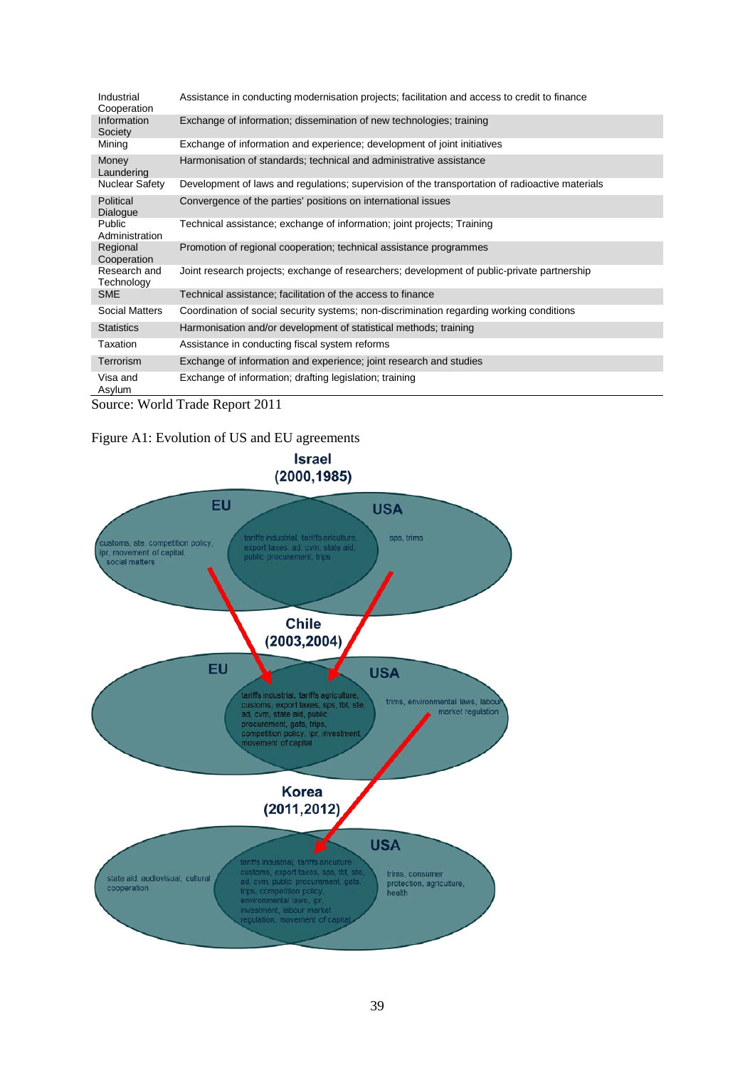| | |
|---|---|
| Industrial Cooperation | Assistance in conducting modernisation projects; facilitation and access to credit to finance |
| Information Society | Exchange of information; dissemination of new technologies; training |
| Mining | Exchange of information and experience; development of joint initiatives |
| Money Laundering | Harmonisation of standards; technical and administrative assistance |
| Nuclear Safety | Development of laws and regulations; supervision of the transportation of radioactive materials |
| Political Dialogue | Convergence of the parties' positions on international issues |
| Public Administration | Technical assistance; exchange of information; joint projects; Training |
| Regional Cooperation | Promotion of regional cooperation; technical assistance programmes |
| Research and Technology | Joint research projects; exchange of researchers; development of public-private partnership |
| SME | Technical assistance; facilitation of the access to finance |
| Social Matters | Coordination of social security systems; non-discrimination regarding working conditions |
| Statistics | Harmonisation and/or development of statistical methods; training |
| Taxation | Assistance in conducting fiscal system reforms |
| Terrorism | Exchange of information and experience; joint research and studies |
| Visa and Asylum | Exchange of information; drafting legislation; training |

Source: World Trade Report 2011

Figure A1: Evolution of US and EU agreements

**Israel (2000,1985)**

EU: customs, ste, competition policy, ipr, movement of capital, social matters

EU ∩ USA: tariffs industrial, tariffs agriculture, export taxes, ad, cvm, state aid, public procurement, trips

USA: sps, trims

**Chile (2003,2004)**

EU ∩ USA: tariffs industrial, tariffs agriculture, customs, export taxes, sps, tbt, ste, ad, cvm, state aid, public procurement, gats, trips, competition policy, ipr, investment, movement of capital

USA: trims, environmental laws, labour market regulation

**Korea (2011,2012)**

EU: state aid, audiovisual, cultural cooperation

EU ∩ USA: tariffs industrial, tariffs agriculture, customs, export taxes, sps, tbt, ste, ad, cvm, public procurement, gats, trips, competition policy, environmental laws, ipr, investment, labour market regulation, movement of capital

USA: trims, consumer protection, agriculture, health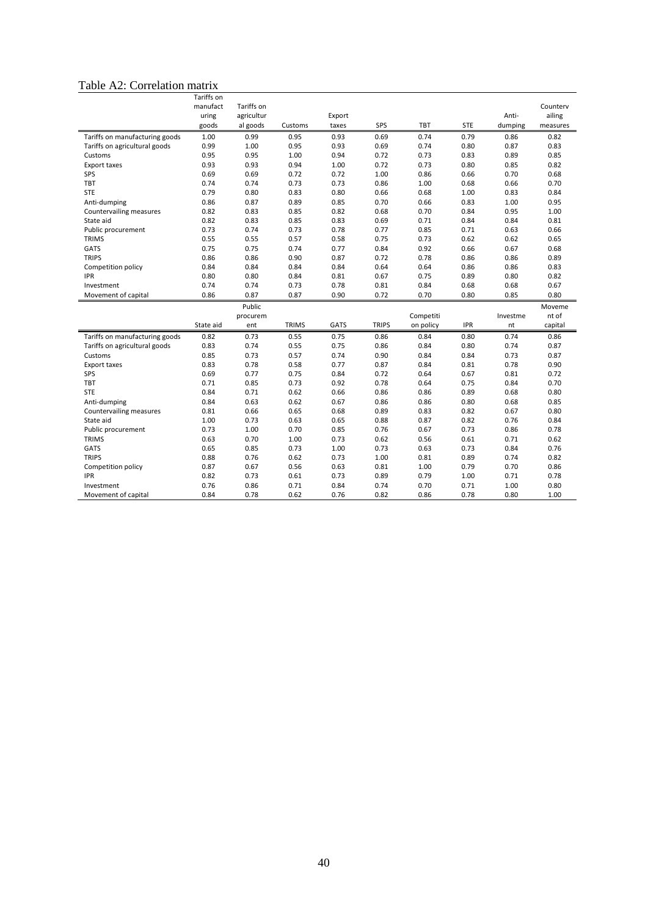Table A2: Correlation matrix

| | Tariffs on manufacturing goods | Tariffs on agricultural goods | Customs | Export taxes | SPS | TBT | STE | Anti-dumping | Countervailing measures |
|---|---|---|---|---|---|---|---|---|---|
| Tariffs on manufacturing goods | 1.00 | 0.99 | 0.95 | 0.93 | 0.69 | 0.74 | 0.79 | 0.86 | 0.82 |
| Tariffs on agricultural goods | 0.99 | 1.00 | 0.95 | 0.93 | 0.69 | 0.74 | 0.80 | 0.87 | 0.83 |
| Customs | 0.95 | 0.95 | 1.00 | 0.94 | 0.72 | 0.73 | 0.83 | 0.89 | 0.85 |
| Export taxes | 0.93 | 0.93 | 0.94 | 1.00 | 0.72 | 0.73 | 0.80 | 0.85 | 0.82 |
| SPS | 0.69 | 0.69 | 0.72 | 0.72 | 1.00 | 0.86 | 0.66 | 0.70 | 0.68 |
| TBT | 0.74 | 0.74 | 0.73 | 0.73 | 0.86 | 1.00 | 0.68 | 0.66 | 0.70 |
| STE | 0.79 | 0.80 | 0.83 | 0.80 | 0.66 | 0.68 | 1.00 | 0.83 | 0.84 |
| Anti-dumping | 0.86 | 0.87 | 0.89 | 0.85 | 0.70 | 0.66 | 0.83 | 1.00 | 0.95 |
| Countervailing measures | 0.82 | 0.83 | 0.85 | 0.82 | 0.68 | 0.70 | 0.84 | 0.95 | 1.00 |
| State aid | 0.82 | 0.83 | 0.85 | 0.83 | 0.69 | 0.71 | 0.84 | 0.84 | 0.81 |
| Public procurement | 0.73 | 0.74 | 0.73 | 0.78 | 0.77 | 0.85 | 0.71 | 0.63 | 0.66 |
| TRIMS | 0.55 | 0.55 | 0.57 | 0.58 | 0.75 | 0.73 | 0.62 | 0.62 | 0.65 |
| GATS | 0.75 | 0.75 | 0.74 | 0.77 | 0.84 | 0.92 | 0.66 | 0.67 | 0.68 |
| TRIPS | 0.86 | 0.86 | 0.90 | 0.87 | 0.72 | 0.78 | 0.86 | 0.86 | 0.89 |
| Competition policy | 0.84 | 0.84 | 0.84 | 0.84 | 0.64 | 0.64 | 0.86 | 0.86 | 0.83 |
| IPR | 0.80 | 0.80 | 0.84 | 0.81 | 0.67 | 0.75 | 0.89 | 0.80 | 0.82 |
| Investment | 0.74 | 0.74 | 0.73 | 0.78 | 0.81 | 0.84 | 0.68 | 0.68 | 0.67 |
| Movement of capital | 0.86 | 0.87 | 0.87 | 0.90 | 0.72 | 0.70 | 0.80 | 0.85 | 0.80 |

| | State aid | Public procurement | TRIMS | GATS | TRIPS | Competition policy | IPR | Investment | Movement of capital |
|---|---|---|---|---|---|---|---|---|---|
| Tariffs on manufacturing goods | 0.82 | 0.73 | 0.55 | 0.75 | 0.86 | 0.84 | 0.80 | 0.74 | 0.86 |
| Tariffs on agricultural goods | 0.83 | 0.74 | 0.55 | 0.75 | 0.86 | 0.84 | 0.80 | 0.74 | 0.87 |
| Customs | 0.85 | 0.73 | 0.57 | 0.74 | 0.90 | 0.84 | 0.84 | 0.73 | 0.87 |
| Export taxes | 0.83 | 0.78 | 0.58 | 0.77 | 0.87 | 0.84 | 0.81 | 0.78 | 0.90 |
| SPS | 0.69 | 0.77 | 0.75 | 0.84 | 0.72 | 0.64 | 0.67 | 0.81 | 0.72 |
| TBT | 0.71 | 0.85 | 0.73 | 0.92 | 0.78 | 0.64 | 0.75 | 0.84 | 0.70 |
| STE | 0.84 | 0.71 | 0.62 | 0.66 | 0.86 | 0.86 | 0.89 | 0.68 | 0.80 |
| Anti-dumping | 0.84 | 0.63 | 0.62 | 0.67 | 0.86 | 0.86 | 0.80 | 0.68 | 0.85 |
| Countervailing measures | 0.81 | 0.66 | 0.65 | 0.68 | 0.89 | 0.83 | 0.82 | 0.67 | 0.80 |
| State aid | 1.00 | 0.73 | 0.63 | 0.65 | 0.88 | 0.87 | 0.82 | 0.76 | 0.84 |
| Public procurement | 0.73 | 1.00 | 0.70 | 0.85 | 0.76 | 0.67 | 0.73 | 0.86 | 0.78 |
| TRIMS | 0.63 | 0.70 | 1.00 | 0.73 | 0.62 | 0.56 | 0.61 | 0.71 | 0.62 |
| GATS | 0.65 | 0.85 | 0.73 | 1.00 | 0.73 | 0.63 | 0.73 | 0.84 | 0.76 |
| TRIPS | 0.88 | 0.76 | 0.62 | 0.73 | 1.00 | 0.81 | 0.89 | 0.74 | 0.82 |
| Competition policy | 0.87 | 0.67 | 0.56 | 0.63 | 0.81 | 1.00 | 0.79 | 0.70 | 0.86 |
| IPR | 0.82 | 0.73 | 0.61 | 0.73 | 0.89 | 0.79 | 1.00 | 0.71 | 0.78 |
| Investment | 0.76 | 0.86 | 0.71 | 0.84 | 0.74 | 0.70 | 0.71 | 1.00 | 0.80 |
| Movement of capital | 0.84 | 0.78 | 0.62 | 0.76 | 0.82 | 0.86 | 0.78 | 0.80 | 1.00 |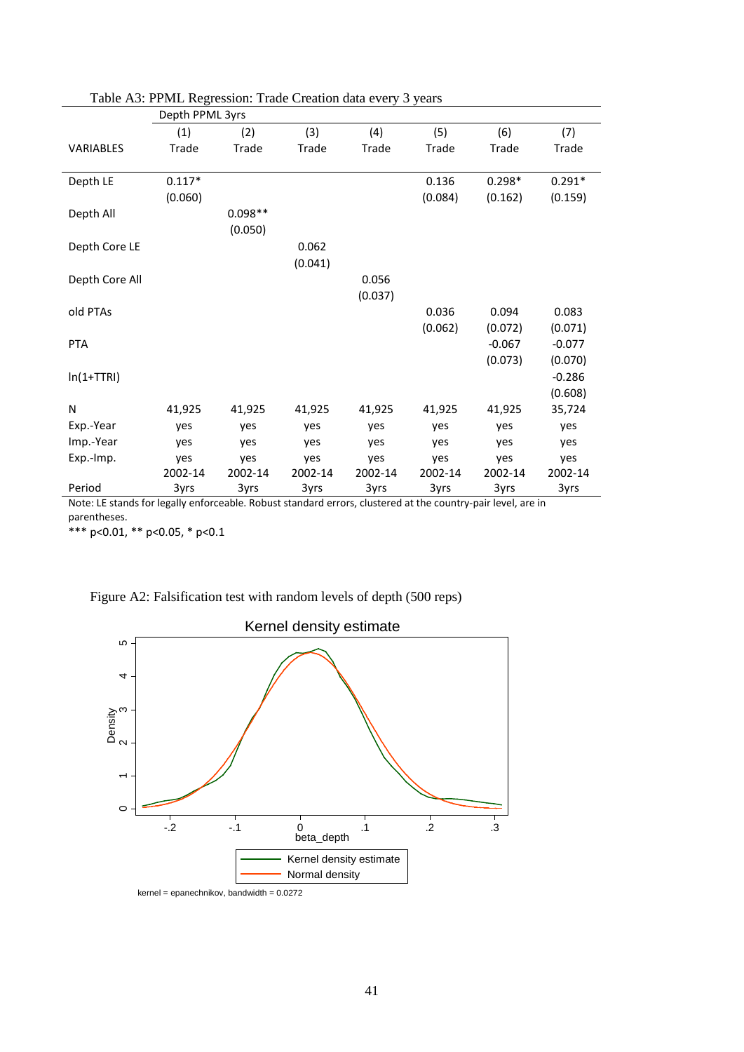Table A3: PPML Regression: Trade Creation data every 3 years

| | Depth PPML 3yrs | | | | | | |
|---|---|---|---|---|---|---|---|
| | (1) | (2) | (3) | (4) | (5) | (6) | (7) |
| VARIABLES | Trade | Trade | Trade | Trade | Trade | Trade | Trade |
| Depth LE | 0.117* | | | | 0.136 | 0.298* | 0.291* |
| | (0.060) | | | | (0.084) | (0.162) | (0.159) |
| Depth All | | 0.098** | | | | | |
| | | (0.050) | | | | | |
| Depth Core LE | | | 0.062 | | | | |
| | | | (0.041) | | | | |
| Depth Core All | | | | 0.056 | | | |
| | | | | (0.037) | | | |
| old PTAs | | | | | 0.036 | 0.094 | 0.083 |
| | | | | | (0.062) | (0.072) | (0.071) |
| PTA | | | | | | -0.067 | -0.077 |
| | | | | | | (0.073) | (0.070) |
| ln(1+TTRI) | | | | | | | -0.286 |
| | | | | | | | (0.608) |
| N | 41,925 | 41,925 | 41,925 | 41,925 | 41,925 | 41,925 | 35,724 |
| Exp.-Year | yes | yes | yes | yes | yes | yes | yes |
| Imp.-Year | yes | yes | yes | yes | yes | yes | yes |
| Exp.-Imp. | yes | yes | yes | yes | yes | yes | yes |
| Period | 2002-14 3yrs | 2002-14 3yrs | 2002-14 3yrs | 2002-14 3yrs | 2002-14 3yrs | 2002-14 3yrs | 2002-14 3yrs |

Note: LE stands for legally enforceable. Robust standard errors, clustered at the country-pair level, are in parentheses.
*** p<0.01, ** p<0.05, * p<0.1

Figure A2: Falsification test with random levels of depth (500 reps)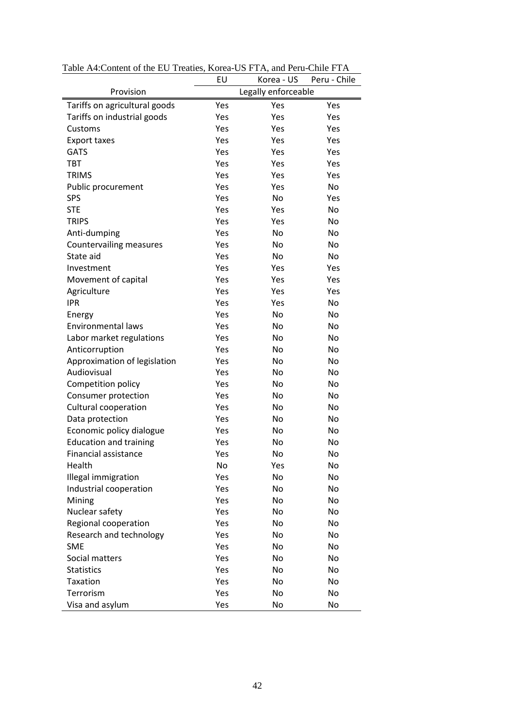Table A4:Content of the EU Treaties, Korea-US FTA, and Peru-Chile FTA

| | EU | Korea - US | Peru - Chile |
|---|---|---|---|
| Provision | Legally enforceable | | |
| Tariffs on agricultural goods | Yes | Yes | Yes |
| Tariffs on industrial goods | Yes | Yes | Yes |
| Customs | Yes | Yes | Yes |
| Export taxes | Yes | Yes | Yes |
| GATS | Yes | Yes | Yes |
| TBT | Yes | Yes | Yes |
| TRIMS | Yes | Yes | Yes |
| Public procurement | Yes | Yes | No |
| SPS | Yes | No | Yes |
| STE | Yes | Yes | No |
| TRIPS | Yes | Yes | No |
| Anti-dumping | Yes | No | No |
| Countervailing measures | Yes | No | No |
| State aid | Yes | No | No |
| Investment | Yes | Yes | Yes |
| Movement of capital | Yes | Yes | Yes |
| Agriculture | Yes | Yes | Yes |
| IPR | Yes | Yes | No |
| Energy | Yes | No | No |
| Environmental laws | Yes | No | No |
| Labor market regulations | Yes | No | No |
| Anticorruption | Yes | No | No |
| Approximation of legislation | Yes | No | No |
| Audiovisual | Yes | No | No |
| Competition policy | Yes | No | No |
| Consumer protection | Yes | No | No |
| Cultural cooperation | Yes | No | No |
| Data protection | Yes | No | No |
| Economic policy dialogue | Yes | No | No |
| Education and training | Yes | No | No |
| Financial assistance | Yes | No | No |
| Health | No | Yes | No |
| Illegal immigration | Yes | No | No |
| Industrial cooperation | Yes | No | No |
| Mining | Yes | No | No |
| Nuclear safety | Yes | No | No |
| Regional cooperation | Yes | No | No |
| Research and technology | Yes | No | No |
| SME | Yes | No | No |
| Social matters | Yes | No | No |
| Statistics | Yes | No | No |
| Taxation | Yes | No | No |
| Terrorism | Yes | No | No |
| Visa and asylum | Yes | No | No |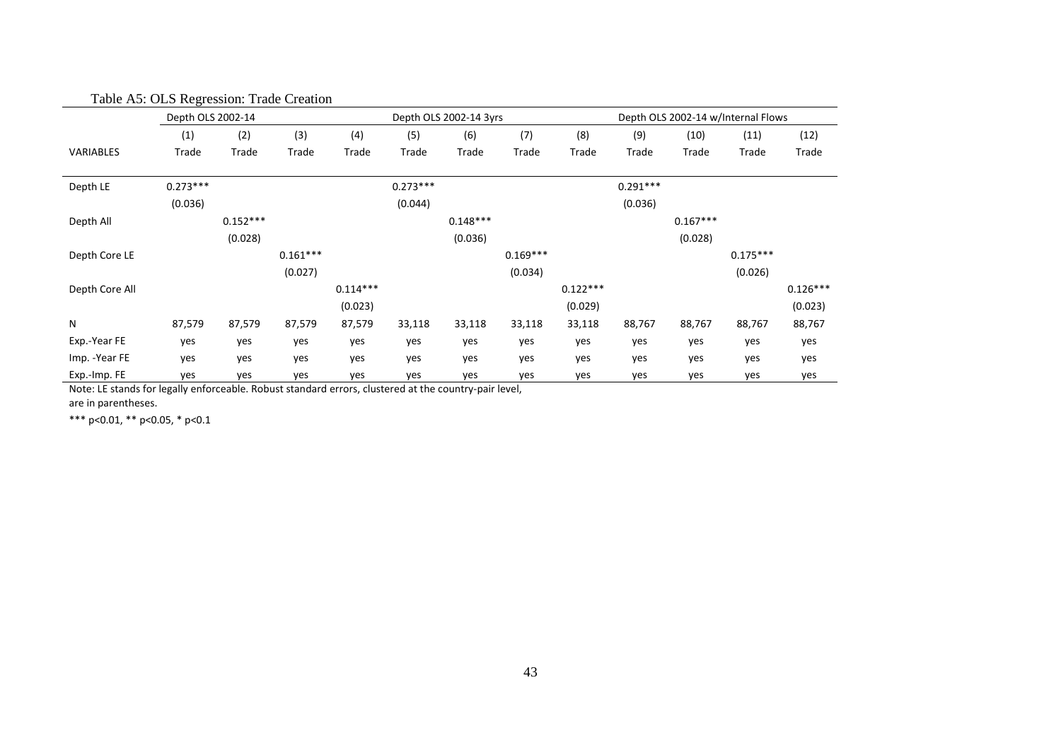Table A5: OLS Regression: Trade Creation

| | Depth OLS 2002-14 | | | | Depth OLS 2002-14 3yrs | | | | Depth OLS 2002-14 w/Internal Flows | | | |
|---|---|---|---|---|---|---|---|---|---|---|---|---|
| | (1) | (2) | (3) | (4) | (5) | (6) | (7) | (8) | (9) | (10) | (11) | (12) |
| VARIABLES | Trade | Trade | Trade | Trade | Trade | Trade | Trade | Trade | Trade | Trade | Trade | Trade |
| Depth LE | 0.273*** | | | | 0.273*** | | | | 0.291*** | | | |
| | (0.036) | | | | (0.044) | | | | (0.036) | | | |
| Depth All | | 0.152*** | | | | 0.148*** | | | | 0.167*** | | |
| | | (0.028) | | | | (0.036) | | | | (0.028) | | |
| Depth Core LE | | | 0.161*** | | | | 0.169*** | | | | 0.175*** | |
| | | | (0.027) | | | | (0.034) | | | | (0.026) | |
| Depth Core All | | | | 0.114*** | | | | 0.122*** | | | | 0.126*** |
| | | | | (0.023) | | | | (0.029) | | | | (0.023) |
| N | 87,579 | 87,579 | 87,579 | 87,579 | 33,118 | 33,118 | 33,118 | 33,118 | 88,767 | 88,767 | 88,767 | 88,767 |
| Exp.-Year FE | yes | yes | yes | yes | yes | yes | yes | yes | yes | yes | yes | yes |
| Imp. -Year FE | yes | yes | yes | yes | yes | yes | yes | yes | yes | yes | yes | yes |
| Exp.-Imp. FE | yes | yes | yes | yes | yes | yes | yes | yes | yes | yes | yes | yes |

Note: LE stands for legally enforceable. Robust standard errors, clustered at the country-pair level, are in parentheses.

*** p<0.01, ** p<0.05, * p<0.1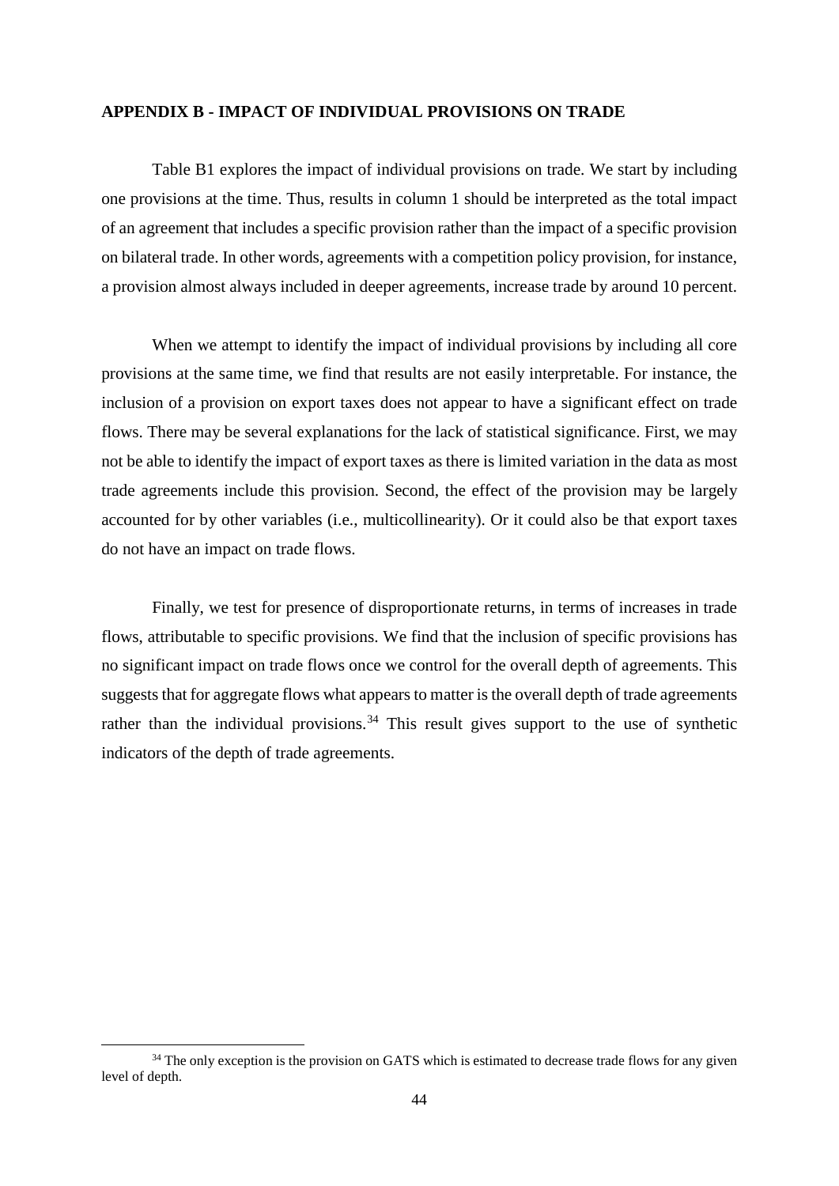## APPENDIX B - IMPACT OF INDIVIDUAL PROVISIONS ON TRADE

Table B1 explores the impact of individual provisions on trade. We start by including one provisions at the time. Thus, results in column 1 should be interpreted as the total impact of an agreement that includes a specific provision rather than the impact of a specific provision on bilateral trade. In other words, agreements with a competition policy provision, for instance, a provision almost always included in deeper agreements, increase trade by around 10 percent.

When we attempt to identify the impact of individual provisions by including all core provisions at the same time, we find that results are not easily interpretable. For instance, the inclusion of a provision on export taxes does not appear to have a significant effect on trade flows. There may be several explanations for the lack of statistical significance. First, we may not be able to identify the impact of export taxes as there is limited variation in the data as most trade agreements include this provision. Second, the effect of the provision may be largely accounted for by other variables (i.e., multicollinearity). Or it could also be that export taxes do not have an impact on trade flows.

Finally, we test for presence of disproportionate returns, in terms of increases in trade flows, attributable to specific provisions. We find that the inclusion of specific provisions has no significant impact on trade flows once we control for the overall depth of agreements. This suggests that for aggregate flows what appears to matter is the overall depth of trade agreements rather than the individual provisions.[34] This result gives support to the use of synthetic indicators of the depth of trade agreements.

[34] The only exception is the provision on GATS which is estimated to decrease trade flows for any given level of depth.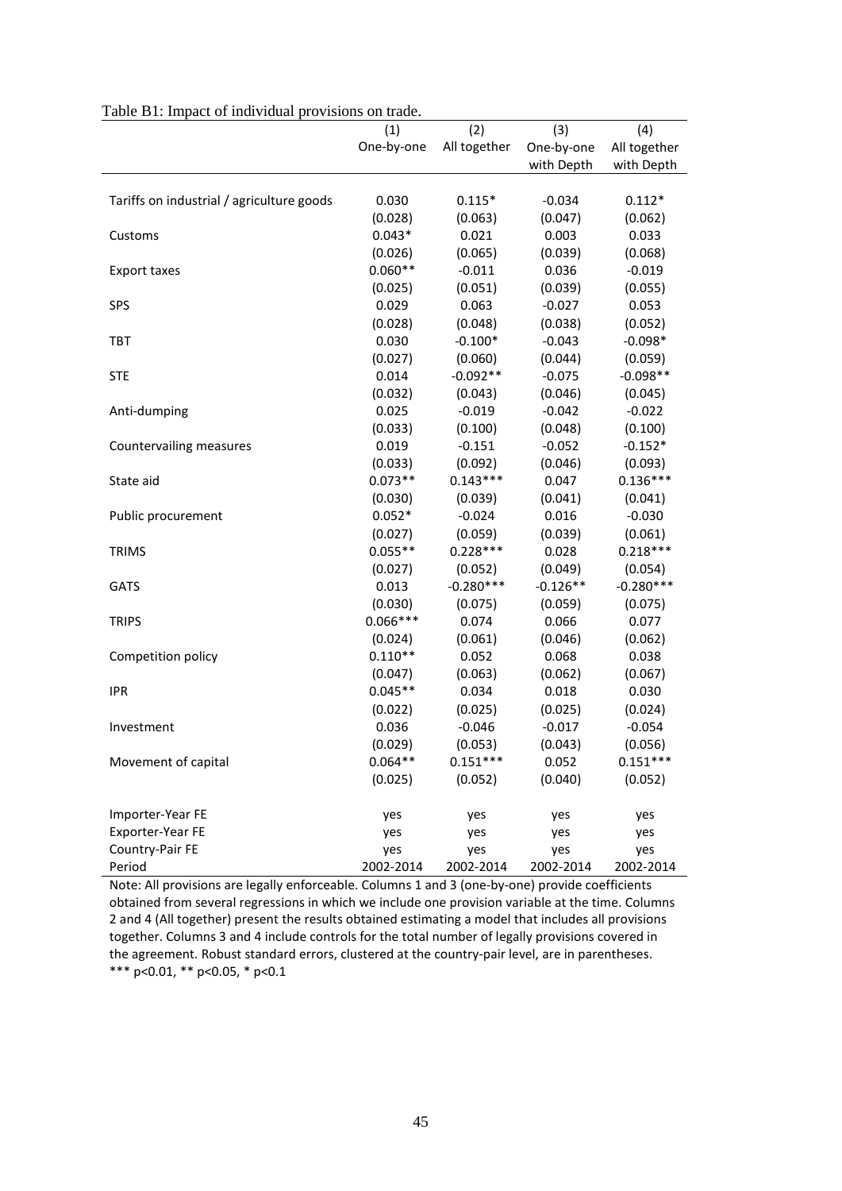Table B1: Impact of individual provisions on trade.

| | (1) | (2) | (3) | (4) |
|---|---|---|---|---|
| | One-by-one | All together | One-by-one with Depth | All together with Depth |
| Tariffs on industrial / agriculture goods | 0.030 | 0.115* | -0.034 | 0.112* |
| | (0.028) | (0.063) | (0.047) | (0.062) |
| Customs | 0.043* | 0.021 | 0.003 | 0.033 |
| | (0.026) | (0.065) | (0.039) | (0.068) |
| Export taxes | 0.060** | -0.011 | 0.036 | -0.019 |
| | (0.025) | (0.051) | (0.039) | (0.055) |
| SPS | 0.029 | 0.063 | -0.027 | 0.053 |
| | (0.028) | (0.048) | (0.038) | (0.052) |
| TBT | 0.030 | -0.100* | -0.043 | -0.098* |
| | (0.027) | (0.060) | (0.044) | (0.059) |
| STE | 0.014 | -0.092** | -0.075 | -0.098** |
| | (0.032) | (0.043) | (0.046) | (0.045) |
| Anti-dumping | 0.025 | -0.019 | -0.042 | -0.022 |
| | (0.033) | (0.100) | (0.048) | (0.100) |
| Countervailing measures | 0.019 | -0.151 | -0.052 | -0.152* |
| | (0.033) | (0.092) | (0.046) | (0.093) |
| State aid | 0.073** | 0.143*** | 0.047 | 0.136*** |
| | (0.030) | (0.039) | (0.041) | (0.041) |
| Public procurement | 0.052* | -0.024 | 0.016 | -0.030 |
| | (0.027) | (0.059) | (0.039) | (0.061) |
| TRIMS | 0.055** | 0.228*** | 0.028 | 0.218*** |
| | (0.027) | (0.052) | (0.049) | (0.054) |
| GATS | 0.013 | -0.280*** | -0.126** | -0.280*** |
| | (0.030) | (0.075) | (0.059) | (0.075) |
| TRIPS | 0.066*** | 0.074 | 0.066 | 0.077 |
| | (0.024) | (0.061) | (0.046) | (0.062) |
| Competition policy | 0.110** | 0.052 | 0.068 | 0.038 |
| | (0.047) | (0.063) | (0.062) | (0.067) |
| IPR | 0.045** | 0.034 | 0.018 | 0.030 |
| | (0.022) | (0.025) | (0.025) | (0.024) |
| Investment | 0.036 | -0.046 | -0.017 | -0.054 |
| | (0.029) | (0.053) | (0.043) | (0.056) |
| Movement of capital | 0.064** | 0.151*** | 0.052 | 0.151*** |
| | (0.025) | (0.052) | (0.040) | (0.052) |
| Importer-Year FE | yes | yes | yes | yes |
| Exporter-Year FE | yes | yes | yes | yes |
| Country-Pair FE | yes | yes | yes | yes |
| Period | 2002-2014 | 2002-2014 | 2002-2014 | 2002-2014 |

Note: All provisions are legally enforceable. Columns 1 and 3 (one-by-one) provide coefficients obtained from several regressions in which we include one provision variable at the time. Columns 2 and 4 (All together) present the results obtained estimating a model that includes all provisions together. Columns 3 and 4 include controls for the total number of legally provisions covered in the agreement. Robust standard errors, clustered at the country-pair level, are in parentheses.
*** p<0.01, ** p<0.05, * p<0.1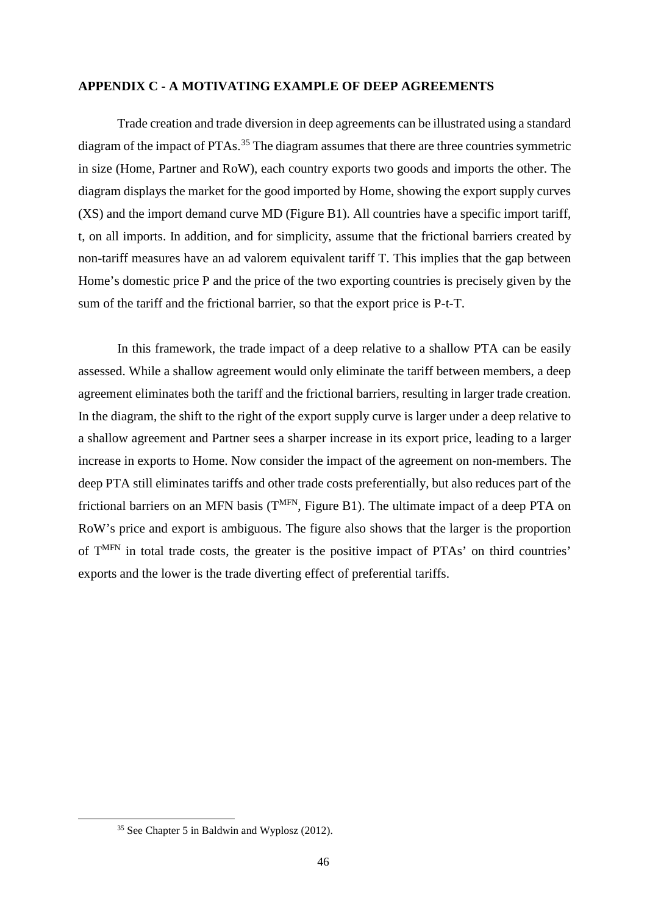## APPENDIX C - A MOTIVATING EXAMPLE OF DEEP AGREEMENTS

Trade creation and trade diversion in deep agreements can be illustrated using a standard diagram of the impact of PTAs.[35] The diagram assumes that there are three countries symmetric in size (Home, Partner and RoW), each country exports two goods and imports the other. The diagram displays the market for the good imported by Home, showing the export supply curves (XS) and the import demand curve MD (Figure B1). All countries have a specific import tariff, t, on all imports. In addition, and for simplicity, assume that the frictional barriers created by non-tariff measures have an ad valorem equivalent tariff T. This implies that the gap between Home's domestic price P and the price of the two exporting countries is precisely given by the sum of the tariff and the frictional barrier, so that the export price is P-t-T.

In this framework, the trade impact of a deep relative to a shallow PTA can be easily assessed. While a shallow agreement would only eliminate the tariff between members, a deep agreement eliminates both the tariff and the frictional barriers, resulting in larger trade creation. In the diagram, the shift to the right of the export supply curve is larger under a deep relative to a shallow agreement and Partner sees a sharper increase in its export price, leading to a larger increase in exports to Home. Now consider the impact of the agreement on non-members. The deep PTA still eliminates tariffs and other trade costs preferentially, but also reduces part of the frictional barriers on an MFN basis ($T^{MFN}$, Figure B1). The ultimate impact of a deep PTA on RoW's price and export is ambiguous. The figure also shows that the larger is the proportion of $T^{MFN}$ in total trade costs, the greater is the positive impact of PTAs' on third countries' exports and the lower is the trade diverting effect of preferential tariffs.

[35] See Chapter 5 in Baldwin and Wyplosz (2012).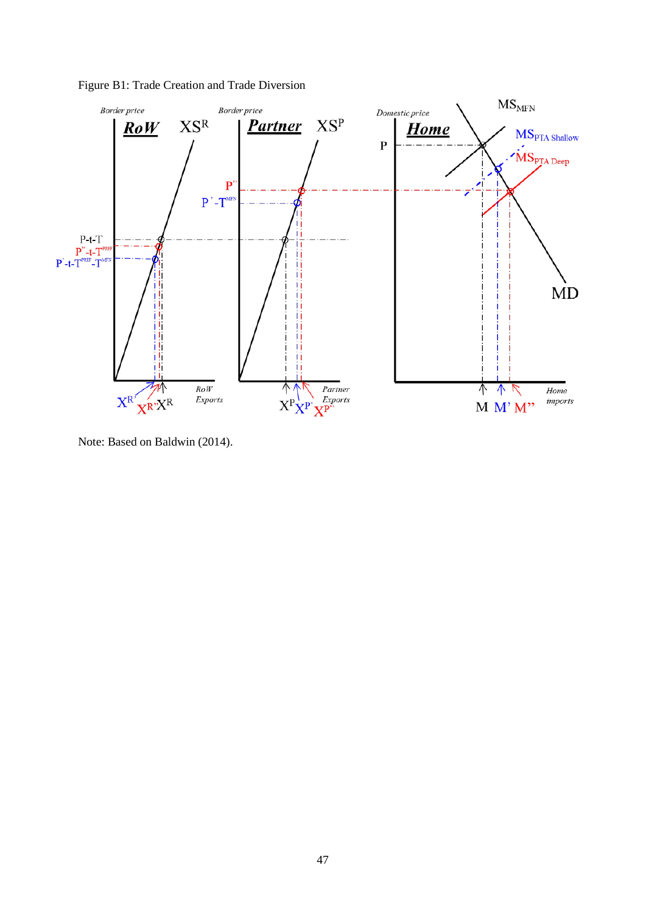Figure B1: Trade Creation and Trade Diversion

Border price

**RoW**

$XS^R$

P-t-T

P''-t-$T^{PREF}$

P'-t-$T^{PREF}$-$T^{MFN}$

$X^{R'}$ $X^{R''}$ $X^R$

RoW Exports

Border price

**Partner**

$XS^P$

P''

P'-$T^{MFN}$

$X^P$ $X^{P'}$ $X^{P''}$

Partner Exports

Domestic price

**Home**

P

$MS_{MFN}$

$MS_{PTA\ Shallow}$

$MS_{PTA\ Deep}$

MD

M M' M''

Home imports

Note: Based on Baldwin (2014).